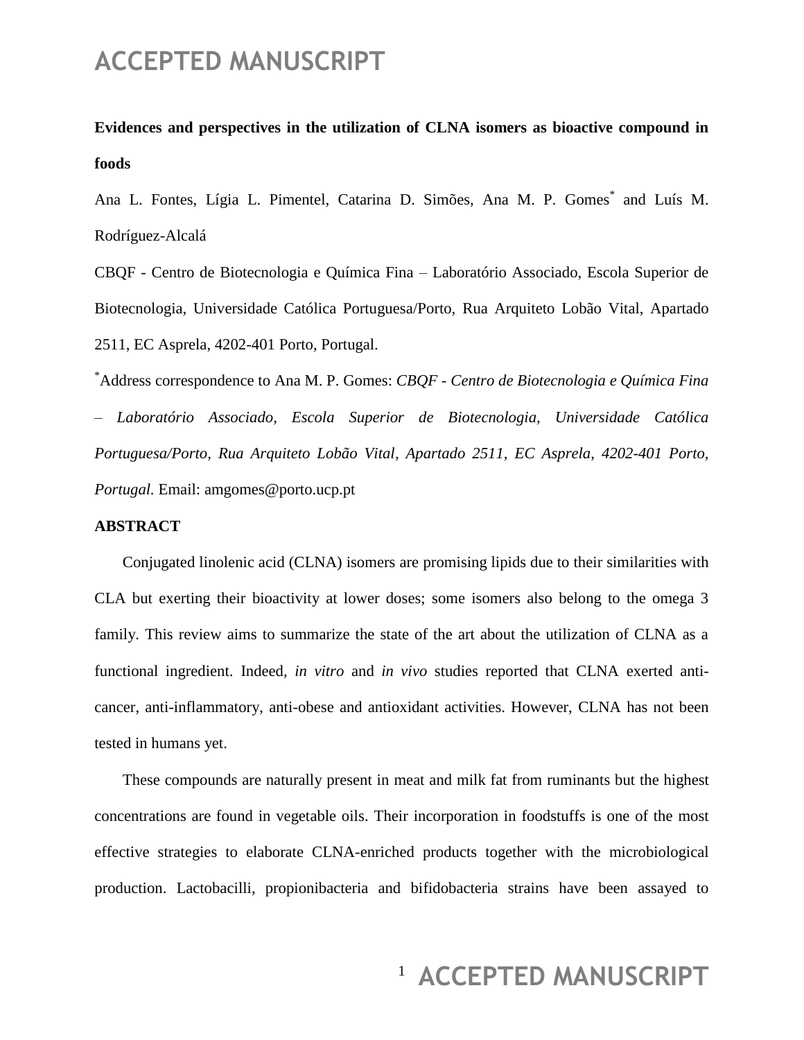**Evidences and perspectives in the utilization of CLNA isomers as bioactive compound in foods**

Ana L. Fontes, Lígia L. Pimentel, Catarina D. Simões, Ana M. P. Gomes[*] and Luís M. Rodríguez-Alcalá

CBQF - Centro de Biotecnologia e Química Fina – Laboratório Associado, Escola Superior de Biotecnologia, Universidade Católica Portuguesa/Porto, Rua Arquiteto Lobão Vital, Apartado 2511, EC Asprela, 4202-401 Porto, Portugal.

[*]Address correspondence to Ana M. P. Gomes: *CBQF - Centro de Biotecnologia e Química Fina – Laboratório Associado, Escola Superior de Biotecnologia, Universidade Católica Portuguesa/Porto, Rua Arquiteto Lobão Vital, Apartado 2511, EC Asprela, 4202-401 Porto, Portugal*. Email: amgomes@porto.ucp.pt

**ABSTRACT**

Conjugated linolenic acid (CLNA) isomers are promising lipids due to their similarities with CLA but exerting their bioactivity at lower doses; some isomers also belong to the omega 3 family. This review aims to summarize the state of the art about the utilization of CLNA as a functional ingredient. Indeed, *in vitro* and *in vivo* studies reported that CLNA exerted anti-cancer, anti-inflammatory, anti-obese and antioxidant activities. However, CLNA has not been tested in humans yet.

These compounds are naturally present in meat and milk fat from ruminants but the highest concentrations are found in vegetable oils. Their incorporation in foodstuffs is one of the most effective strategies to elaborate CLNA-enriched products together with the microbiological production. Lactobacilli, propionibacteria and bifidobacteria strains have been assayed to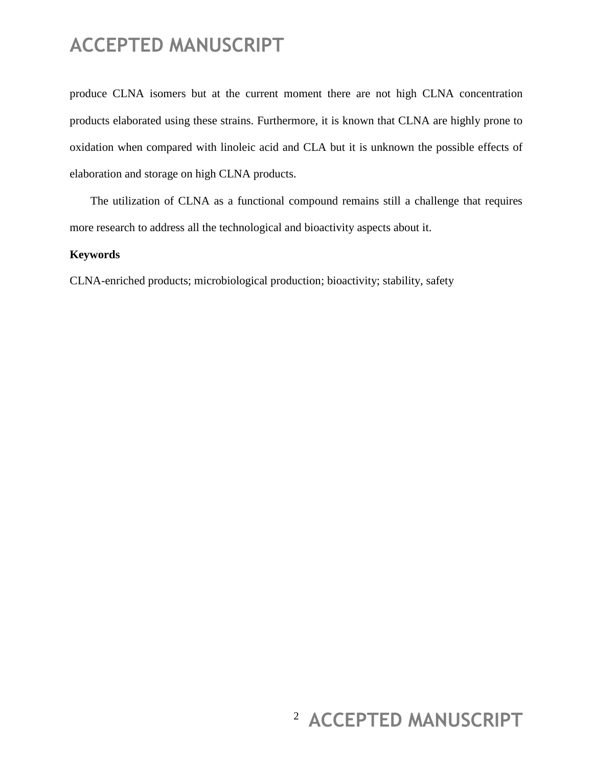produce CLNA isomers but at the current moment there are not high CLNA concentration products elaborated using these strains. Furthermore, it is known that CLNA are highly prone to oxidation when compared with linoleic acid and CLA but it is unknown the possible effects of elaboration and storage on high CLNA products.

The utilization of CLNA as a functional compound remains still a challenge that requires more research to address all the technological and bioactivity aspects about it.

**Keywords**

CLNA-enriched products; microbiological production; bioactivity; stability, safety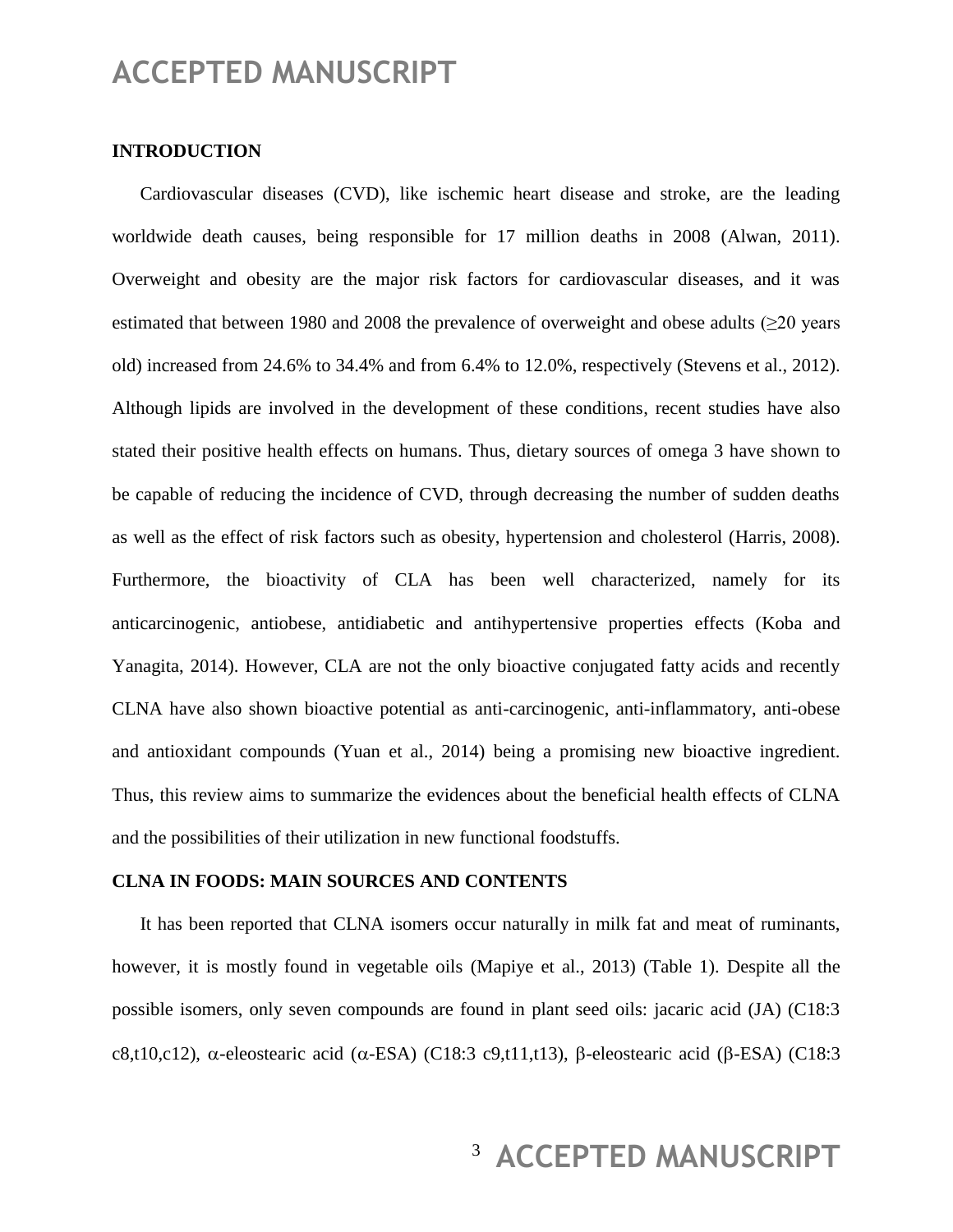## INTRODUCTION

Cardiovascular diseases (CVD), like ischemic heart disease and stroke, are the leading worldwide death causes, being responsible for 17 million deaths in 2008 (Alwan, 2011). Overweight and obesity are the major risk factors for cardiovascular diseases, and it was estimated that between 1980 and 2008 the prevalence of overweight and obese adults ($\geq$20 years old) increased from 24.6% to 34.4% and from 6.4% to 12.0%, respectively (Stevens et al., 2012). Although lipids are involved in the development of these conditions, recent studies have also stated their positive health effects on humans. Thus, dietary sources of omega 3 have shown to be capable of reducing the incidence of CVD, through decreasing the number of sudden deaths as well as the effect of risk factors such as obesity, hypertension and cholesterol (Harris, 2008). Furthermore, the bioactivity of CLA has been well characterized, namely for its anticarcinogenic, antiobese, antidiabetic and antihypertensive properties effects (Koba and Yanagita, 2014). However, CLA are not the only bioactive conjugated fatty acids and recently CLNA have also shown bioactive potential as anti-carcinogenic, anti-inflammatory, anti-obese and antioxidant compounds (Yuan et al., 2014) being a promising new bioactive ingredient. Thus, this review aims to summarize the evidences about the beneficial health effects of CLNA and the possibilities of their utilization in new functional foodstuffs.

## CLNA IN FOODS: MAIN SOURCES AND CONTENTS

It has been reported that CLNA isomers occur naturally in milk fat and meat of ruminants, however, it is mostly found in vegetable oils (Mapiye et al., 2013) (Table 1). Despite all the possible isomers, only seven compounds are found in plant seed oils: jacaric acid (JA) (C18:3 c8,t10,c12), $\alpha$-eleostearic acid ($\alpha$-ESA) (C18:3 c9,t11,t13), $\beta$-eleostearic acid ($\beta$-ESA) (C18:3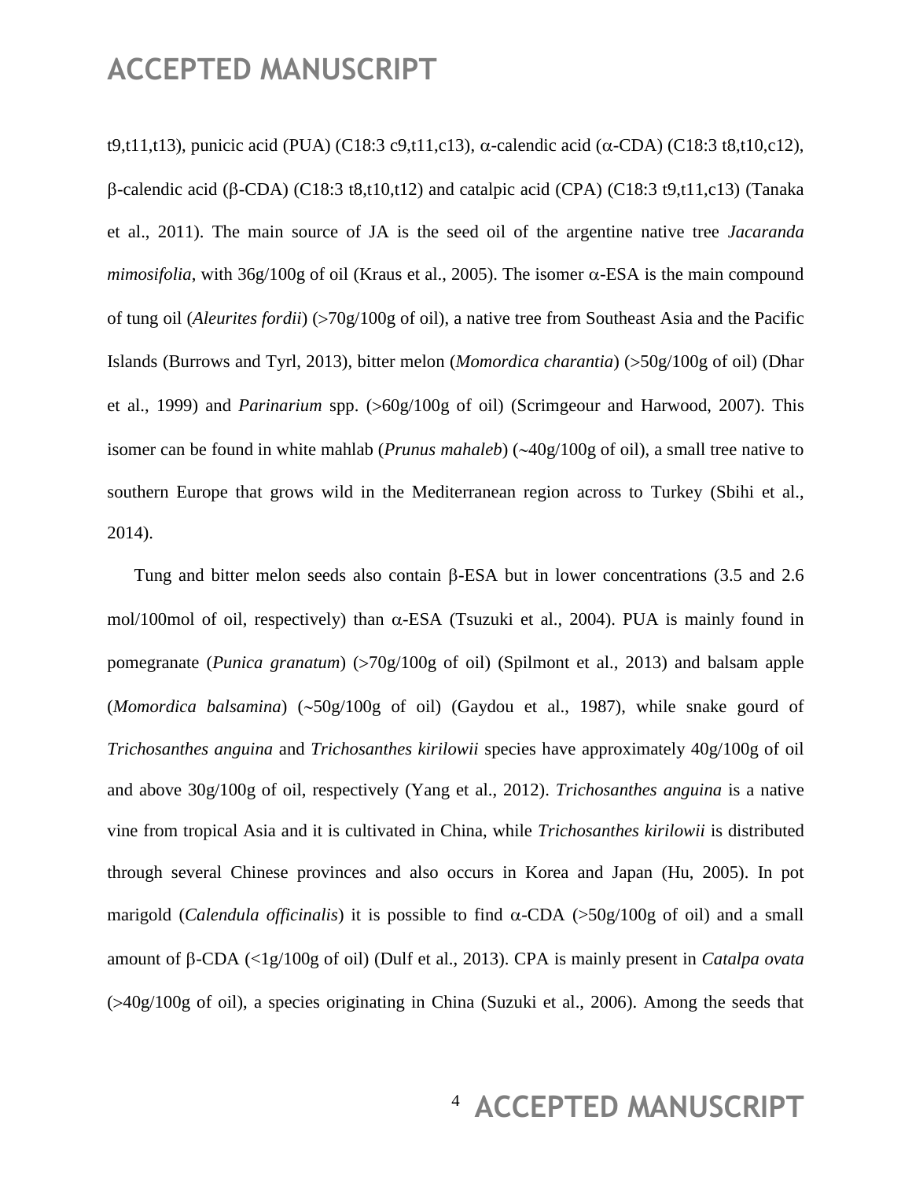t9,t11,t13), punicic acid (PUA) (C18:3 c9,t11,c13), α-calendic acid (α-CDA) (C18:3 t8,t10,c12), β-calendic acid (β-CDA) (C18:3 t8,t10,t12) and catalpic acid (CPA) (C18:3 t9,t11,c13) (Tanaka et al., 2011). The main source of JA is the seed oil of the argentine native tree *Jacaranda mimosifolia*, with 36g/100g of oil (Kraus et al., 2005). The isomer α-ESA is the main compound of tung oil (*Aleurites fordii*) (>70g/100g of oil), a native tree from Southeast Asia and the Pacific Islands (Burrows and Tyrl, 2013), bitter melon (*Momordica charantia*) (>50g/100g of oil) (Dhar et al., 1999) and *Parinarium* spp. (>60g/100g of oil) (Scrimgeour and Harwood, 2007). This isomer can be found in white mahlab (*Prunus mahaleb*) (~40g/100g of oil), a small tree native to southern Europe that grows wild in the Mediterranean region across to Turkey (Sbihi et al., 2014).

Tung and bitter melon seeds also contain β-ESA but in lower concentrations (3.5 and 2.6 mol/100mol of oil, respectively) than α-ESA (Tsuzuki et al., 2004). PUA is mainly found in pomegranate (*Punica granatum*) (>70g/100g of oil) (Spilmont et al., 2013) and balsam apple (*Momordica balsamina*) (~50g/100g of oil) (Gaydou et al., 1987), while snake gourd of *Trichosanthes anguina* and *Trichosanthes kirilowii* species have approximately 40g/100g of oil and above 30g/100g of oil, respectively (Yang et al., 2012). *Trichosanthes anguina* is a native vine from tropical Asia and it is cultivated in China, while *Trichosanthes kirilowii* is distributed through several Chinese provinces and also occurs in Korea and Japan (Hu, 2005). In pot marigold (*Calendula officinalis*) it is possible to find α-CDA (>50g/100g of oil) and a small amount of β-CDA (<1g/100g of oil) (Dulf et al., 2013). CPA is mainly present in *Catalpa ovata* (>40g/100g of oil), a species originating in China (Suzuki et al., 2006). Among the seeds that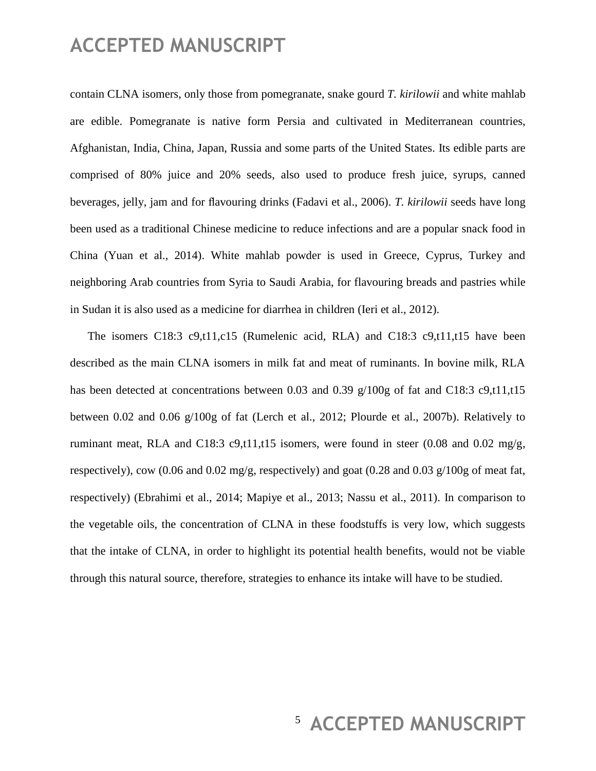contain CLNA isomers, only those from pomegranate, snake gourd *T. kirilowii* and white mahlab are edible. Pomegranate is native form Persia and cultivated in Mediterranean countries, Afghanistan, India, China, Japan, Russia and some parts of the United States. Its edible parts are comprised of 80% juice and 20% seeds, also used to produce fresh juice, syrups, canned beverages, jelly, jam and for flavouring drinks (Fadavi et al., 2006). *T. kirilowii* seeds have long been used as a traditional Chinese medicine to reduce infections and are a popular snack food in China (Yuan et al., 2014). White mahlab powder is used in Greece, Cyprus, Turkey and neighboring Arab countries from Syria to Saudi Arabia, for flavouring breads and pastries while in Sudan it is also used as a medicine for diarrhea in children (Ieri et al., 2012).

The isomers C18:3 c9,t11,c15 (Rumelenic acid, RLA) and C18:3 c9,t11,t15 have been described as the main CLNA isomers in milk fat and meat of ruminants. In bovine milk, RLA has been detected at concentrations between 0.03 and 0.39 g/100g of fat and C18:3 c9,t11,t15 between 0.02 and 0.06 g/100g of fat (Lerch et al., 2012; Plourde et al., 2007b). Relatively to ruminant meat, RLA and C18:3 c9,t11,t15 isomers, were found in steer (0.08 and 0.02 mg/g, respectively), cow (0.06 and 0.02 mg/g, respectively) and goat (0.28 and 0.03 g/100g of meat fat, respectively) (Ebrahimi et al., 2014; Mapiye et al., 2013; Nassu et al., 2011). In comparison to the vegetable oils, the concentration of CLNA in these foodstuffs is very low, which suggests that the intake of CLNA, in order to highlight its potential health benefits, would not be viable through this natural source, therefore, strategies to enhance its intake will have to be studied.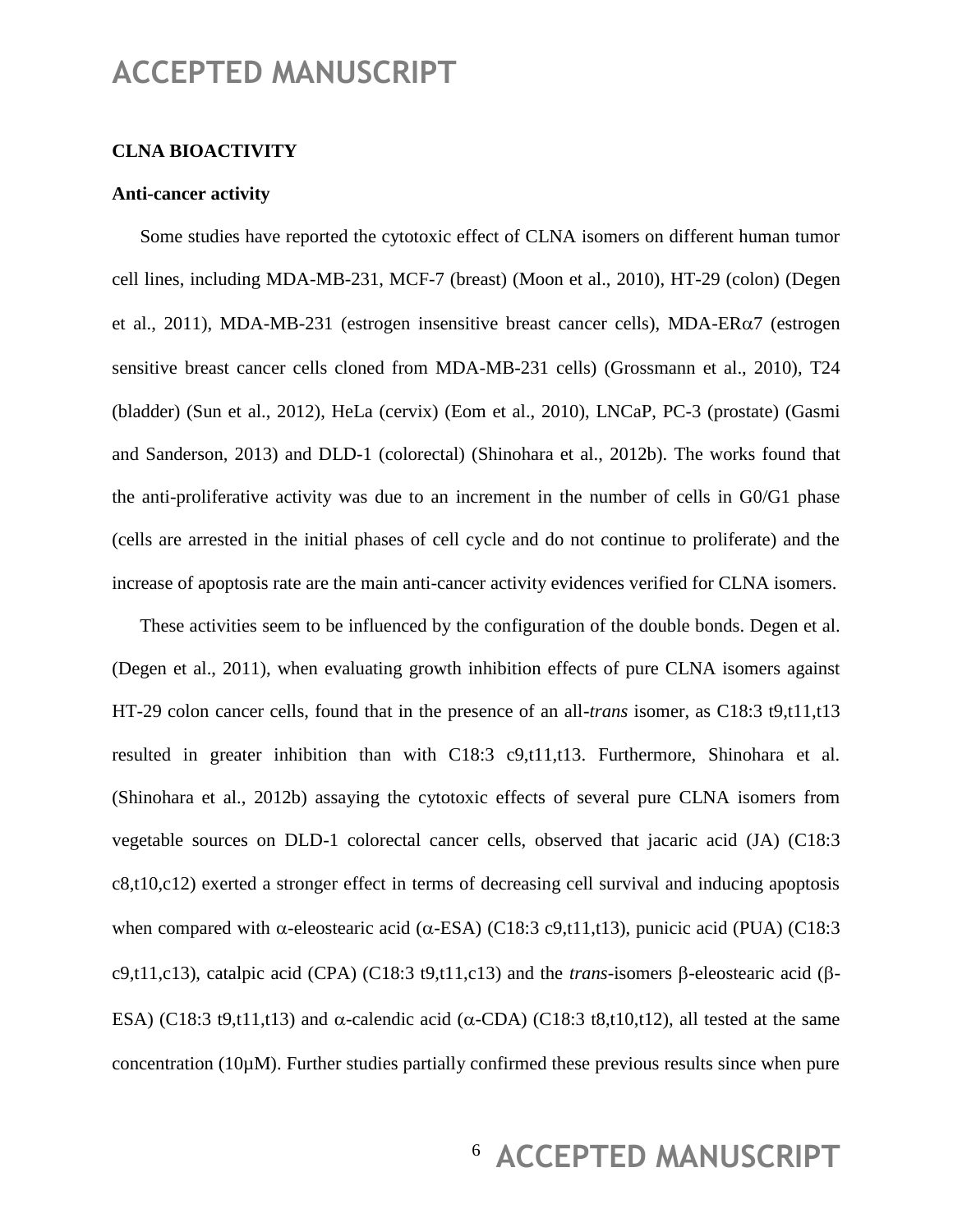## CLNA BIOACTIVITY

### Anti-cancer activity

Some studies have reported the cytotoxic effect of CLNA isomers on different human tumor cell lines, including MDA-MB-231, MCF-7 (breast) (Moon et al., 2010), HT-29 (colon) (Degen et al., 2011), MDA-MB-231 (estrogen insensitive breast cancer cells), MDA-ERα7 (estrogen sensitive breast cancer cells cloned from MDA-MB-231 cells) (Grossmann et al., 2010), T24 (bladder) (Sun et al., 2012), HeLa (cervix) (Eom et al., 2010), LNCaP, PC-3 (prostate) (Gasmi and Sanderson, 2013) and DLD-1 (colorectal) (Shinohara et al., 2012b). The works found that the anti-proliferative activity was due to an increment in the number of cells in G0/G1 phase (cells are arrested in the initial phases of cell cycle and do not continue to proliferate) and the increase of apoptosis rate are the main anti-cancer activity evidences verified for CLNA isomers.

These activities seem to be influenced by the configuration of the double bonds. Degen et al. (Degen et al., 2011), when evaluating growth inhibition effects of pure CLNA isomers against HT-29 colon cancer cells, found that in the presence of an all-*trans* isomer, as C18:3 t9,t11,t13 resulted in greater inhibition than with C18:3 c9,t11,t13. Furthermore, Shinohara et al. (Shinohara et al., 2012b) assaying the cytotoxic effects of several pure CLNA isomers from vegetable sources on DLD-1 colorectal cancer cells, observed that jacaric acid (JA) (C18:3 c8,t10,c12) exerted a stronger effect in terms of decreasing cell survival and inducing apoptosis when compared with α-eleostearic acid (α-ESA) (C18:3 c9,t11,t13), punicic acid (PUA) (C18:3 c9,t11,c13), catalpic acid (CPA) (C18:3 t9,t11,c13) and the *trans*-isomers β-eleostearic acid (β-ESA) (C18:3 t9,t11,t13) and α-calendic acid (α-CDA) (C18:3 t8,t10,t12), all tested at the same concentration (10μM). Further studies partially confirmed these previous results since when pure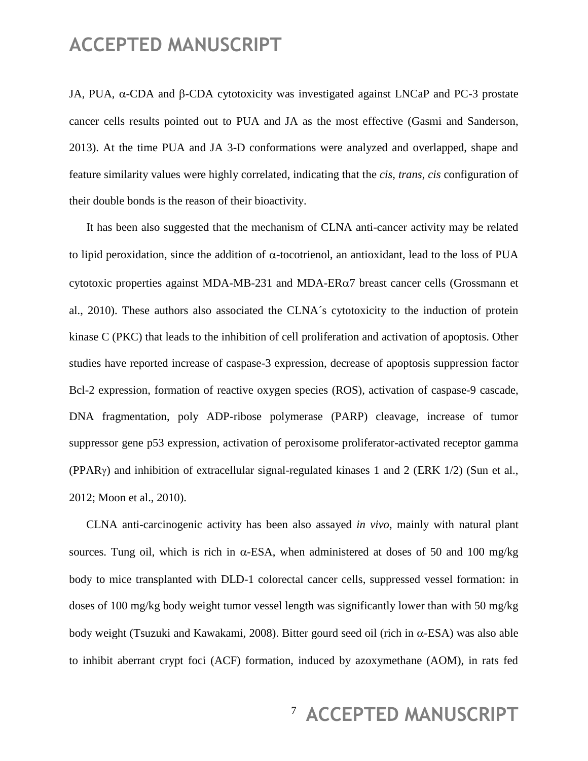JA, PUA, α-CDA and β-CDA cytotoxicity was investigated against LNCaP and PC-3 prostate cancer cells results pointed out to PUA and JA as the most effective (Gasmi and Sanderson, 2013). At the time PUA and JA 3-D conformations were analyzed and overlapped, shape and feature similarity values were highly correlated, indicating that the *cis, trans, cis* configuration of their double bonds is the reason of their bioactivity.

It has been also suggested that the mechanism of CLNA anti-cancer activity may be related to lipid peroxidation, since the addition of α-tocotrienol, an antioxidant, lead to the loss of PUA cytotoxic properties against MDA-MB-231 and MDA-ERα7 breast cancer cells (Grossmann et al., 2010). These authors also associated the CLNA´s cytotoxicity to the induction of protein kinase C (PKC) that leads to the inhibition of cell proliferation and activation of apoptosis. Other studies have reported increase of caspase-3 expression, decrease of apoptosis suppression factor Bcl-2 expression, formation of reactive oxygen species (ROS), activation of caspase-9 cascade, DNA fragmentation, poly ADP-ribose polymerase (PARP) cleavage, increase of tumor suppressor gene p53 expression, activation of peroxisome proliferator-activated receptor gamma (PPARγ) and inhibition of extracellular signal-regulated kinases 1 and 2 (ERK 1/2) (Sun et al., 2012; Moon et al., 2010).

CLNA anti-carcinogenic activity has been also assayed *in vivo*, mainly with natural plant sources. Tung oil, which is rich in α-ESA, when administered at doses of 50 and 100 mg/kg body to mice transplanted with DLD-1 colorectal cancer cells, suppressed vessel formation: in doses of 100 mg/kg body weight tumor vessel length was significantly lower than with 50 mg/kg body weight (Tsuzuki and Kawakami, 2008). Bitter gourd seed oil (rich in α-ESA) was also able to inhibit aberrant crypt foci (ACF) formation, induced by azoxymethane (AOM), in rats fed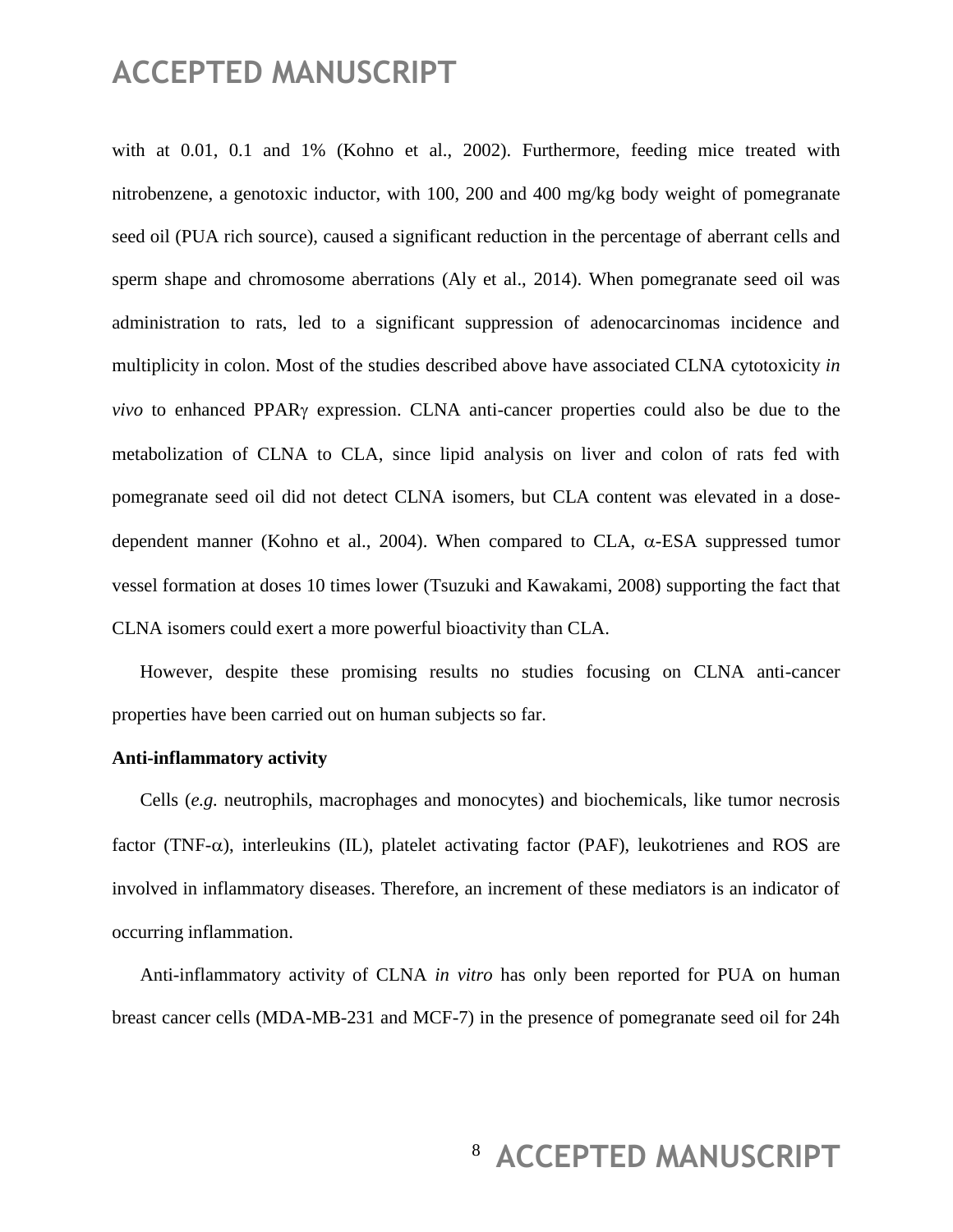with at 0.01, 0.1 and 1% (Kohno et al., 2002). Furthermore, feeding mice treated with nitrobenzene, a genotoxic inductor, with 100, 200 and 400 mg/kg body weight of pomegranate seed oil (PUA rich source), caused a significant reduction in the percentage of aberrant cells and sperm shape and chromosome aberrations (Aly et al., 2014). When pomegranate seed oil was administration to rats, led to a significant suppression of adenocarcinomas incidence and multiplicity in colon. Most of the studies described above have associated CLNA cytotoxicity *in vivo* to enhanced PPAR$\gamma$ expression. CLNA anti-cancer properties could also be due to the metabolization of CLNA to CLA, since lipid analysis on liver and colon of rats fed with pomegranate seed oil did not detect CLNA isomers, but CLA content was elevated in a dose-dependent manner (Kohno et al., 2004). When compared to CLA, $\alpha$-ESA suppressed tumor vessel formation at doses 10 times lower (Tsuzuki and Kawakami, 2008) supporting the fact that CLNA isomers could exert a more powerful bioactivity than CLA.

However, despite these promising results no studies focusing on CLNA anti-cancer properties have been carried out on human subjects so far.

**Anti-inflammatory activity**

Cells (*e.g.* neutrophils, macrophages and monocytes) and biochemicals, like tumor necrosis factor (TNF-$\alpha$), interleukins (IL), platelet activating factor (PAF), leukotrienes and ROS are involved in inflammatory diseases. Therefore, an increment of these mediators is an indicator of occurring inflammation.

Anti-inflammatory activity of CLNA *in vitro* has only been reported for PUA on human breast cancer cells (MDA-MB-231 and MCF-7) in the presence of pomegranate seed oil for 24h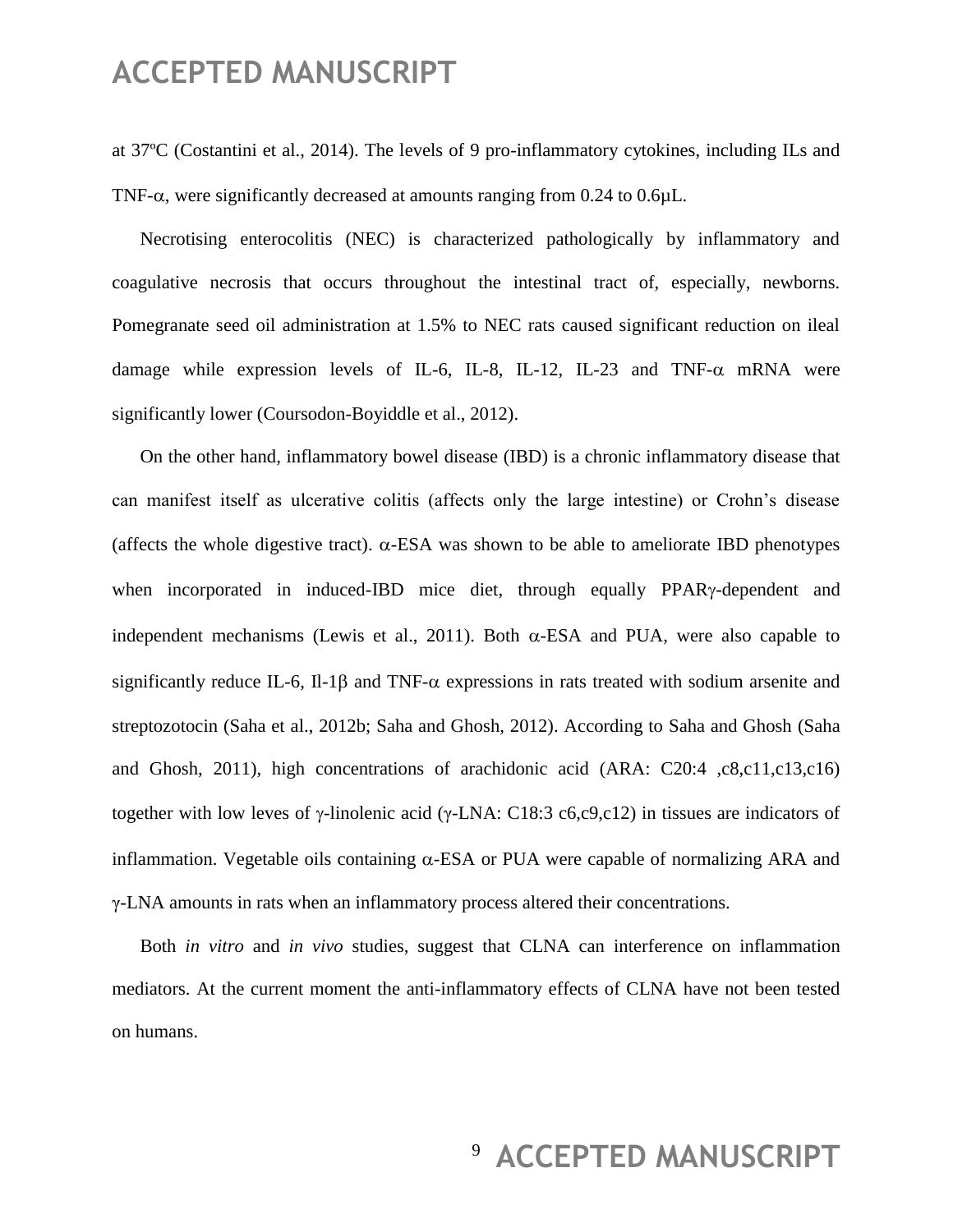at 37ºC (Costantini et al., 2014). The levels of 9 pro-inflammatory cytokines, including ILs and TNF-α, were significantly decreased at amounts ranging from 0.24 to 0.6μL.

Necrotising enterocolitis (NEC) is characterized pathologically by inflammatory and coagulative necrosis that occurs throughout the intestinal tract of, especially, newborns. Pomegranate seed oil administration at 1.5% to NEC rats caused significant reduction on ileal damage while expression levels of IL-6, IL-8, IL-12, IL-23 and TNF-α mRNA were significantly lower (Coursodon-Boyiddle et al., 2012).

On the other hand, inflammatory bowel disease (IBD) is a chronic inflammatory disease that can manifest itself as ulcerative colitis (affects only the large intestine) or Crohn's disease (affects the whole digestive tract). α-ESA was shown to be able to ameliorate IBD phenotypes when incorporated in induced-IBD mice diet, through equally PPARγ-dependent and independent mechanisms (Lewis et al., 2011). Both α-ESA and PUA, were also capable to significantly reduce IL-6, Il-1β and TNF-α expressions in rats treated with sodium arsenite and streptozotocin (Saha et al., 2012b; Saha and Ghosh, 2012). According to Saha and Ghosh (Saha and Ghosh, 2011), high concentrations of arachidonic acid (ARA: C20:4 ,c8,c11,c13,c16) together with low leves of γ-linolenic acid (γ-LNA: C18:3 c6,c9,c12) in tissues are indicators of inflammation. Vegetable oils containing α-ESA or PUA were capable of normalizing ARA and γ-LNA amounts in rats when an inflammatory process altered their concentrations.

Both *in vitro* and *in vivo* studies, suggest that CLNA can interference on inflammation mediators. At the current moment the anti-inflammatory effects of CLNA have not been tested on humans.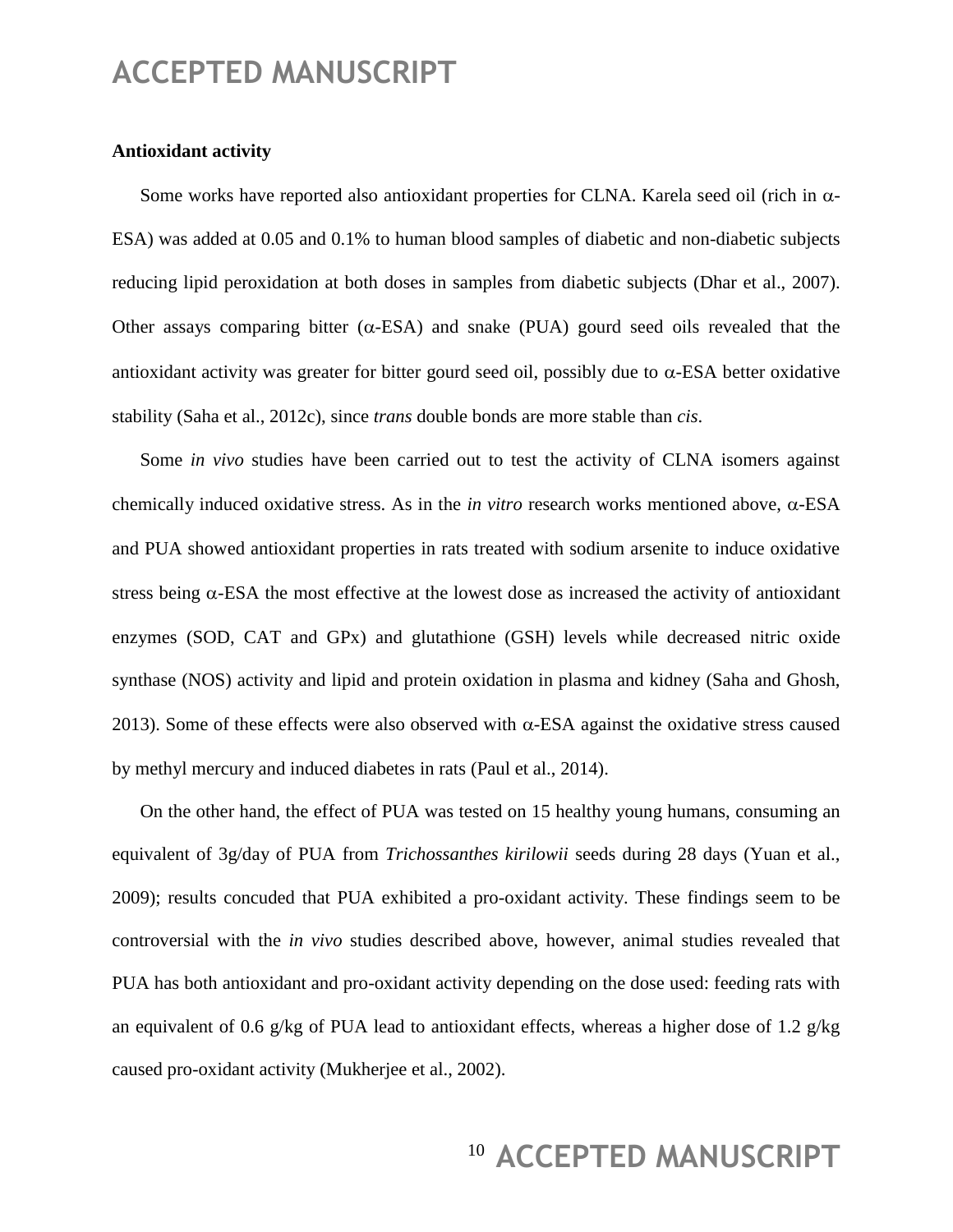**Antioxidant activity**

Some works have reported also antioxidant properties for CLNA. Karela seed oil (rich in α-ESA) was added at 0.05 and 0.1% to human blood samples of diabetic and non-diabetic subjects reducing lipid peroxidation at both doses in samples from diabetic subjects (Dhar et al., 2007). Other assays comparing bitter (α-ESA) and snake (PUA) gourd seed oils revealed that the antioxidant activity was greater for bitter gourd seed oil, possibly due to α-ESA better oxidative stability (Saha et al., 2012c), since *trans* double bonds are more stable than *cis*.

Some *in vivo* studies have been carried out to test the activity of CLNA isomers against chemically induced oxidative stress. As in the *in vitro* research works mentioned above, α-ESA and PUA showed antioxidant properties in rats treated with sodium arsenite to induce oxidative stress being α-ESA the most effective at the lowest dose as increased the activity of antioxidant enzymes (SOD, CAT and GPx) and glutathione (GSH) levels while decreased nitric oxide synthase (NOS) activity and lipid and protein oxidation in plasma and kidney (Saha and Ghosh, 2013). Some of these effects were also observed with α-ESA against the oxidative stress caused by methyl mercury and induced diabetes in rats (Paul et al., 2014).

On the other hand, the effect of PUA was tested on 15 healthy young humans, consuming an equivalent of 3g/day of PUA from *Trichossanthes kirilowii* seeds during 28 days (Yuan et al., 2009); results concuded that PUA exhibited a pro-oxidant activity. These findings seem to be controversial with the *in vivo* studies described above, however, animal studies revealed that PUA has both antioxidant and pro-oxidant activity depending on the dose used: feeding rats with an equivalent of 0.6 g/kg of PUA lead to antioxidant effects, whereas a higher dose of 1.2 g/kg caused pro-oxidant activity (Mukherjee et al., 2002).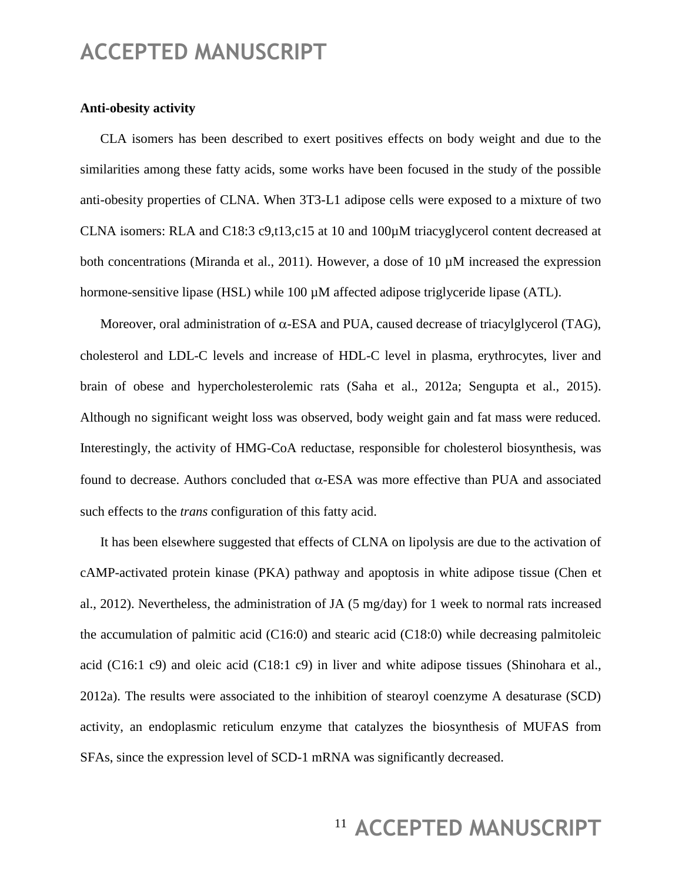**Anti-obesity activity**

CLA isomers has been described to exert positives effects on body weight and due to the similarities among these fatty acids, some works have been focused in the study of the possible anti-obesity properties of CLNA. When 3T3-L1 adipose cells were exposed to a mixture of two CLNA isomers: RLA and C18:3 c9,t13,c15 at 10 and 100µM triacyglycerol content decreased at both concentrations (Miranda et al., 2011). However, a dose of 10 µM increased the expression hormone-sensitive lipase (HSL) while 100 µM affected adipose triglyceride lipase (ATL).

Moreover, oral administration of $\alpha$-ESA and PUA, caused decrease of triacylglycerol (TAG), cholesterol and LDL-C levels and increase of HDL-C level in plasma, erythrocytes, liver and brain of obese and hypercholesterolemic rats (Saha et al., 2012a; Sengupta et al., 2015). Although no significant weight loss was observed, body weight gain and fat mass were reduced. Interestingly, the activity of HMG-CoA reductase, responsible for cholesterol biosynthesis, was found to decrease. Authors concluded that $\alpha$-ESA was more effective than PUA and associated such effects to the *trans* configuration of this fatty acid.

It has been elsewhere suggested that effects of CLNA on lipolysis are due to the activation of cAMP-activated protein kinase (PKA) pathway and apoptosis in white adipose tissue (Chen et al., 2012). Nevertheless, the administration of JA (5 mg/day) for 1 week to normal rats increased the accumulation of palmitic acid (C16:0) and stearic acid (C18:0) while decreasing palmitoleic acid (C16:1 c9) and oleic acid (C18:1 c9) in liver and white adipose tissues (Shinohara et al., 2012a). The results were associated to the inhibition of stearoyl coenzyme A desaturase (SCD) activity, an endoplasmic reticulum enzyme that catalyzes the biosynthesis of MUFAS from SFAs, since the expression level of SCD-1 mRNA was significantly decreased.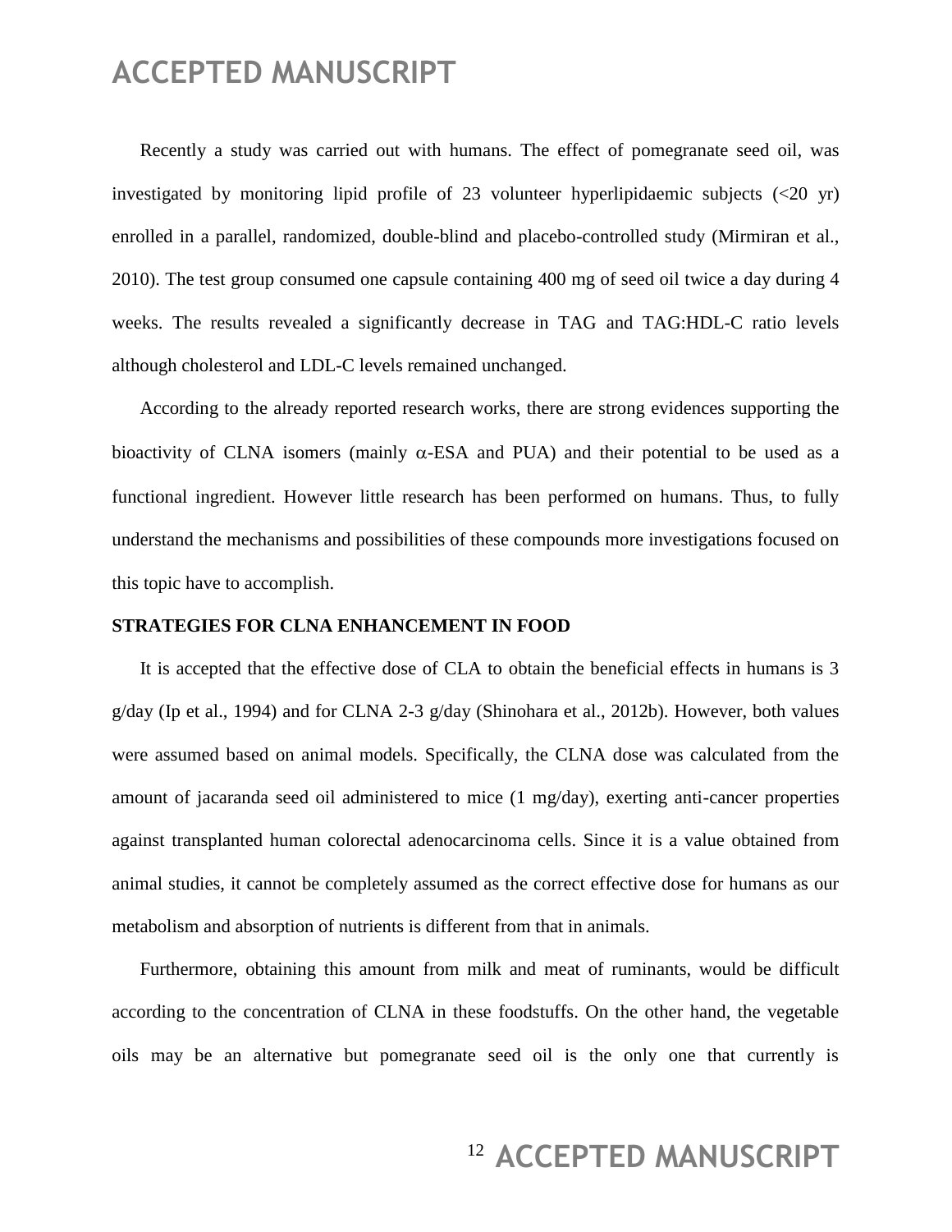Recently a study was carried out with humans. The effect of pomegranate seed oil, was investigated by monitoring lipid profile of 23 volunteer hyperlipidaemic subjects (<20 yr) enrolled in a parallel, randomized, double-blind and placebo-controlled study (Mirmiran et al., 2010). The test group consumed one capsule containing 400 mg of seed oil twice a day during 4 weeks. The results revealed a significantly decrease in TAG and TAG:HDL-C ratio levels although cholesterol and LDL-C levels remained unchanged.

According to the already reported research works, there are strong evidences supporting the bioactivity of CLNA isomers (mainly $\alpha$-ESA and PUA) and their potential to be used as a functional ingredient. However little research has been performed on humans. Thus, to fully understand the mechanisms and possibilities of these compounds more investigations focused on this topic have to accomplish.

**STRATEGIES FOR CLNA ENHANCEMENT IN FOOD**

It is accepted that the effective dose of CLA to obtain the beneficial effects in humans is 3 g/day (Ip et al., 1994) and for CLNA 2-3 g/day (Shinohara et al., 2012b). However, both values were assumed based on animal models. Specifically, the CLNA dose was calculated from the amount of jacaranda seed oil administered to mice (1 mg/day), exerting anti-cancer properties against transplanted human colorectal adenocarcinoma cells. Since it is a value obtained from animal studies, it cannot be completely assumed as the correct effective dose for humans as our metabolism and absorption of nutrients is different from that in animals.

Furthermore, obtaining this amount from milk and meat of ruminants, would be difficult according to the concentration of CLNA in these foodstuffs. On the other hand, the vegetable oils may be an alternative but pomegranate seed oil is the only one that currently is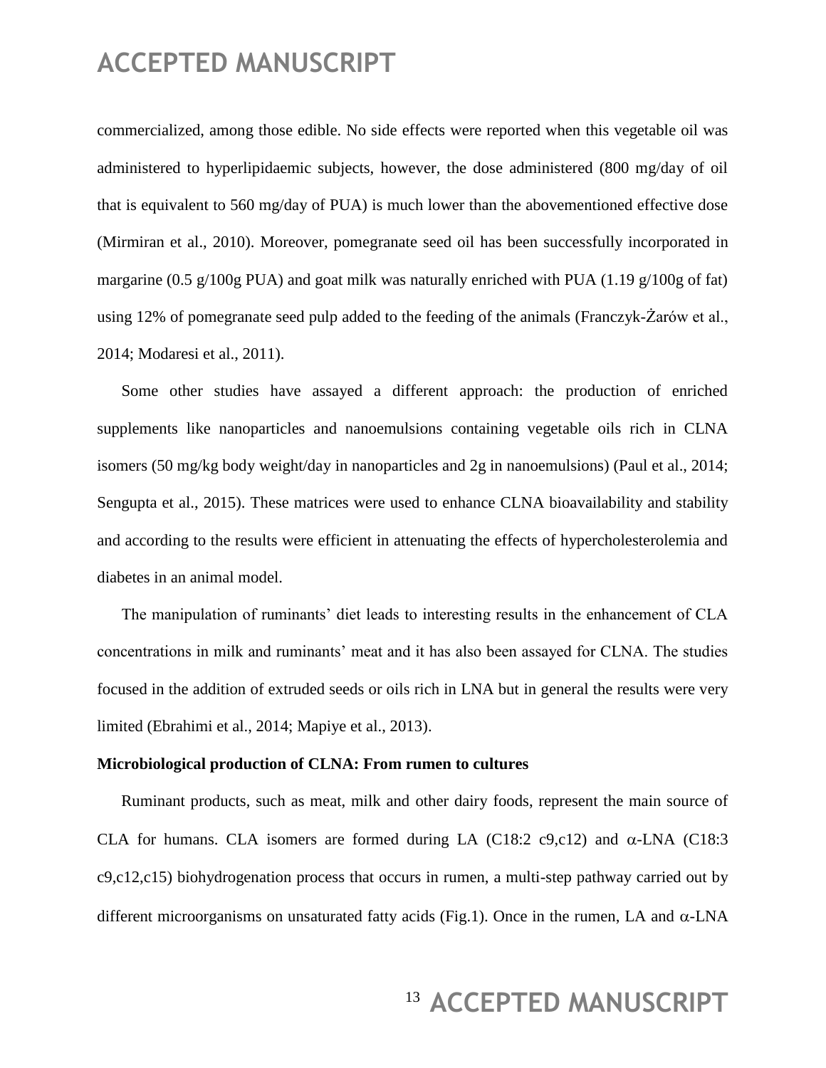commercialized, among those edible. No side effects were reported when this vegetable oil was administered to hyperlipidaemic subjects, however, the dose administered (800 mg/day of oil that is equivalent to 560 mg/day of PUA) is much lower than the abovementioned effective dose (Mirmiran et al., 2010). Moreover, pomegranate seed oil has been successfully incorporated in margarine (0.5 g/100g PUA) and goat milk was naturally enriched with PUA (1.19 g/100g of fat) using 12% of pomegranate seed pulp added to the feeding of the animals (Franczyk-Żarów et al., 2014; Modaresi et al., 2011).

Some other studies have assayed a different approach: the production of enriched supplements like nanoparticles and nanoemulsions containing vegetable oils rich in CLNA isomers (50 mg/kg body weight/day in nanoparticles and 2g in nanoemulsions) (Paul et al., 2014; Sengupta et al., 2015). These matrices were used to enhance CLNA bioavailability and stability and according to the results were efficient in attenuating the effects of hypercholesterolemia and diabetes in an animal model.

The manipulation of ruminants' diet leads to interesting results in the enhancement of CLA concentrations in milk and ruminants' meat and it has also been assayed for CLNA. The studies focused in the addition of extruded seeds or oils rich in LNA but in general the results were very limited (Ebrahimi et al., 2014; Mapiye et al., 2013).

**Microbiological production of CLNA: From rumen to cultures**

Ruminant products, such as meat, milk and other dairy foods, represent the main source of CLA for humans. CLA isomers are formed during LA (C18:2 c9,c12) and $\alpha$-LNA (C18:3 c9,c12,c15) biohydrogenation process that occurs in rumen, a multi-step pathway carried out by different microorganisms on unsaturated fatty acids (Fig.1). Once in the rumen, LA and $\alpha$-LNA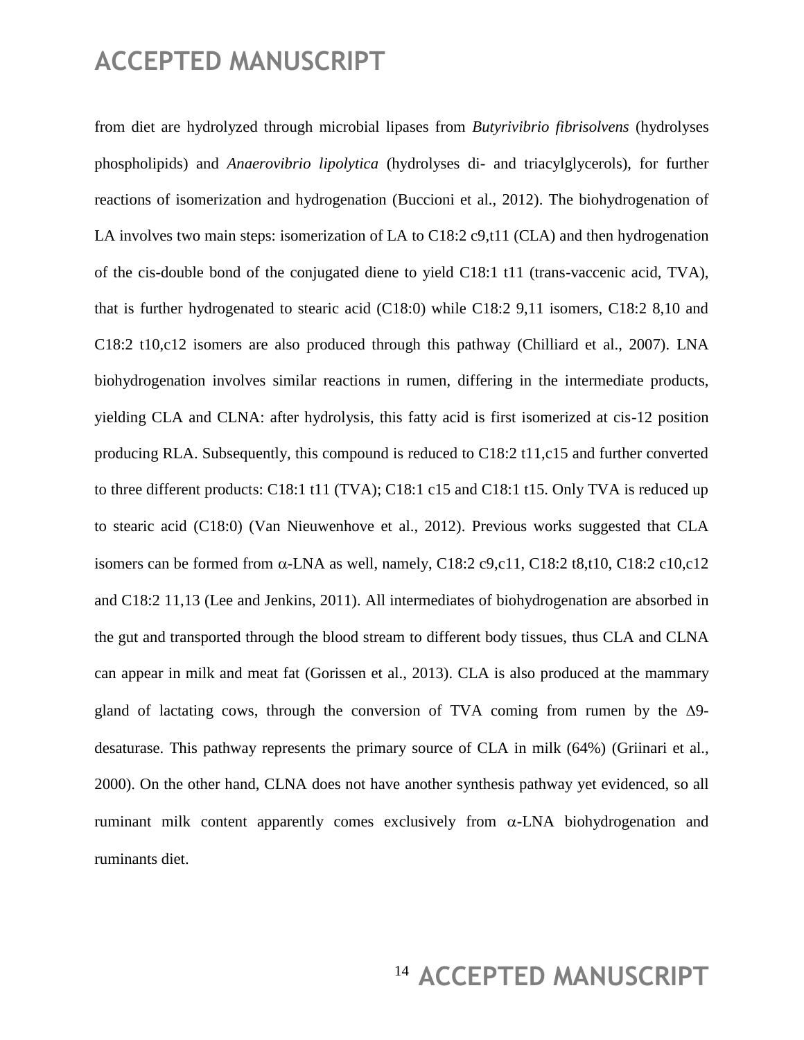from diet are hydrolyzed through microbial lipases from *Butyrivibrio fibrisolvens* (hydrolyses phospholipids) and *Anaerovibrio lipolytica* (hydrolyses di- and triacylglycerols), for further reactions of isomerization and hydrogenation (Buccioni et al., 2012). The biohydrogenation of LA involves two main steps: isomerization of LA to C18:2 c9,t11 (CLA) and then hydrogenation of the cis-double bond of the conjugated diene to yield C18:1 t11 (trans-vaccenic acid, TVA), that is further hydrogenated to stearic acid (C18:0) while C18:2 9,11 isomers, C18:2 8,10 and C18:2 t10,c12 isomers are also produced through this pathway (Chilliard et al., 2007). LNA biohydrogenation involves similar reactions in rumen, differing in the intermediate products, yielding CLA and CLNA: after hydrolysis, this fatty acid is first isomerized at cis-12 position producing RLA. Subsequently, this compound is reduced to C18:2 t11,c15 and further converted to three different products: C18:1 t11 (TVA); C18:1 c15 and C18:1 t15. Only TVA is reduced up to stearic acid (C18:0) (Van Nieuwenhove et al., 2012). Previous works suggested that CLA isomers can be formed from $\alpha$-LNA as well, namely, C18:2 c9,c11, C18:2 t8,t10, C18:2 c10,c12 and C18:2 11,13 (Lee and Jenkins, 2011). All intermediates of biohydrogenation are absorbed in the gut and transported through the blood stream to different body tissues, thus CLA and CLNA can appear in milk and meat fat (Gorissen et al., 2013). CLA is also produced at the mammary gland of lactating cows, through the conversion of TVA coming from rumen by the $\Delta$9-desaturase. This pathway represents the primary source of CLA in milk (64%) (Griinari et al., 2000). On the other hand, CLNA does not have another synthesis pathway yet evidenced, so all ruminant milk content apparently comes exclusively from $\alpha$-LNA biohydrogenation and ruminants diet.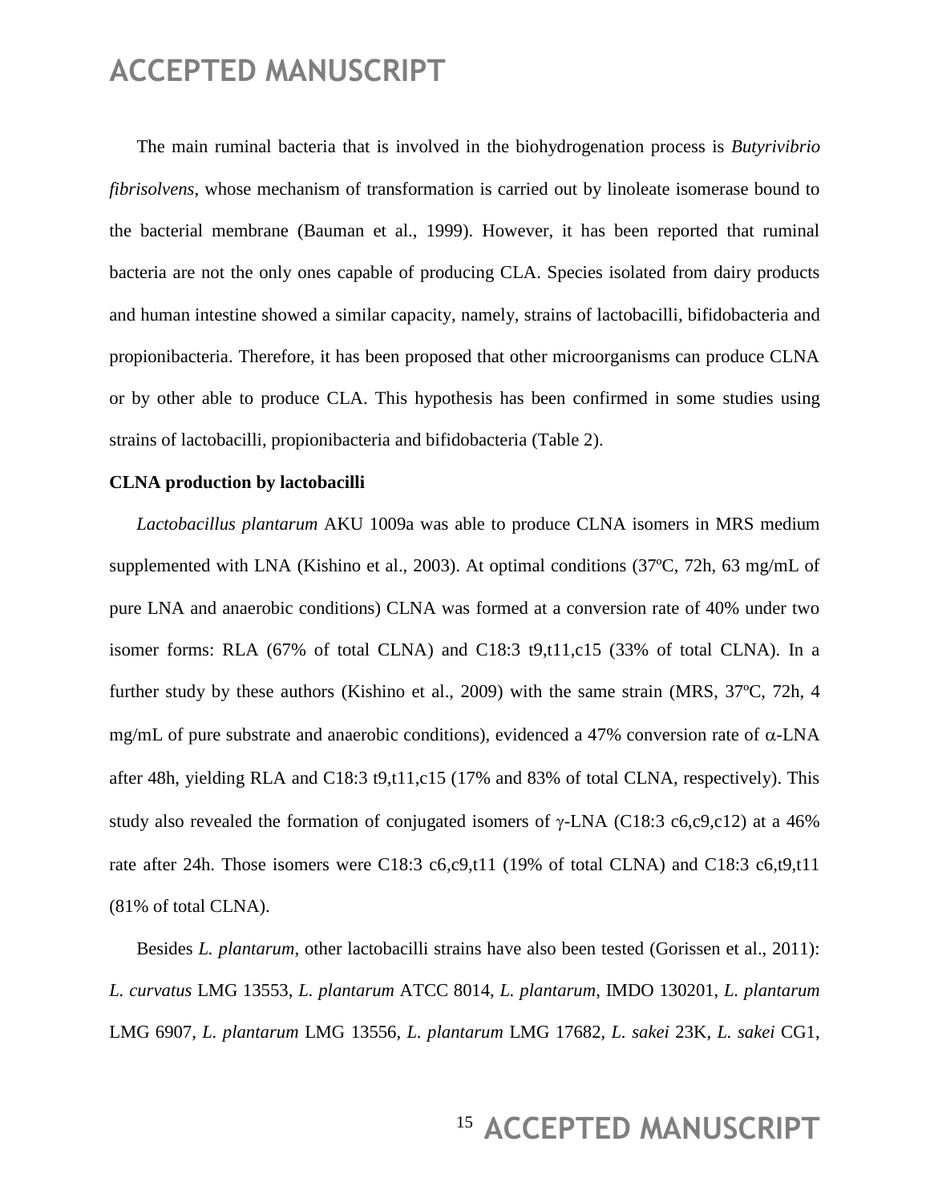The main ruminal bacteria that is involved in the biohydrogenation process is *Butyrivibrio fibrisolvens*, whose mechanism of transformation is carried out by linoleate isomerase bound to the bacterial membrane (Bauman et al., 1999). However, it has been reported that ruminal bacteria are not the only ones capable of producing CLA. Species isolated from dairy products and human intestine showed a similar capacity, namely, strains of lactobacilli, bifidobacteria and propionibacteria. Therefore, it has been proposed that other microorganisms can produce CLNA or by other able to produce CLA. This hypothesis has been confirmed in some studies using strains of lactobacilli, propionibacteria and bifidobacteria (Table 2).

**CLNA production by lactobacilli**

*Lactobacillus plantarum* AKU 1009a was able to produce CLNA isomers in MRS medium supplemented with LNA (Kishino et al., 2003). At optimal conditions (37ºC, 72h, 63 mg/mL of pure LNA and anaerobic conditions) CLNA was formed at a conversion rate of 40% under two isomer forms: RLA (67% of total CLNA) and C18:3 t9,t11,c15 (33% of total CLNA). In a further study by these authors (Kishino et al., 2009) with the same strain (MRS, 37ºC, 72h, 4 mg/mL of pure substrate and anaerobic conditions), evidenced a 47% conversion rate of $\alpha$-LNA after 48h, yielding RLA and C18:3 t9,t11,c15 (17% and 83% of total CLNA, respectively). This study also revealed the formation of conjugated isomers of $\gamma$-LNA (C18:3 c6,c9,c12) at a 46% rate after 24h. Those isomers were C18:3 c6,c9,t11 (19% of total CLNA) and C18:3 c6,t9,t11 (81% of total CLNA).

Besides *L. plantarum*, other lactobacilli strains have also been tested (Gorissen et al., 2011): *L. curvatus* LMG 13553, *L. plantarum* ATCC 8014, *L. plantarum*, IMDO 130201, *L. plantarum* LMG 6907, *L. plantarum* LMG 13556, *L. plantarum* LMG 17682, *L. sakei* 23K, *L. sakei* CG1,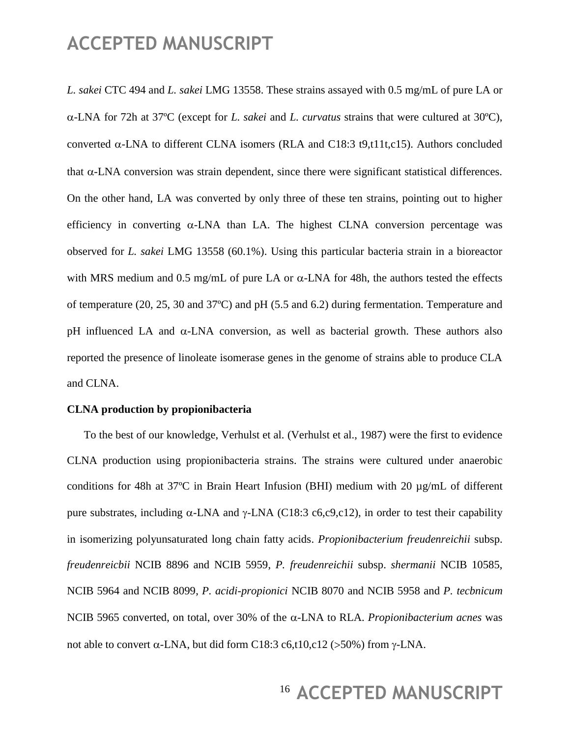*L. sakei* CTC 494 and *L. sakei* LMG 13558. These strains assayed with 0.5 mg/mL of pure LA or α-LNA for 72h at 37ºC (except for *L. sakei* and *L. curvatus* strains that were cultured at 30ºC), converted α-LNA to different CLNA isomers (RLA and C18:3 t9,t11t,c15). Authors concluded that α-LNA conversion was strain dependent, since there were significant statistical differences. On the other hand, LA was converted by only three of these ten strains, pointing out to higher efficiency in converting α-LNA than LA. The highest CLNA conversion percentage was observed for *L. sakei* LMG 13558 (60.1%). Using this particular bacteria strain in a bioreactor with MRS medium and 0.5 mg/mL of pure LA or α-LNA for 48h, the authors tested the effects of temperature (20, 25, 30 and 37ºC) and pH (5.5 and 6.2) during fermentation. Temperature and pH influenced LA and α-LNA conversion, as well as bacterial growth. These authors also reported the presence of linoleate isomerase genes in the genome of strains able to produce CLA and CLNA.

**CLNA production by propionibacteria**

To the best of our knowledge, Verhulst et al. (Verhulst et al., 1987) were the first to evidence CLNA production using propionibacteria strains. The strains were cultured under anaerobic conditions for 48h at 37ºC in Brain Heart Infusion (BHI) medium with 20 µg/mL of different pure substrates, including α-LNA and γ-LNA (C18:3 c6,c9,c12), in order to test their capability in isomerizing polyunsaturated long chain fatty acids. *Propionibacterium freudenreichii* subsp. *freudenreicbii* NCIB 8896 and NCIB 5959, *P. freudenreichii* subsp. *shermanii* NCIB 10585, NCIB 5964 and NCIB 8099, *P. acidi-propionici* NCIB 8070 and NCIB 5958 and *P. tecbnicum* NCIB 5965 converted, on total, over 30% of the α-LNA to RLA. *Propionibacterium acnes* was not able to convert α-LNA, but did form C18:3 c6,t10,c12 (>50%) from γ-LNA.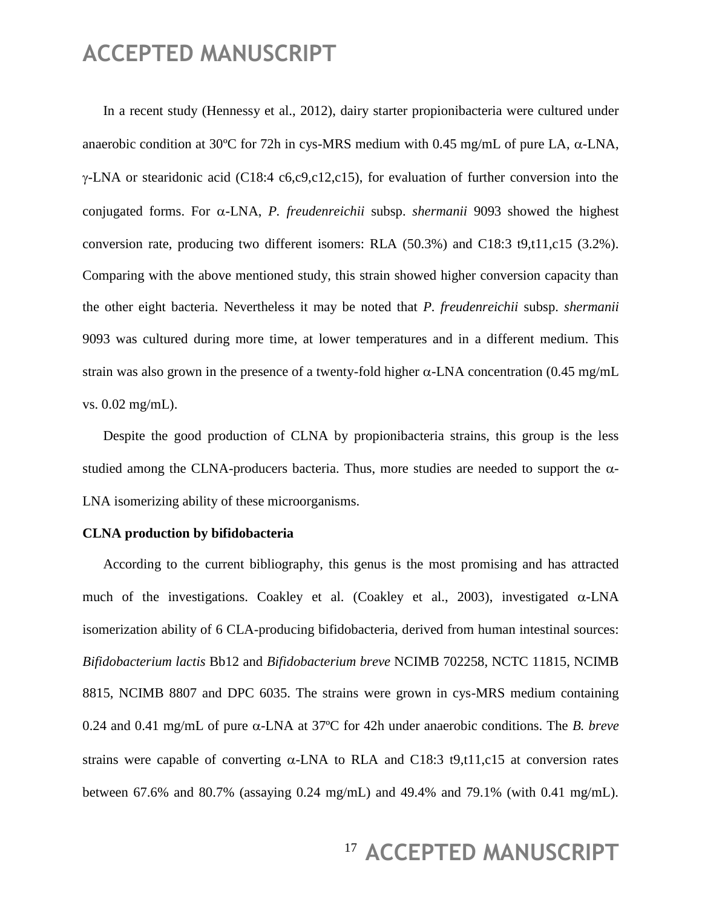In a recent study (Hennessy et al., 2012), dairy starter propionibacteria were cultured under anaerobic condition at 30ºC for 72h in cys-MRS medium with 0.45 mg/mL of pure LA, α-LNA, γ-LNA or stearidonic acid (C18:4 c6,c9,c12,c15), for evaluation of further conversion into the conjugated forms. For α-LNA, *P. freudenreichii* subsp. *shermanii* 9093 showed the highest conversion rate, producing two different isomers: RLA (50.3%) and C18:3 t9,t11,c15 (3.2%). Comparing with the above mentioned study, this strain showed higher conversion capacity than the other eight bacteria. Nevertheless it may be noted that *P. freudenreichii* subsp. *shermanii* 9093 was cultured during more time, at lower temperatures and in a different medium. This strain was also grown in the presence of a twenty-fold higher α-LNA concentration (0.45 mg/mL vs. 0.02 mg/mL).

Despite the good production of CLNA by propionibacteria strains, this group is the less studied among the CLNA-producers bacteria. Thus, more studies are needed to support the α-LNA isomerizing ability of these microorganisms.

**CLNA production by bifidobacteria**

According to the current bibliography, this genus is the most promising and has attracted much of the investigations. Coakley et al. (Coakley et al., 2003), investigated α-LNA isomerization ability of 6 CLA-producing bifidobacteria, derived from human intestinal sources: *Bifidobacterium lactis* Bb12 and *Bifidobacterium breve* NCIMB 702258, NCTC 11815, NCIMB 8815, NCIMB 8807 and DPC 6035. The strains were grown in cys-MRS medium containing 0.24 and 0.41 mg/mL of pure α-LNA at 37ºC for 42h under anaerobic conditions. The *B. breve* strains were capable of converting α-LNA to RLA and C18:3 t9,t11,c15 at conversion rates between 67.6% and 80.7% (assaying 0.24 mg/mL) and 49.4% and 79.1% (with 0.41 mg/mL).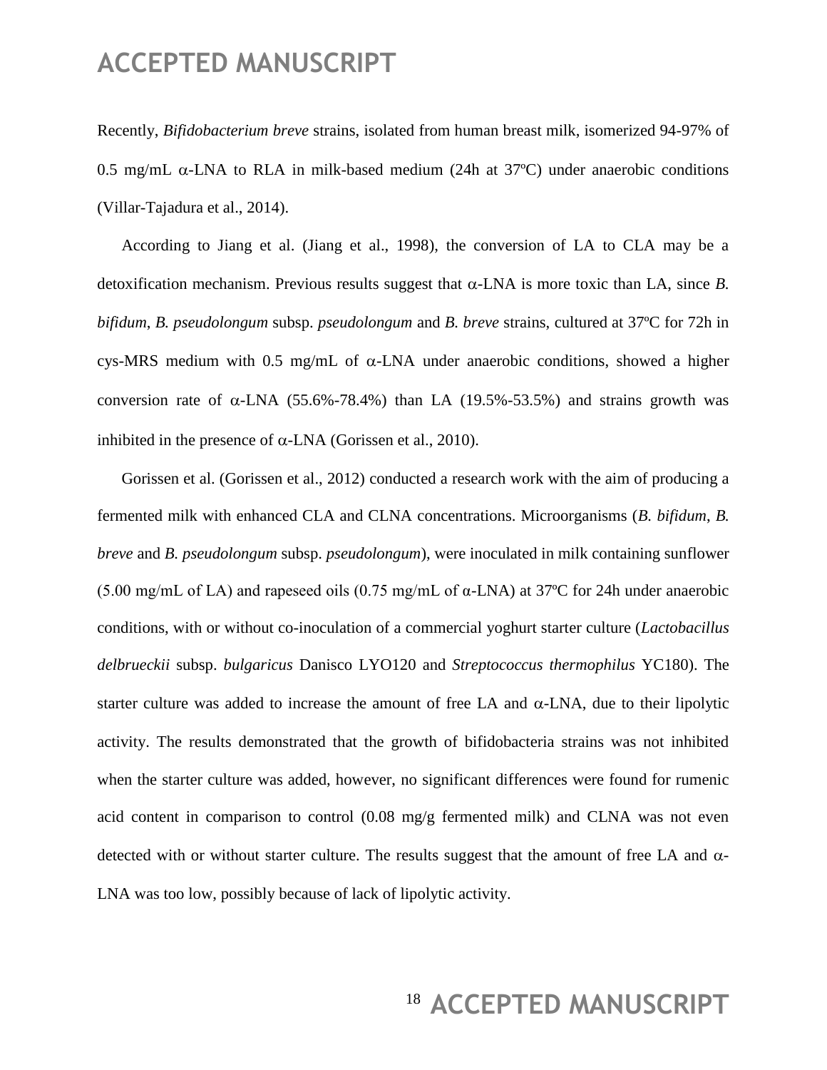Recently, *Bifidobacterium breve* strains, isolated from human breast milk, isomerized 94-97% of 0.5 mg/mL α-LNA to RLA in milk-based medium (24h at 37ºC) under anaerobic conditions (Villar-Tajadura et al., 2014).

According to Jiang et al. (Jiang et al., 1998), the conversion of LA to CLA may be a detoxification mechanism. Previous results suggest that α-LNA is more toxic than LA, since *B. bifidum*, *B. pseudolongum* subsp. *pseudolongum* and *B. breve* strains, cultured at 37ºC for 72h in cys-MRS medium with 0.5 mg/mL of α-LNA under anaerobic conditions, showed a higher conversion rate of α-LNA (55.6%-78.4%) than LA (19.5%-53.5%) and strains growth was inhibited in the presence of α-LNA (Gorissen et al., 2010).

Gorissen et al. (Gorissen et al., 2012) conducted a research work with the aim of producing a fermented milk with enhanced CLA and CLNA concentrations. Microorganisms (*B. bifidum*, *B. breve* and *B. pseudolongum* subsp. *pseudolongum*), were inoculated in milk containing sunflower (5.00 mg/mL of LA) and rapeseed oils (0.75 mg/mL of α-LNA) at 37ºC for 24h under anaerobic conditions, with or without co-inoculation of a commercial yoghurt starter culture (*Lactobacillus delbrueckii* subsp. *bulgaricus* Danisco LYO120 and *Streptococcus thermophilus* YC180). The starter culture was added to increase the amount of free LA and α-LNA, due to their lipolytic activity. The results demonstrated that the growth of bifidobacteria strains was not inhibited when the starter culture was added, however, no significant differences were found for rumenic acid content in comparison to control (0.08 mg/g fermented milk) and CLNA was not even detected with or without starter culture. The results suggest that the amount of free LA and α-LNA was too low, possibly because of lack of lipolytic activity.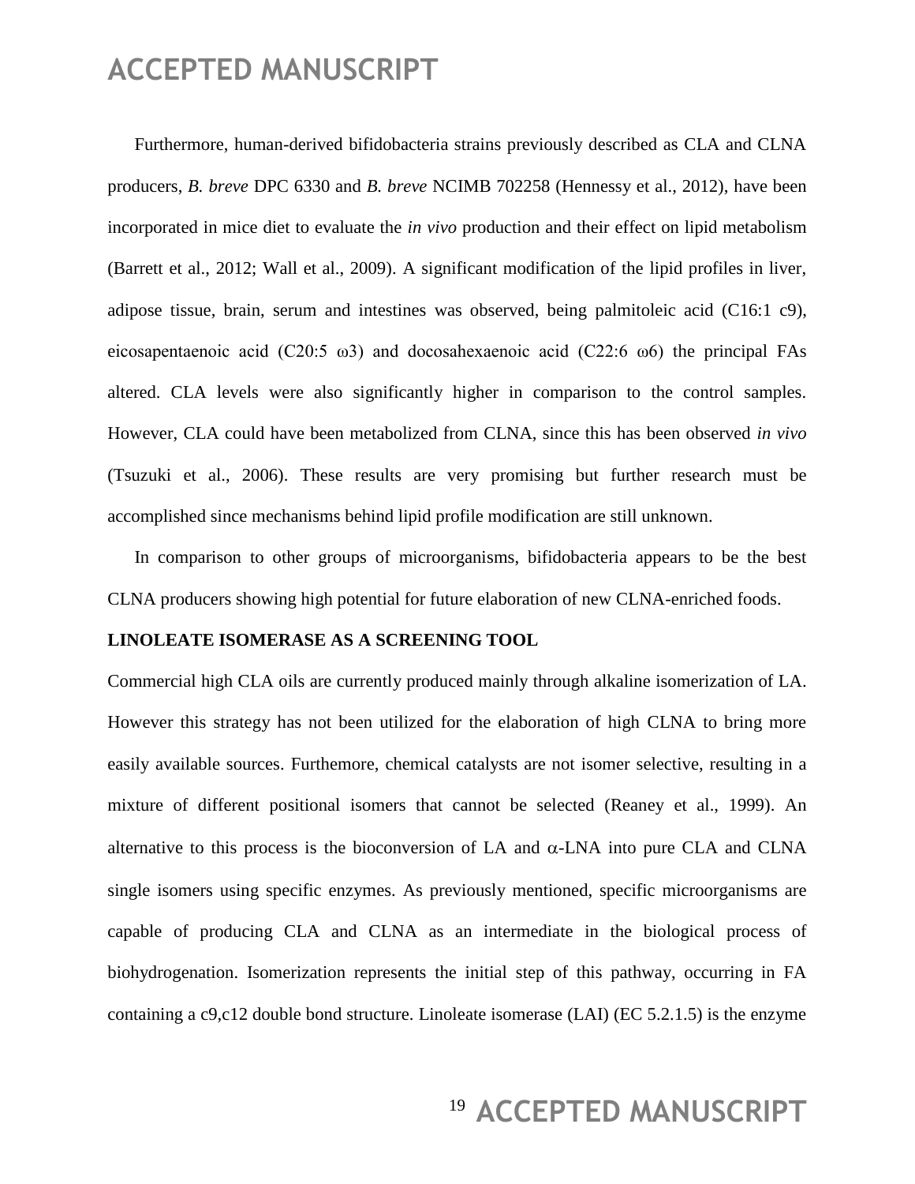Furthermore, human-derived bifidobacteria strains previously described as CLA and CLNA producers, *B. breve* DPC 6330 and *B. breve* NCIMB 702258 (Hennessy et al., 2012), have been incorporated in mice diet to evaluate the *in vivo* production and their effect on lipid metabolism (Barrett et al., 2012; Wall et al., 2009). A significant modification of the lipid profiles in liver, adipose tissue, brain, serum and intestines was observed, being palmitoleic acid (C16:1 c9), eicosapentaenoic acid (C20:5 ω3) and docosahexaenoic acid (C22:6 ω6) the principal FAs altered. CLA levels were also significantly higher in comparison to the control samples. However, CLA could have been metabolized from CLNA, since this has been observed *in vivo* (Tsuzuki et al., 2006). These results are very promising but further research must be accomplished since mechanisms behind lipid profile modification are still unknown.

In comparison to other groups of microorganisms, bifidobacteria appears to be the best CLNA producers showing high potential for future elaboration of new CLNA-enriched foods.

**LINOLEATE ISOMERASE AS A SCREENING TOOL**

Commercial high CLA oils are currently produced mainly through alkaline isomerization of LA. However this strategy has not been utilized for the elaboration of high CLNA to bring more easily available sources. Furthemore, chemical catalysts are not isomer selective, resulting in a mixture of different positional isomers that cannot be selected (Reaney et al., 1999). An alternative to this process is the bioconversion of LA and α-LNA into pure CLA and CLNA single isomers using specific enzymes. As previously mentioned, specific microorganisms are capable of producing CLA and CLNA as an intermediate in the biological process of biohydrogenation. Isomerization represents the initial step of this pathway, occurring in FA containing a c9,c12 double bond structure. Linoleate isomerase (LAI) (EC 5.2.1.5) is the enzyme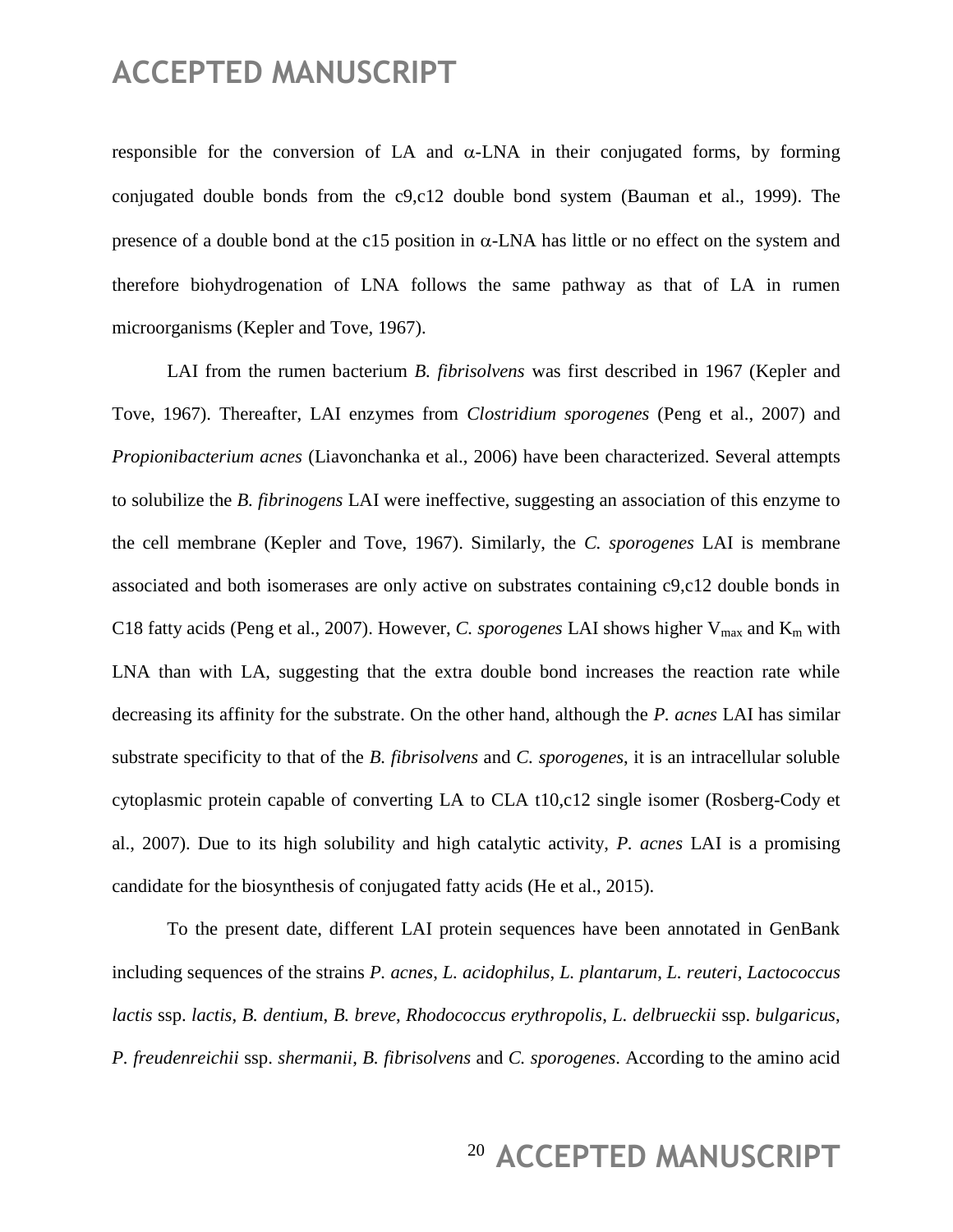responsible for the conversion of LA and $\alpha$-LNA in their conjugated forms, by forming conjugated double bonds from the c9,c12 double bond system (Bauman et al., 1999). The presence of a double bond at the c15 position in $\alpha$-LNA has little or no effect on the system and therefore biohydrogenation of LNA follows the same pathway as that of LA in rumen microorganisms (Kepler and Tove, 1967).

LAI from the rumen bacterium *B. fibrisolvens* was first described in 1967 (Kepler and Tove, 1967). Thereafter, LAI enzymes from *Clostridium sporogenes* (Peng et al., 2007) and *Propionibacterium acnes* (Liavonchanka et al., 2006) have been characterized. Several attempts to solubilize the *B. fibrinogens* LAI were ineffective, suggesting an association of this enzyme to the cell membrane (Kepler and Tove, 1967). Similarly, the *C. sporogenes* LAI is membrane associated and both isomerases are only active on substrates containing c9,c12 double bonds in C18 fatty acids (Peng et al., 2007). However, *C. sporogenes* LAI shows higher $V_{max}$ and $K_m$ with LNA than with LA, suggesting that the extra double bond increases the reaction rate while decreasing its affinity for the substrate. On the other hand, although the *P. acnes* LAI has similar substrate specificity to that of the *B. fibrisolvens* and *C. sporogenes*, it is an intracellular soluble cytoplasmic protein capable of converting LA to CLA t10,c12 single isomer (Rosberg-Cody et al., 2007). Due to its high solubility and high catalytic activity, *P. acnes* LAI is a promising candidate for the biosynthesis of conjugated fatty acids (He et al., 2015).

To the present date, different LAI protein sequences have been annotated in GenBank including sequences of the strains *P. acnes*, *L. acidophilus*, *L. plantarum*, *L. reuteri*, *Lactococcus lactis* ssp. *lactis*, *B. dentium*, *B. breve*, *Rhodococcus erythropolis*, *L. delbrueckii* ssp. *bulgaricus*, *P. freudenreichii* ssp. *shermanii*, *B. fibrisolvens* and *C. sporogenes*. According to the amino acid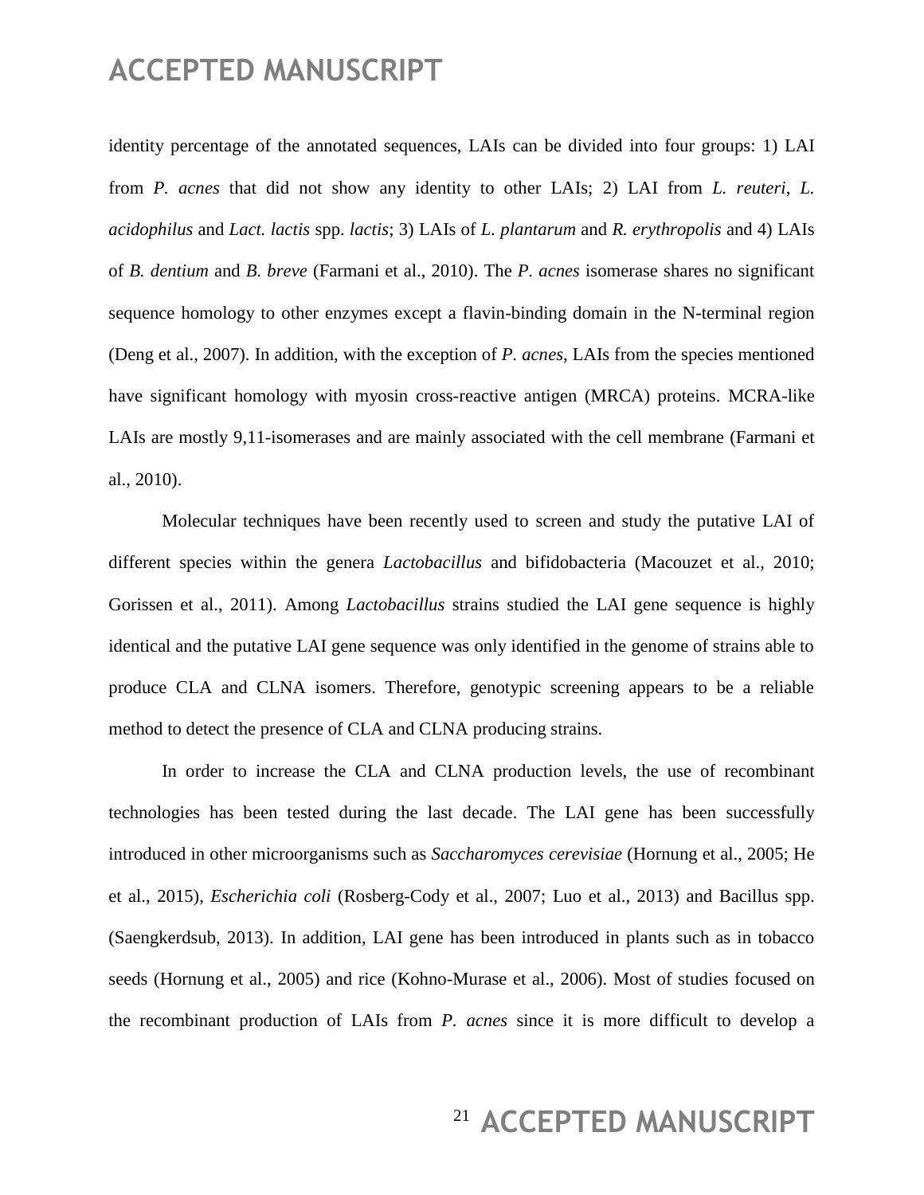identity percentage of the annotated sequences, LAIs can be divided into four groups: 1) LAI from *P. acnes* that did not show any identity to other LAIs; 2) LAI from *L. reuteri*, *L. acidophilus* and *Lact. lactis* spp. *lactis*; 3) LAIs of *L. plantarum* and *R. erythropolis* and 4) LAIs of *B. dentium* and *B. breve* (Farmani et al., 2010). The *P. acnes* isomerase shares no significant sequence homology to other enzymes except a flavin-binding domain in the N-terminal region (Deng et al., 2007). In addition, with the exception of *P. acnes*, LAIs from the species mentioned have significant homology with myosin cross-reactive antigen (MRCA) proteins. MCRA-like LAIs are mostly 9,11-isomerases and are mainly associated with the cell membrane (Farmani et al., 2010).

Molecular techniques have been recently used to screen and study the putative LAI of different species within the genera *Lactobacillus* and bifidobacteria (Macouzet et al., 2010; Gorissen et al., 2011). Among *Lactobacillus* strains studied the LAI gene sequence is highly identical and the putative LAI gene sequence was only identified in the genome of strains able to produce CLA and CLNA isomers. Therefore, genotypic screening appears to be a reliable method to detect the presence of CLA and CLNA producing strains.

In order to increase the CLA and CLNA production levels, the use of recombinant technologies has been tested during the last decade. The LAI gene has been successfully introduced in other microorganisms such as *Saccharomyces cerevisiae* (Hornung et al., 2005; He et al., 2015), *Escherichia coli* (Rosberg-Cody et al., 2007; Luo et al., 2013) and Bacillus spp. (Saengkerdsub, 2013). In addition, LAI gene has been introduced in plants such as in tobacco seeds (Hornung et al., 2005) and rice (Kohno-Murase et al., 2006). Most of studies focused on the recombinant production of LAIs from *P. acnes* since it is more difficult to develop a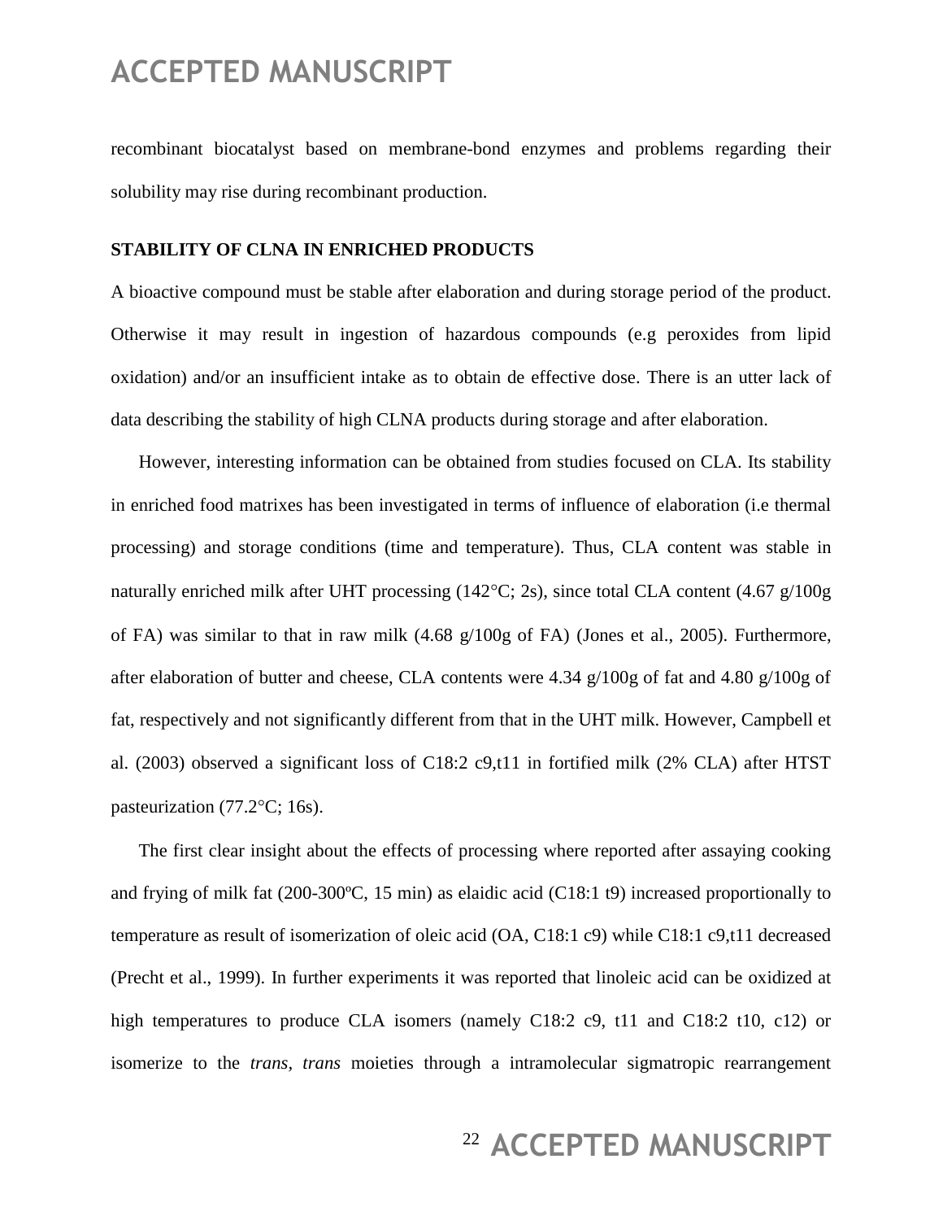recombinant biocatalyst based on membrane-bond enzymes and problems regarding their solubility may rise during recombinant production.

## STABILITY OF CLNA IN ENRICHED PRODUCTS

A bioactive compound must be stable after elaboration and during storage period of the product. Otherwise it may result in ingestion of hazardous compounds (e.g peroxides from lipid oxidation) and/or an insufficient intake as to obtain de effective dose. There is an utter lack of data describing the stability of high CLNA products during storage and after elaboration.

However, interesting information can be obtained from studies focused on CLA. Its stability in enriched food matrixes has been investigated in terms of influence of elaboration (i.e thermal processing) and storage conditions (time and temperature). Thus, CLA content was stable in naturally enriched milk after UHT processing (142°C; 2s), since total CLA content (4.67 g/100g of FA) was similar to that in raw milk (4.68 g/100g of FA) (Jones et al., 2005). Furthermore, after elaboration of butter and cheese, CLA contents were 4.34 g/100g of fat and 4.80 g/100g of fat, respectively and not significantly different from that in the UHT milk. However, Campbell et al. (2003) observed a significant loss of C18:2 c9,t11 in fortified milk (2% CLA) after HTST pasteurization (77.2°C; 16s).

The first clear insight about the effects of processing where reported after assaying cooking and frying of milk fat (200-300ºC, 15 min) as elaidic acid (C18:1 t9) increased proportionally to temperature as result of isomerization of oleic acid (OA, C18:1 c9) while C18:1 c9,t11 decreased (Precht et al., 1999). In further experiments it was reported that linoleic acid can be oxidized at high temperatures to produce CLA isomers (namely C18:2 c9, t11 and C18:2 t10, c12) or isomerize to the *trans*, *trans* moieties through a intramolecular sigmatropic rearrangement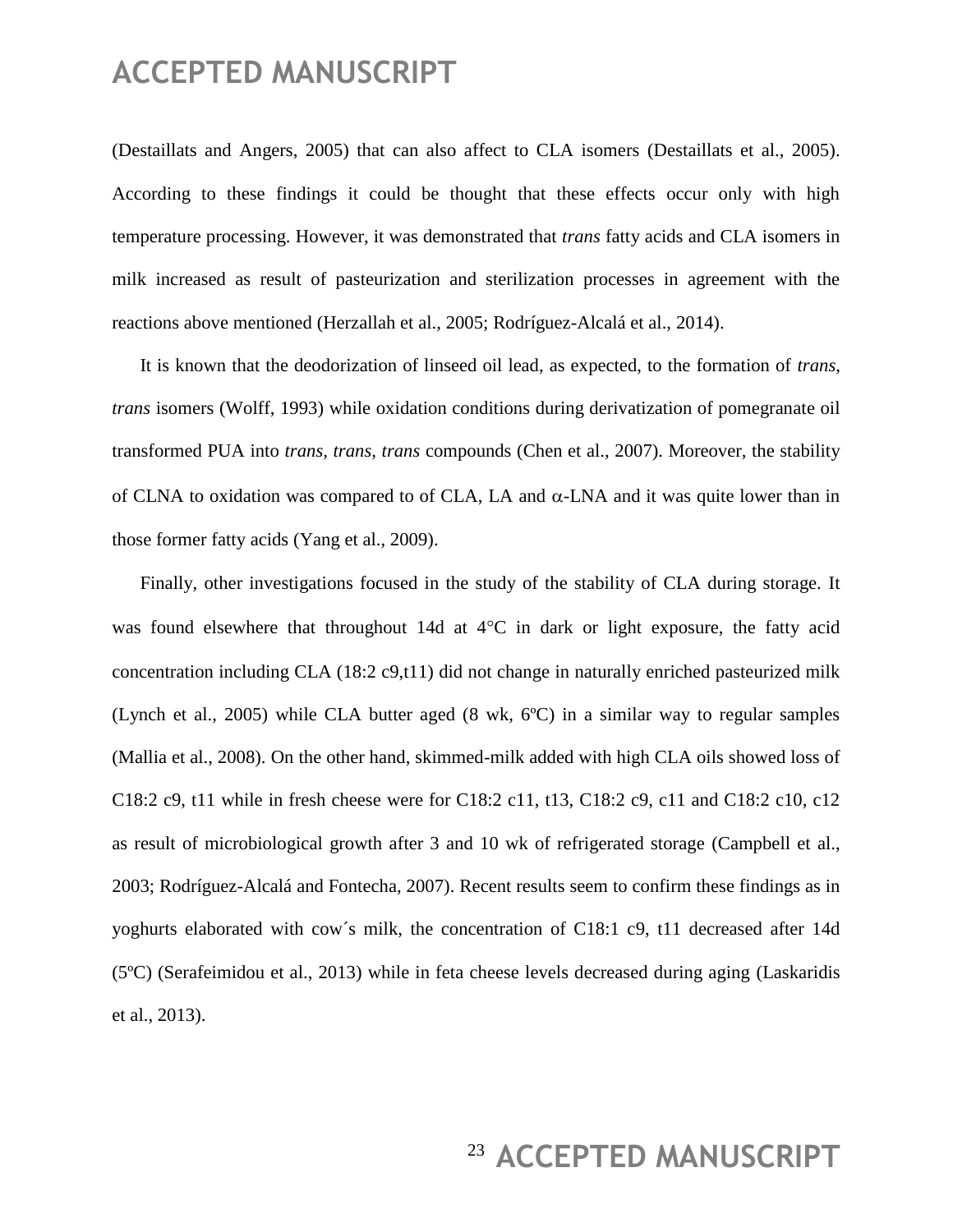(Destaillats and Angers, 2005) that can also affect to CLA isomers (Destaillats et al., 2005). According to these findings it could be thought that these effects occur only with high temperature processing. However, it was demonstrated that *trans* fatty acids and CLA isomers in milk increased as result of pasteurization and sterilization processes in agreement with the reactions above mentioned (Herzallah et al., 2005; Rodríguez-Alcalá et al., 2014).

It is known that the deodorization of linseed oil lead, as expected, to the formation of *trans*, *trans* isomers (Wolff, 1993) while oxidation conditions during derivatization of pomegranate oil transformed PUA into *trans, trans, trans* compounds (Chen et al., 2007). Moreover, the stability of CLNA to oxidation was compared to of CLA, LA and $\alpha$-LNA and it was quite lower than in those former fatty acids (Yang et al., 2009).

Finally, other investigations focused in the study of the stability of CLA during storage. It was found elsewhere that throughout 14d at 4°C in dark or light exposure, the fatty acid concentration including CLA (18:2 c9,t11) did not change in naturally enriched pasteurized milk (Lynch et al., 2005) while CLA butter aged (8 wk, 6ºC) in a similar way to regular samples (Mallia et al., 2008). On the other hand, skimmed-milk added with high CLA oils showed loss of C18:2 c9, t11 while in fresh cheese were for C18:2 c11, t13, C18:2 c9, c11 and C18:2 c10, c12 as result of microbiological growth after 3 and 10 wk of refrigerated storage (Campbell et al., 2003; Rodríguez-Alcalá and Fontecha, 2007). Recent results seem to confirm these findings as in yoghurts elaborated with cow´s milk, the concentration of C18:1 c9, t11 decreased after 14d (5ºC) (Serafeimidou et al., 2013) while in feta cheese levels decreased during aging (Laskaridis et al., 2013).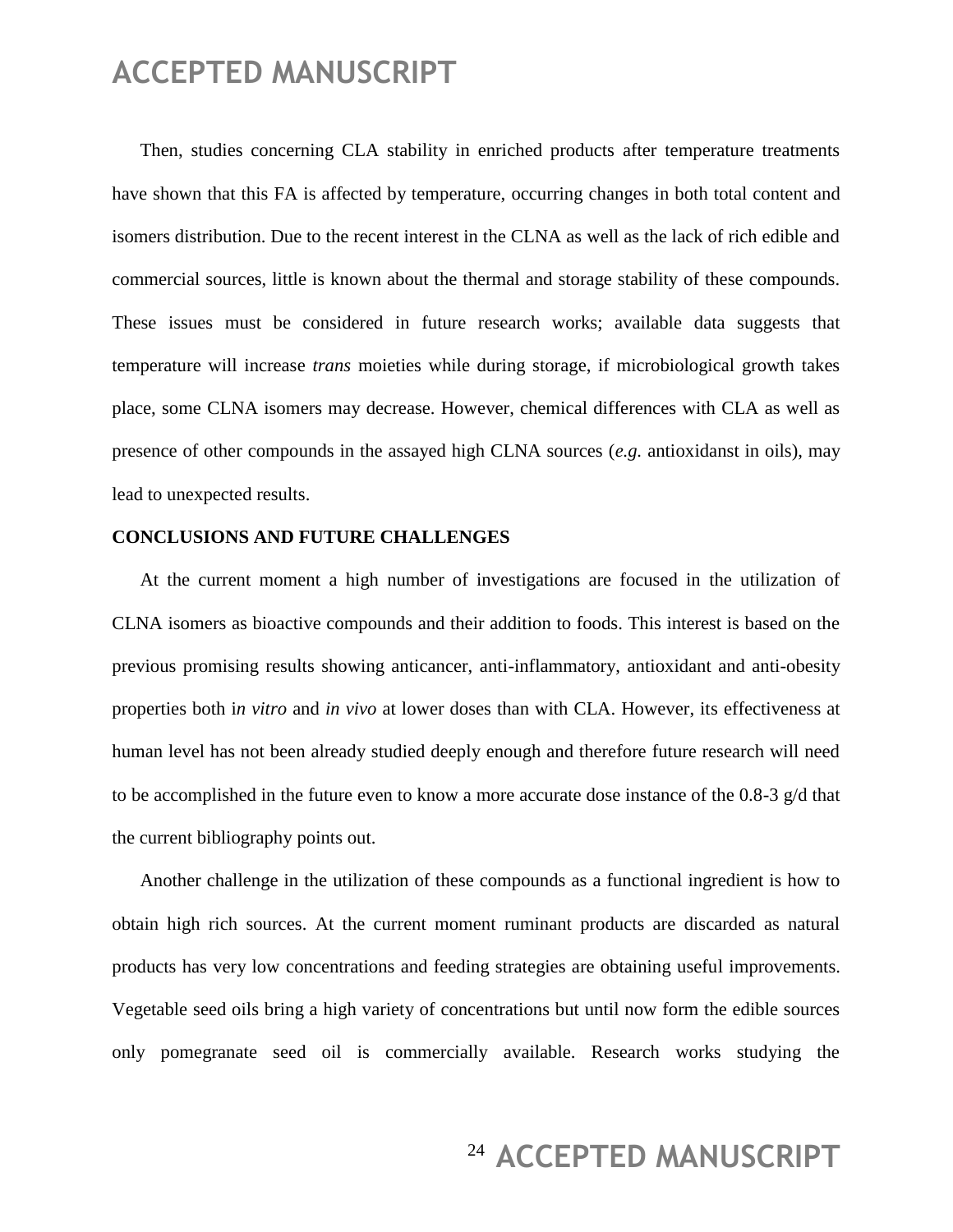Then, studies concerning CLA stability in enriched products after temperature treatments have shown that this FA is affected by temperature, occurring changes in both total content and isomers distribution. Due to the recent interest in the CLNA as well as the lack of rich edible and commercial sources, little is known about the thermal and storage stability of these compounds. These issues must be considered in future research works; available data suggests that temperature will increase *trans* moieties while during storage, if microbiological growth takes place, some CLNA isomers may decrease. However, chemical differences with CLA as well as presence of other compounds in the assayed high CLNA sources (*e.g.* antioxidanst in oils), may lead to unexpected results.

**CONCLUSIONS AND FUTURE CHALLENGES**

At the current moment a high number of investigations are focused in the utilization of CLNA isomers as bioactive compounds and their addition to foods. This interest is based on the previous promising results showing anticancer, anti-inflammatory, antioxidant and anti-obesity properties both i*n vitro* and *in vivo* at lower doses than with CLA. However, its effectiveness at human level has not been already studied deeply enough and therefore future research will need to be accomplished in the future even to know a more accurate dose instance of the 0.8-3 g/d that the current bibliography points out.

Another challenge in the utilization of these compounds as a functional ingredient is how to obtain high rich sources. At the current moment ruminant products are discarded as natural products has very low concentrations and feeding strategies are obtaining useful improvements. Vegetable seed oils bring a high variety of concentrations but until now form the edible sources only pomegranate seed oil is commercially available. Research works studying the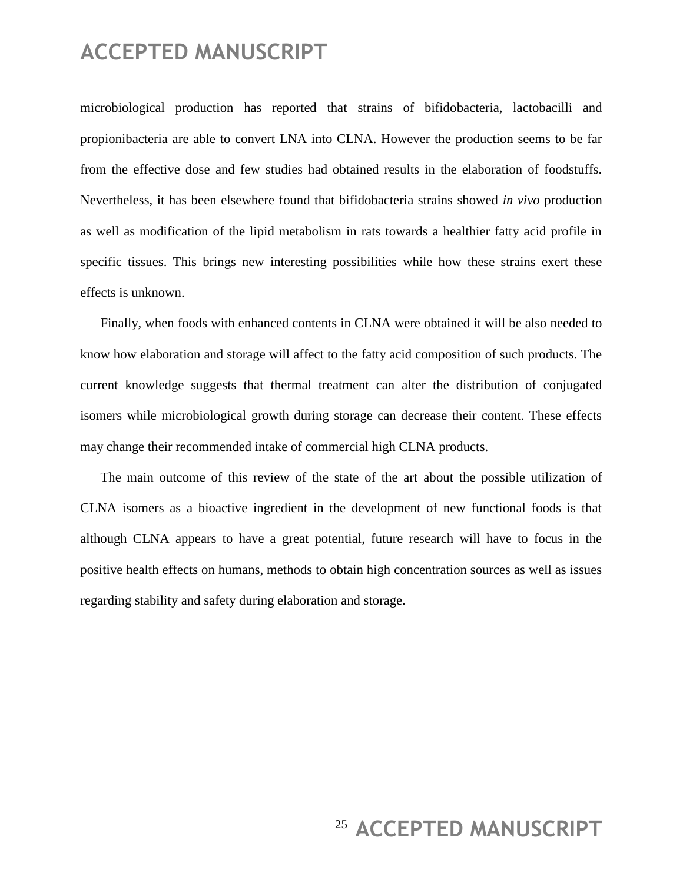microbiological production has reported that strains of bifidobacteria, lactobacilli and propionibacteria are able to convert LNA into CLNA. However the production seems to be far from the effective dose and few studies had obtained results in the elaboration of foodstuffs. Nevertheless, it has been elsewhere found that bifidobacteria strains showed *in vivo* production as well as modification of the lipid metabolism in rats towards a healthier fatty acid profile in specific tissues. This brings new interesting possibilities while how these strains exert these effects is unknown.

Finally, when foods with enhanced contents in CLNA were obtained it will be also needed to know how elaboration and storage will affect to the fatty acid composition of such products. The current knowledge suggests that thermal treatment can alter the distribution of conjugated isomers while microbiological growth during storage can decrease their content. These effects may change their recommended intake of commercial high CLNA products.

The main outcome of this review of the state of the art about the possible utilization of CLNA isomers as a bioactive ingredient in the development of new functional foods is that although CLNA appears to have a great potential, future research will have to focus in the positive health effects on humans, methods to obtain high concentration sources as well as issues regarding stability and safety during elaboration and storage.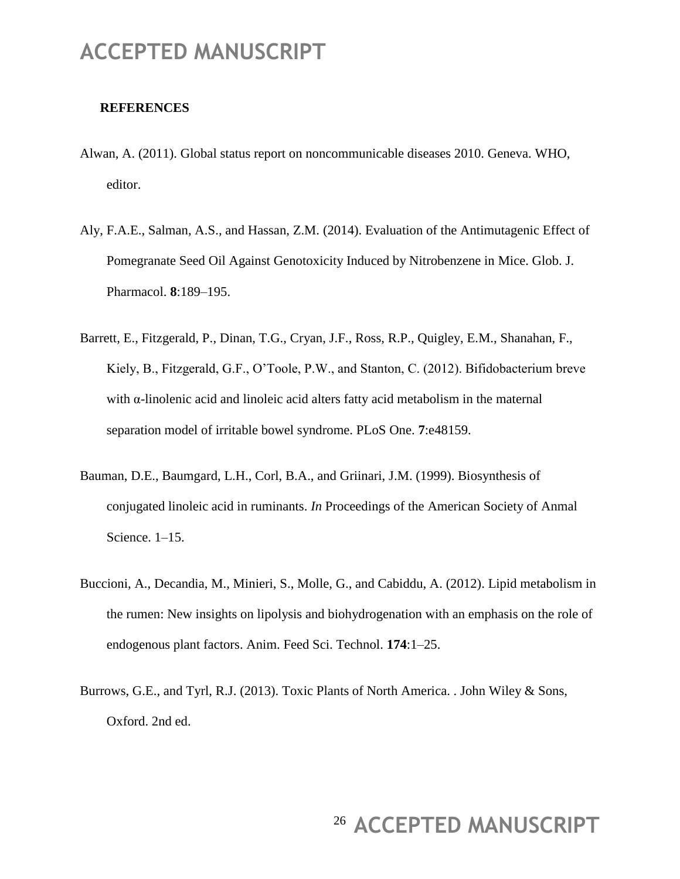## REFERENCES

Alwan, A. (2011). Global status report on noncommunicable diseases 2010. Geneva. WHO, editor.

Aly, F.A.E., Salman, A.S., and Hassan, Z.M. (2014). Evaluation of the Antimutagenic Effect of Pomegranate Seed Oil Against Genotoxicity Induced by Nitrobenzene in Mice. Glob. J. Pharmacol. **8**:189–195.

Barrett, E., Fitzgerald, P., Dinan, T.G., Cryan, J.F., Ross, R.P., Quigley, E.M., Shanahan, F., Kiely, B., Fitzgerald, G.F., O'Toole, P.W., and Stanton, C. (2012). Bifidobacterium breve with α-linolenic acid and linoleic acid alters fatty acid metabolism in the maternal separation model of irritable bowel syndrome. PLoS One. **7**:e48159.

Bauman, D.E., Baumgard, L.H., Corl, B.A., and Griinari, J.M. (1999). Biosynthesis of conjugated linoleic acid in ruminants. *In* Proceedings of the American Society of Anmal Science. 1–15.

Buccioni, A., Decandia, M., Minieri, S., Molle, G., and Cabiddu, A. (2012). Lipid metabolism in the rumen: New insights on lipolysis and biohydrogenation with an emphasis on the role of endogenous plant factors. Anim. Feed Sci. Technol. **174**:1–25.

Burrows, G.E., and Tyrl, R.J. (2013). Toxic Plants of North America. . John Wiley & Sons, Oxford. 2nd ed.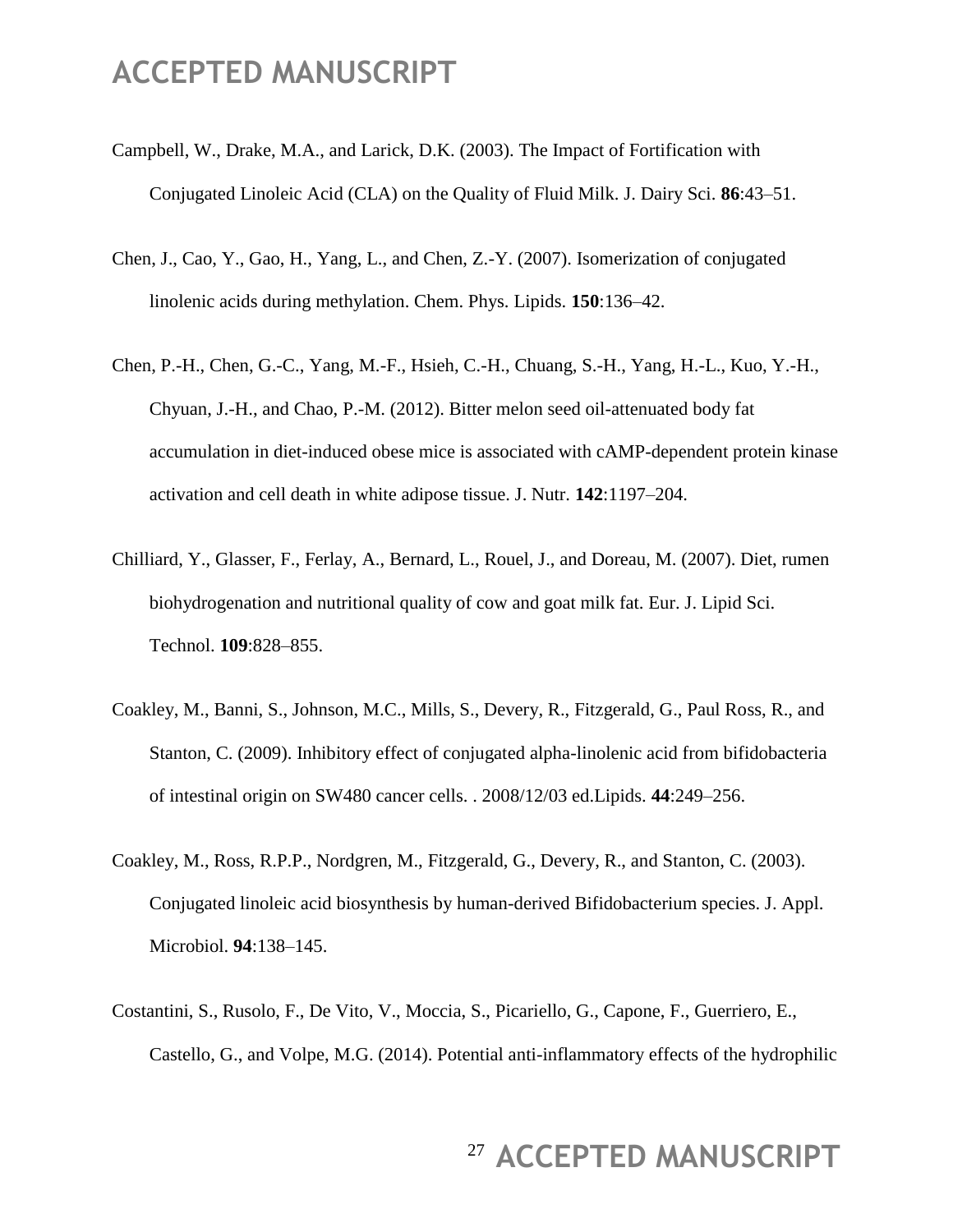Campbell, W., Drake, M.A., and Larick, D.K. (2003). The Impact of Fortification with Conjugated Linoleic Acid (CLA) on the Quality of Fluid Milk. J. Dairy Sci. **86**:43–51.

Chen, J., Cao, Y., Gao, H., Yang, L., and Chen, Z.-Y. (2007). Isomerization of conjugated linolenic acids during methylation. Chem. Phys. Lipids. **150**:136–42.

Chen, P.-H., Chen, G.-C., Yang, M.-F., Hsieh, C.-H., Chuang, S.-H., Yang, H.-L., Kuo, Y.-H., Chyuan, J.-H., and Chao, P.-M. (2012). Bitter melon seed oil-attenuated body fat accumulation in diet-induced obese mice is associated with cAMP-dependent protein kinase activation and cell death in white adipose tissue. J. Nutr. **142**:1197–204.

Chilliard, Y., Glasser, F., Ferlay, A., Bernard, L., Rouel, J., and Doreau, M. (2007). Diet, rumen biohydrogenation and nutritional quality of cow and goat milk fat. Eur. J. Lipid Sci. Technol. **109**:828–855.

Coakley, M., Banni, S., Johnson, M.C., Mills, S., Devery, R., Fitzgerald, G., Paul Ross, R., and Stanton, C. (2009). Inhibitory effect of conjugated alpha-linolenic acid from bifidobacteria of intestinal origin on SW480 cancer cells. . 2008/12/03 ed.Lipids. **44**:249–256.

Coakley, M., Ross, R.P.P., Nordgren, M., Fitzgerald, G., Devery, R., and Stanton, C. (2003). Conjugated linoleic acid biosynthesis by human-derived Bifidobacterium species. J. Appl. Microbiol. **94**:138–145.

Costantini, S., Rusolo, F., De Vito, V., Moccia, S., Picariello, G., Capone, F., Guerriero, E., Castello, G., and Volpe, M.G. (2014). Potential anti-inflammatory effects of the hydrophilic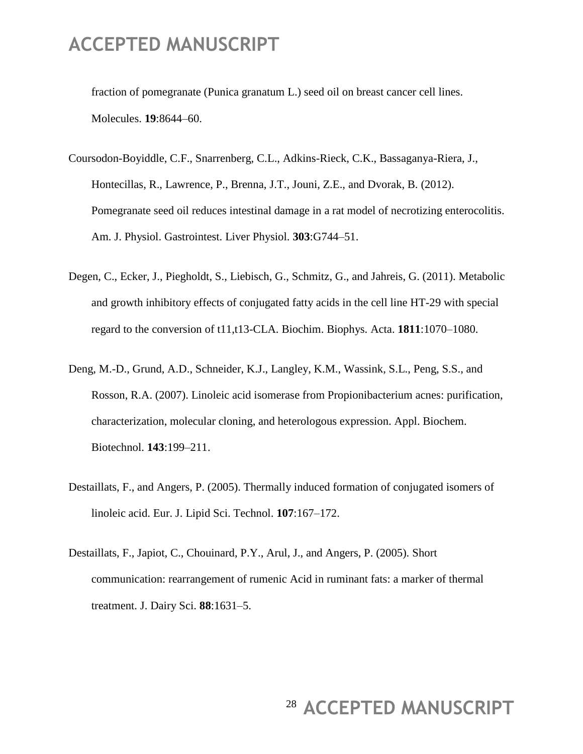fraction of pomegranate (Punica granatum L.) seed oil on breast cancer cell lines. Molecules. **19**:8644–60.

Coursodon-Boyiddle, C.F., Snarrenberg, C.L., Adkins-Rieck, C.K., Bassaganya-Riera, J., Hontecillas, R., Lawrence, P., Brenna, J.T., Jouni, Z.E., and Dvorak, B. (2012). Pomegranate seed oil reduces intestinal damage in a rat model of necrotizing enterocolitis. Am. J. Physiol. Gastrointest. Liver Physiol. **303**:G744–51.

Degen, C., Ecker, J., Piegholdt, S., Liebisch, G., Schmitz, G., and Jahreis, G. (2011). Metabolic and growth inhibitory effects of conjugated fatty acids in the cell line HT-29 with special regard to the conversion of t11,t13-CLA. Biochim. Biophys. Acta. **1811**:1070–1080.

Deng, M.-D., Grund, A.D., Schneider, K.J., Langley, K.M., Wassink, S.L., Peng, S.S., and Rosson, R.A. (2007). Linoleic acid isomerase from Propionibacterium acnes: purification, characterization, molecular cloning, and heterologous expression. Appl. Biochem. Biotechnol. **143**:199–211.

Destaillats, F., and Angers, P. (2005). Thermally induced formation of conjugated isomers of linoleic acid. Eur. J. Lipid Sci. Technol. **107**:167–172.

Destaillats, F., Japiot, C., Chouinard, P.Y., Arul, J., and Angers, P. (2005). Short communication: rearrangement of rumenic Acid in ruminant fats: a marker of thermal treatment. J. Dairy Sci. **88**:1631–5.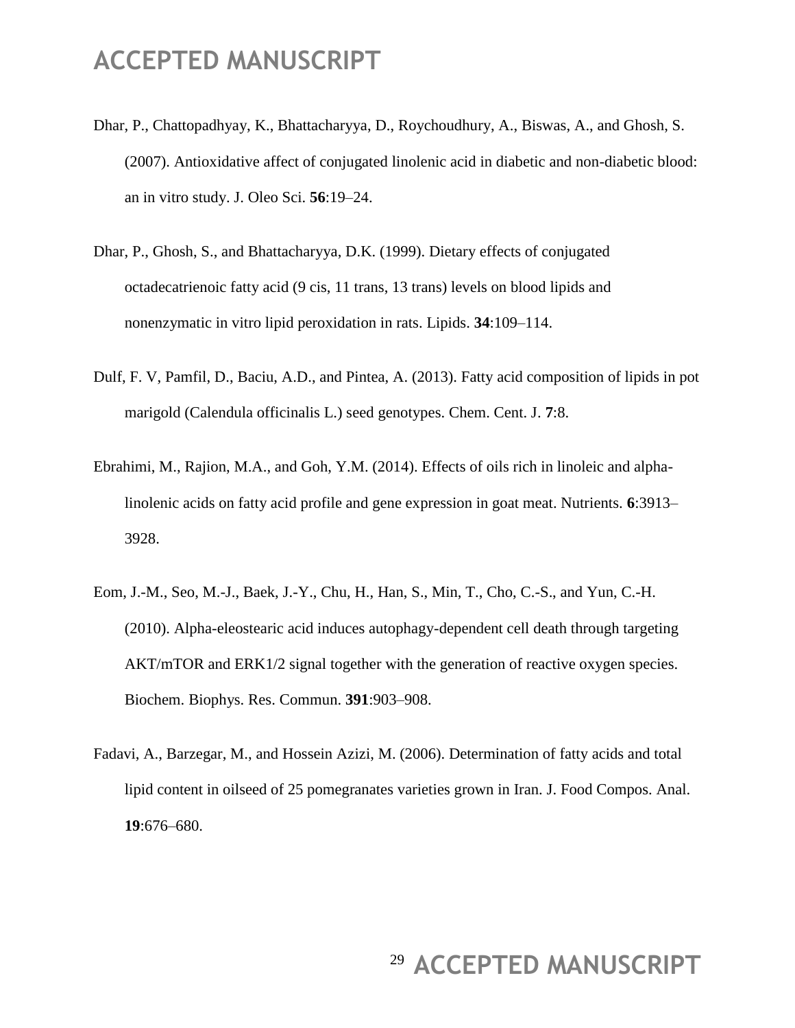Dhar, P., Chattopadhyay, K., Bhattacharyya, D., Roychoudhury, A., Biswas, A., and Ghosh, S. (2007). Antioxidative affect of conjugated linolenic acid in diabetic and non-diabetic blood: an in vitro study. J. Oleo Sci. **56**:19–24.

Dhar, P., Ghosh, S., and Bhattacharyya, D.K. (1999). Dietary effects of conjugated octadecatrienoic fatty acid (9 cis, 11 trans, 13 trans) levels on blood lipids and nonenzymatic in vitro lipid peroxidation in rats. Lipids. **34**:109–114.

Dulf, F. V, Pamfil, D., Baciu, A.D., and Pintea, A. (2013). Fatty acid composition of lipids in pot marigold (Calendula officinalis L.) seed genotypes. Chem. Cent. J. **7**:8.

Ebrahimi, M., Rajion, M.A., and Goh, Y.M. (2014). Effects of oils rich in linoleic and alpha-linolenic acids on fatty acid profile and gene expression in goat meat. Nutrients. **6**:3913–3928.

Eom, J.-M., Seo, M.-J., Baek, J.-Y., Chu, H., Han, S., Min, T., Cho, C.-S., and Yun, C.-H. (2010). Alpha-eleostearic acid induces autophagy-dependent cell death through targeting AKT/mTOR and ERK1/2 signal together with the generation of reactive oxygen species. Biochem. Biophys. Res. Commun. **391**:903–908.

Fadavi, A., Barzegar, M., and Hossein Azizi, M. (2006). Determination of fatty acids and total lipid content in oilseed of 25 pomegranates varieties grown in Iran. J. Food Compos. Anal. **19**:676–680.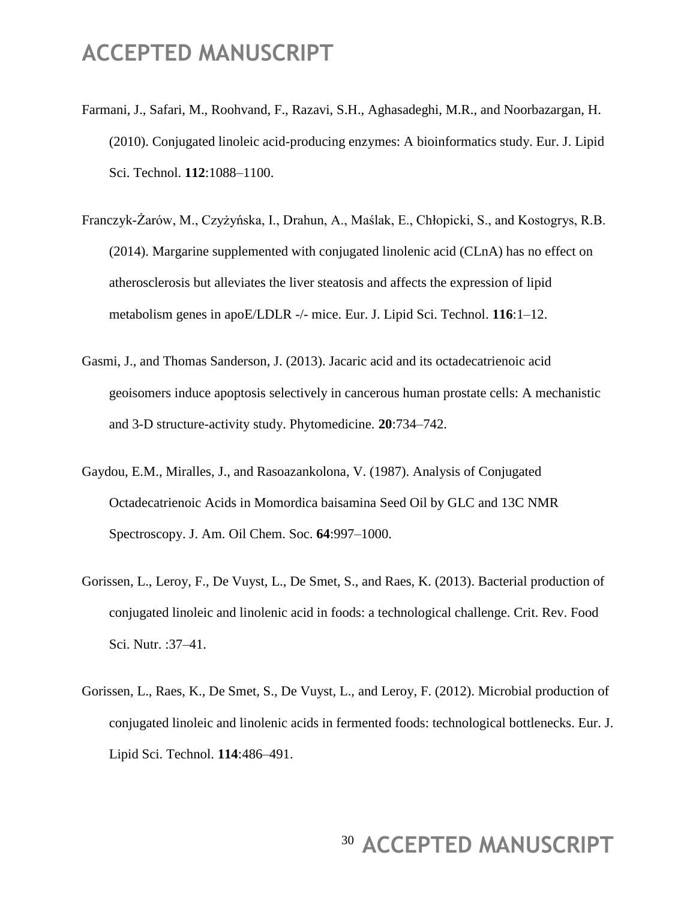Farmani, J., Safari, M., Roohvand, F., Razavi, S.H., Aghasadeghi, M.R., and Noorbazargan, H. (2010). Conjugated linoleic acid-producing enzymes: A bioinformatics study. Eur. J. Lipid Sci. Technol. **112**:1088–1100.

Franczyk-Żarów, M., Czyżyńska, I., Drahun, A., Maślak, E., Chłopicki, S., and Kostogrys, R.B. (2014). Margarine supplemented with conjugated linolenic acid (CLnA) has no effect on atherosclerosis but alleviates the liver steatosis and affects the expression of lipid metabolism genes in apoE/LDLR -/- mice. Eur. J. Lipid Sci. Technol. **116**:1–12.

Gasmi, J., and Thomas Sanderson, J. (2013). Jacaric acid and its octadecatrienoic acid geoisomers induce apoptosis selectively in cancerous human prostate cells: A mechanistic and 3-D structure-activity study. Phytomedicine. **20**:734–742.

Gaydou, E.M., Miralles, J., and Rasoazankolona, V. (1987). Analysis of Conjugated Octadecatrienoic Acids in Momordica baisamina Seed Oil by GLC and 13C NMR Spectroscopy. J. Am. Oil Chem. Soc. **64**:997–1000.

Gorissen, L., Leroy, F., De Vuyst, L., De Smet, S., and Raes, K. (2013). Bacterial production of conjugated linoleic and linolenic acid in foods: a technological challenge. Crit. Rev. Food Sci. Nutr. :37–41.

Gorissen, L., Raes, K., De Smet, S., De Vuyst, L., and Leroy, F. (2012). Microbial production of conjugated linoleic and linolenic acids in fermented foods: technological bottlenecks. Eur. J. Lipid Sci. Technol. **114**:486–491.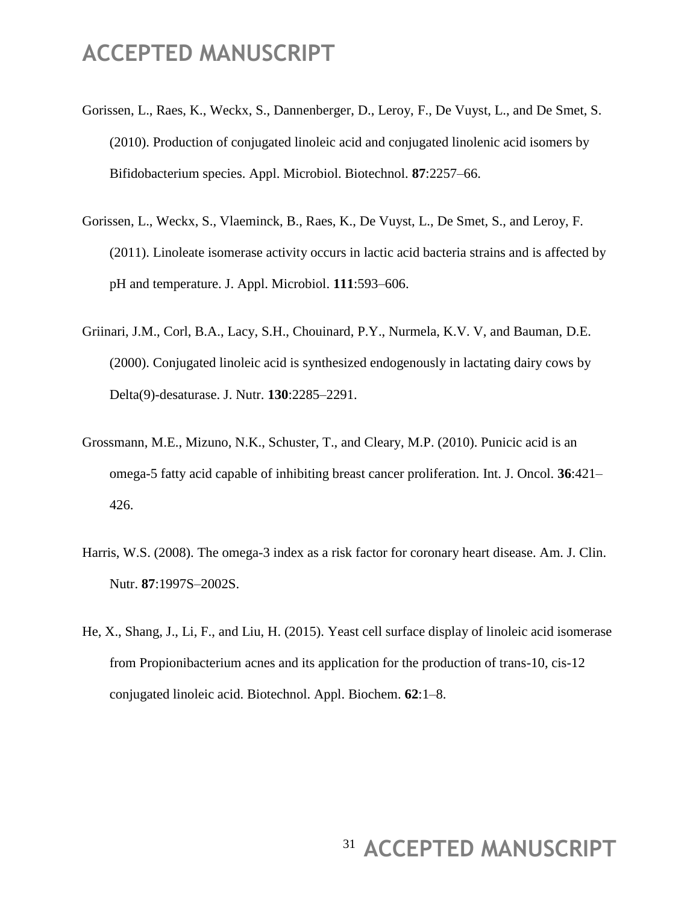Gorissen, L., Raes, K., Weckx, S., Dannenberger, D., Leroy, F., De Vuyst, L., and De Smet, S. (2010). Production of conjugated linoleic acid and conjugated linolenic acid isomers by Bifidobacterium species. Appl. Microbiol. Biotechnol. **87**:2257–66.

Gorissen, L., Weckx, S., Vlaeminck, B., Raes, K., De Vuyst, L., De Smet, S., and Leroy, F. (2011). Linoleate isomerase activity occurs in lactic acid bacteria strains and is affected by pH and temperature. J. Appl. Microbiol. **111**:593–606.

Griinari, J.M., Corl, B.A., Lacy, S.H., Chouinard, P.Y., Nurmela, K.V. V, and Bauman, D.E. (2000). Conjugated linoleic acid is synthesized endogenously in lactating dairy cows by Delta(9)-desaturase. J. Nutr. **130**:2285–2291.

Grossmann, M.E., Mizuno, N.K., Schuster, T., and Cleary, M.P. (2010). Punicic acid is an omega-5 fatty acid capable of inhibiting breast cancer proliferation. Int. J. Oncol. **36**:421–426.

Harris, W.S. (2008). The omega-3 index as a risk factor for coronary heart disease. Am. J. Clin. Nutr. **87**:1997S–2002S.

He, X., Shang, J., Li, F., and Liu, H. (2015). Yeast cell surface display of linoleic acid isomerase from Propionibacterium acnes and its application for the production of trans-10, cis-12 conjugated linoleic acid. Biotechnol. Appl. Biochem. **62**:1–8.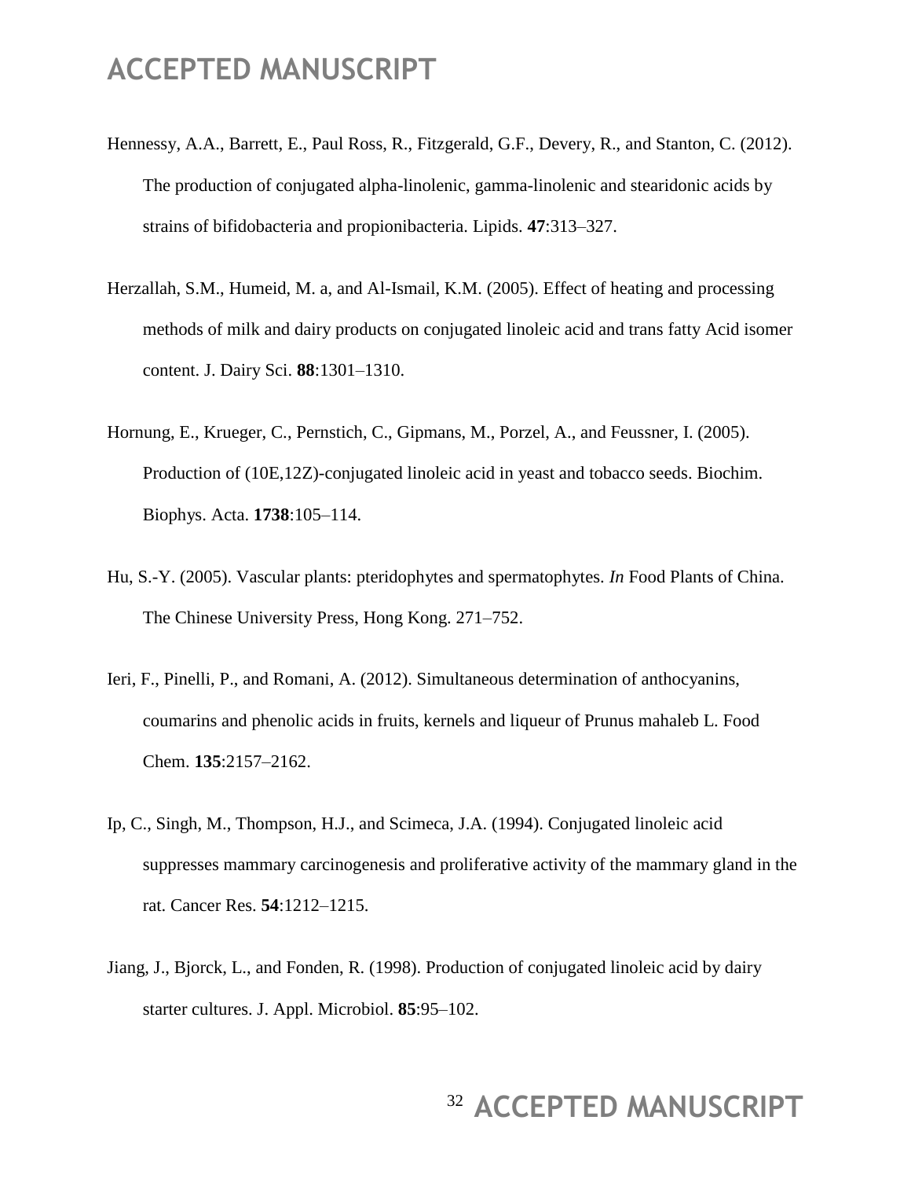Hennessy, A.A., Barrett, E., Paul Ross, R., Fitzgerald, G.F., Devery, R., and Stanton, C. (2012). The production of conjugated alpha-linolenic, gamma-linolenic and stearidonic acids by strains of bifidobacteria and propionibacteria. Lipids. **47**:313–327.

Herzallah, S.M., Humeid, M. a, and Al-Ismail, K.M. (2005). Effect of heating and processing methods of milk and dairy products on conjugated linoleic acid and trans fatty Acid isomer content. J. Dairy Sci. **88**:1301–1310.

Hornung, E., Krueger, C., Pernstich, C., Gipmans, M., Porzel, A., and Feussner, I. (2005). Production of (10E,12Z)-conjugated linoleic acid in yeast and tobacco seeds. Biochim. Biophys. Acta. **1738**:105–114.

Hu, S.-Y. (2005). Vascular plants: pteridophytes and spermatophytes. *In* Food Plants of China. The Chinese University Press, Hong Kong. 271–752.

Ieri, F., Pinelli, P., and Romani, A. (2012). Simultaneous determination of anthocyanins, coumarins and phenolic acids in fruits, kernels and liqueur of Prunus mahaleb L. Food Chem. **135**:2157–2162.

Ip, C., Singh, M., Thompson, H.J., and Scimeca, J.A. (1994). Conjugated linoleic acid suppresses mammary carcinogenesis and proliferative activity of the mammary gland in the rat. Cancer Res. **54**:1212–1215.

Jiang, J., Bjorck, L., and Fonden, R. (1998). Production of conjugated linoleic acid by dairy starter cultures. J. Appl. Microbiol. **85**:95–102.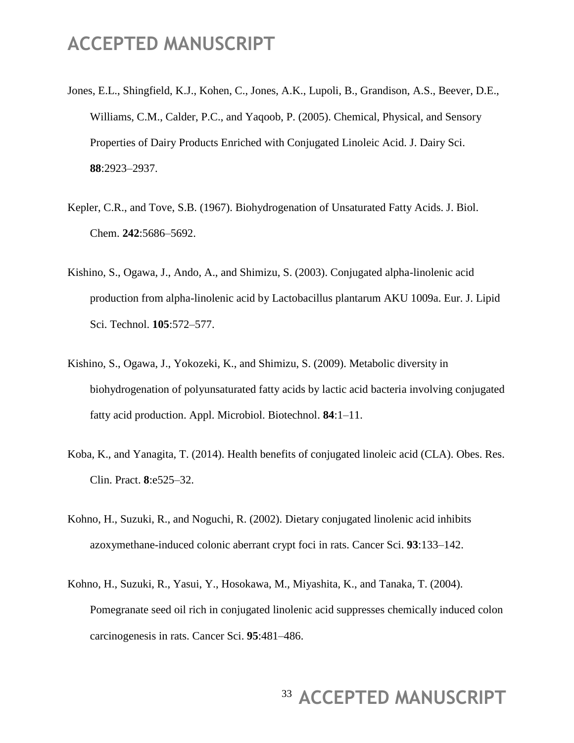Jones, E.L., Shingfield, K.J., Kohen, C., Jones, A.K., Lupoli, B., Grandison, A.S., Beever, D.E., Williams, C.M., Calder, P.C., and Yaqoob, P. (2005). Chemical, Physical, and Sensory Properties of Dairy Products Enriched with Conjugated Linoleic Acid. J. Dairy Sci. **88**:2923–2937.

Kepler, C.R., and Tove, S.B. (1967). Biohydrogenation of Unsaturated Fatty Acids. J. Biol. Chem. **242**:5686–5692.

Kishino, S., Ogawa, J., Ando, A., and Shimizu, S. (2003). Conjugated alpha-linolenic acid production from alpha-linolenic acid by Lactobacillus plantarum AKU 1009a. Eur. J. Lipid Sci. Technol. **105**:572–577.

Kishino, S., Ogawa, J., Yokozeki, K., and Shimizu, S. (2009). Metabolic diversity in biohydrogenation of polyunsaturated fatty acids by lactic acid bacteria involving conjugated fatty acid production. Appl. Microbiol. Biotechnol. **84**:1–11.

Koba, K., and Yanagita, T. (2014). Health benefits of conjugated linoleic acid (CLA). Obes. Res. Clin. Pract. **8**:e525–32.

Kohno, H., Suzuki, R., and Noguchi, R. (2002). Dietary conjugated linolenic acid inhibits azoxymethane-induced colonic aberrant crypt foci in rats. Cancer Sci. **93**:133–142.

Kohno, H., Suzuki, R., Yasui, Y., Hosokawa, M., Miyashita, K., and Tanaka, T. (2004). Pomegranate seed oil rich in conjugated linolenic acid suppresses chemically induced colon carcinogenesis in rats. Cancer Sci. **95**:481–486.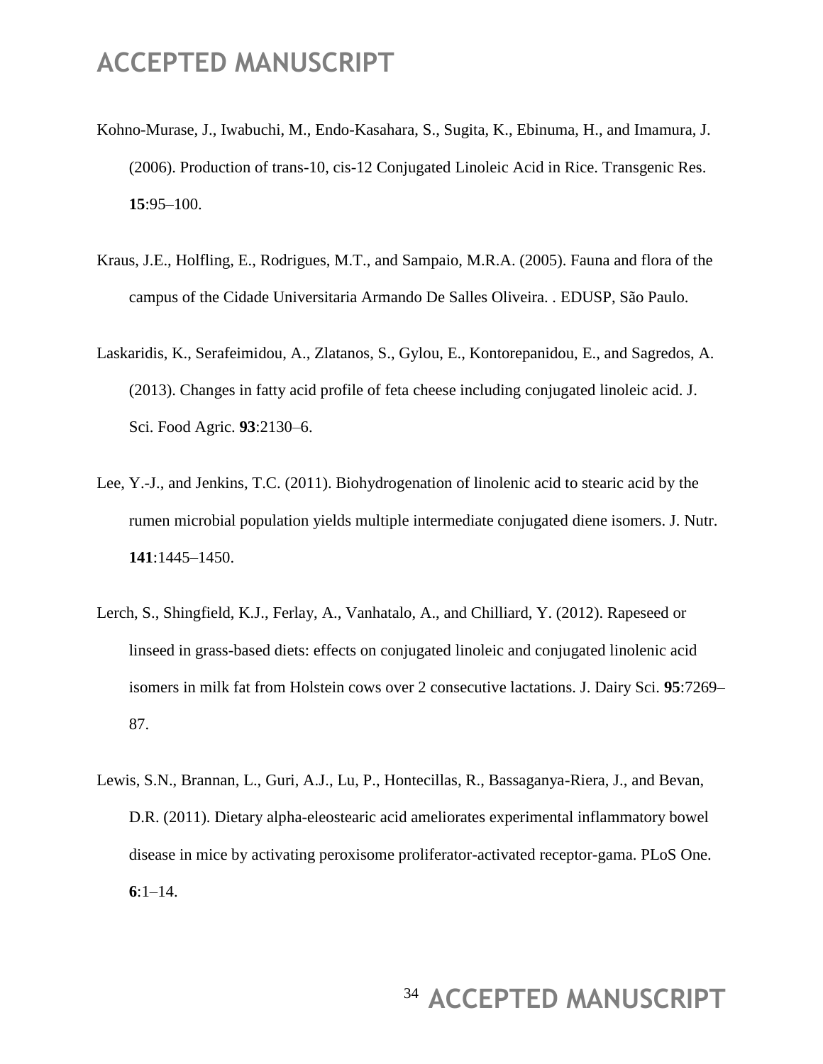Kohno-Murase, J., Iwabuchi, M., Endo-Kasahara, S., Sugita, K., Ebinuma, H., and Imamura, J. (2006). Production of trans-10, cis-12 Conjugated Linoleic Acid in Rice. Transgenic Res. **15**:95–100.

Kraus, J.E., Holfling, E., Rodrigues, M.T., and Sampaio, M.R.A. (2005). Fauna and flora of the campus of the Cidade Universitaria Armando De Salles Oliveira. . EDUSP, São Paulo.

Laskaridis, K., Serafeimidou, A., Zlatanos, S., Gylou, E., Kontorepanidou, E., and Sagredos, A. (2013). Changes in fatty acid profile of feta cheese including conjugated linoleic acid. J. Sci. Food Agric. **93**:2130–6.

Lee, Y.-J., and Jenkins, T.C. (2011). Biohydrogenation of linolenic acid to stearic acid by the rumen microbial population yields multiple intermediate conjugated diene isomers. J. Nutr. **141**:1445–1450.

Lerch, S., Shingfield, K.J., Ferlay, A., Vanhatalo, A., and Chilliard, Y. (2012). Rapeseed or linseed in grass-based diets: effects on conjugated linoleic and conjugated linolenic acid isomers in milk fat from Holstein cows over 2 consecutive lactations. J. Dairy Sci. **95**:7269–87.

Lewis, S.N., Brannan, L., Guri, A.J., Lu, P., Hontecillas, R., Bassaganya-Riera, J., and Bevan, D.R. (2011). Dietary alpha-eleostearic acid ameliorates experimental inflammatory bowel disease in mice by activating peroxisome proliferator-activated receptor-gama. PLoS One. **6**:1–14.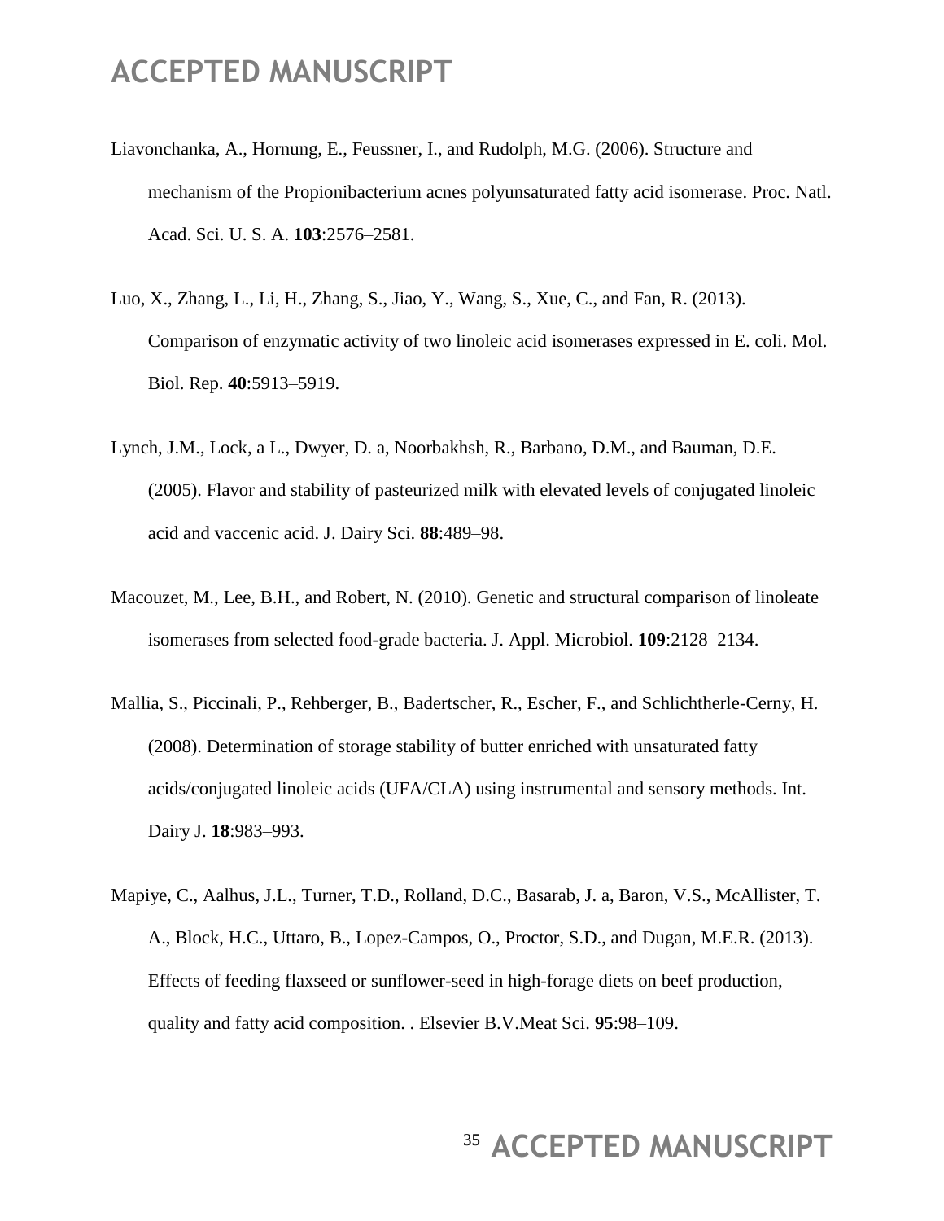Liavonchanka, A., Hornung, E., Feussner, I., and Rudolph, M.G. (2006). Structure and mechanism of the Propionibacterium acnes polyunsaturated fatty acid isomerase. Proc. Natl. Acad. Sci. U. S. A. **103**:2576–2581.

Luo, X., Zhang, L., Li, H., Zhang, S., Jiao, Y., Wang, S., Xue, C., and Fan, R. (2013). Comparison of enzymatic activity of two linoleic acid isomerases expressed in E. coli. Mol. Biol. Rep. **40**:5913–5919.

Lynch, J.M., Lock, a L., Dwyer, D. a, Noorbakhsh, R., Barbano, D.M., and Bauman, D.E. (2005). Flavor and stability of pasteurized milk with elevated levels of conjugated linoleic acid and vaccenic acid. J. Dairy Sci. **88**:489–98.

Macouzet, M., Lee, B.H., and Robert, N. (2010). Genetic and structural comparison of linoleate isomerases from selected food-grade bacteria. J. Appl. Microbiol. **109**:2128–2134.

Mallia, S., Piccinali, P., Rehberger, B., Badertscher, R., Escher, F., and Schlichtherle-Cerny, H. (2008). Determination of storage stability of butter enriched with unsaturated fatty acids/conjugated linoleic acids (UFA/CLA) using instrumental and sensory methods. Int. Dairy J. **18**:983–993.

Mapiye, C., Aalhus, J.L., Turner, T.D., Rolland, D.C., Basarab, J. a, Baron, V.S., McAllister, T. A., Block, H.C., Uttaro, B., Lopez-Campos, O., Proctor, S.D., and Dugan, M.E.R. (2013). Effects of feeding flaxseed or sunflower-seed in high-forage diets on beef production, quality and fatty acid composition. . Elsevier B.V.Meat Sci. **95**:98–109.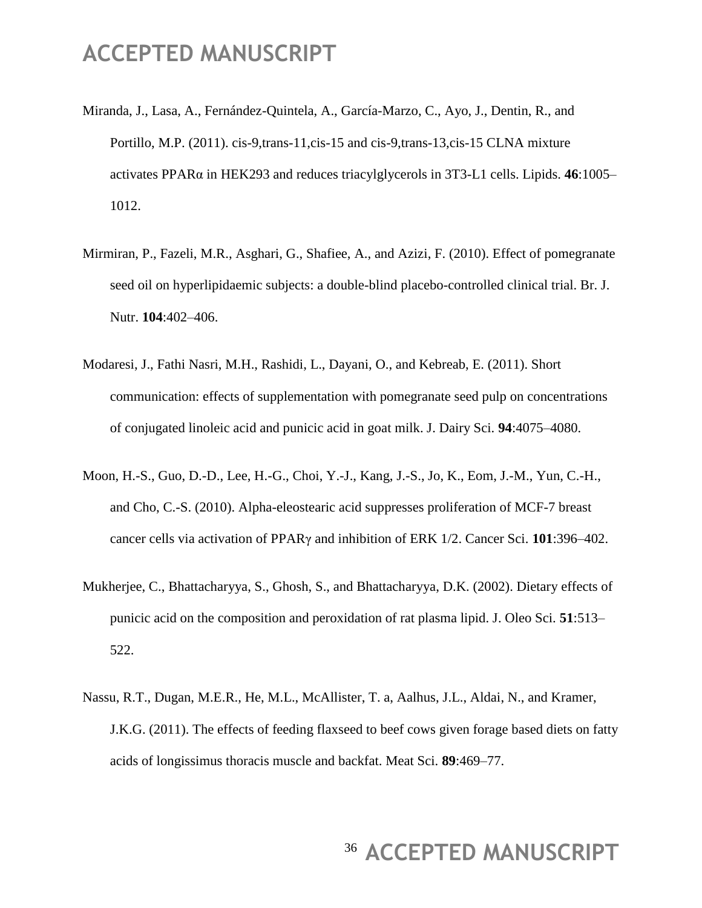Miranda, J., Lasa, A., Fernández-Quintela, A., García-Marzo, C., Ayo, J., Dentin, R., and Portillo, M.P. (2011). cis-9,trans-11,cis-15 and cis-9,trans-13,cis-15 CLNA mixture activates PPARα in HEK293 and reduces triacylglycerols in 3T3-L1 cells. Lipids. **46**:1005–1012.

Mirmiran, P., Fazeli, M.R., Asghari, G., Shafiee, A., and Azizi, F. (2010). Effect of pomegranate seed oil on hyperlipidaemic subjects: a double-blind placebo-controlled clinical trial. Br. J. Nutr. **104**:402–406.

Modaresi, J., Fathi Nasri, M.H., Rashidi, L., Dayani, O., and Kebreab, E. (2011). Short communication: effects of supplementation with pomegranate seed pulp on concentrations of conjugated linoleic acid and punicic acid in goat milk. J. Dairy Sci. **94**:4075–4080.

Moon, H.-S., Guo, D.-D., Lee, H.-G., Choi, Y.-J., Kang, J.-S., Jo, K., Eom, J.-M., Yun, C.-H., and Cho, C.-S. (2010). Alpha-eleostearic acid suppresses proliferation of MCF-7 breast cancer cells via activation of PPARγ and inhibition of ERK 1/2. Cancer Sci. **101**:396–402.

Mukherjee, C., Bhattacharyya, S., Ghosh, S., and Bhattacharyya, D.K. (2002). Dietary effects of punicic acid on the composition and peroxidation of rat plasma lipid. J. Oleo Sci. **51**:513–522.

Nassu, R.T., Dugan, M.E.R., He, M.L., McAllister, T. a, Aalhus, J.L., Aldai, N., and Kramer, J.K.G. (2011). The effects of feeding flaxseed to beef cows given forage based diets on fatty acids of longissimus thoracis muscle and backfat. Meat Sci. **89**:469–77.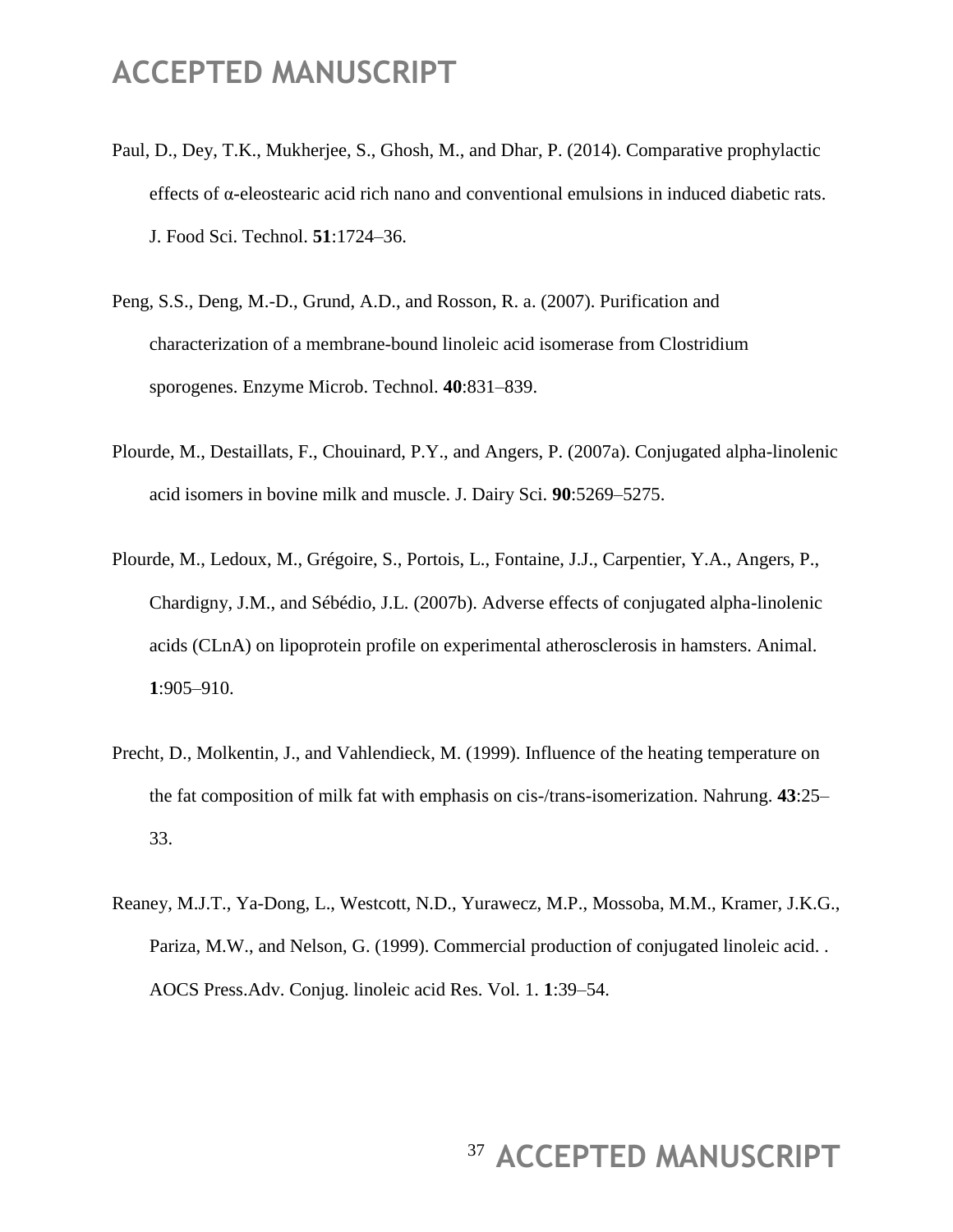Paul, D., Dey, T.K., Mukherjee, S., Ghosh, M., and Dhar, P. (2014). Comparative prophylactic effects of α-eleostearic acid rich nano and conventional emulsions in induced diabetic rats. J. Food Sci. Technol. **51**:1724–36.

Peng, S.S., Deng, M.-D., Grund, A.D., and Rosson, R. a. (2007). Purification and characterization of a membrane-bound linoleic acid isomerase from Clostridium sporogenes. Enzyme Microb. Technol. **40**:831–839.

Plourde, M., Destaillats, F., Chouinard, P.Y., and Angers, P. (2007a). Conjugated alpha-linolenic acid isomers in bovine milk and muscle. J. Dairy Sci. **90**:5269–5275.

Plourde, M., Ledoux, M., Grégoire, S., Portois, L., Fontaine, J.J., Carpentier, Y.A., Angers, P., Chardigny, J.M., and Sébédio, J.L. (2007b). Adverse effects of conjugated alpha-linolenic acids (CLnA) on lipoprotein profile on experimental atherosclerosis in hamsters. Animal. **1**:905–910.

Precht, D., Molkentin, J., and Vahlendieck, M. (1999). Influence of the heating temperature on the fat composition of milk fat with emphasis on cis-/trans-isomerization. Nahrung. **43**:25–33.

Reaney, M.J.T., Ya-Dong, L., Westcott, N.D., Yurawecz, M.P., Mossoba, M.M., Kramer, J.K.G., Pariza, M.W., and Nelson, G. (1999). Commercial production of conjugated linoleic acid. . AOCS Press.Adv. Conjug. linoleic acid Res. Vol. 1. **1**:39–54.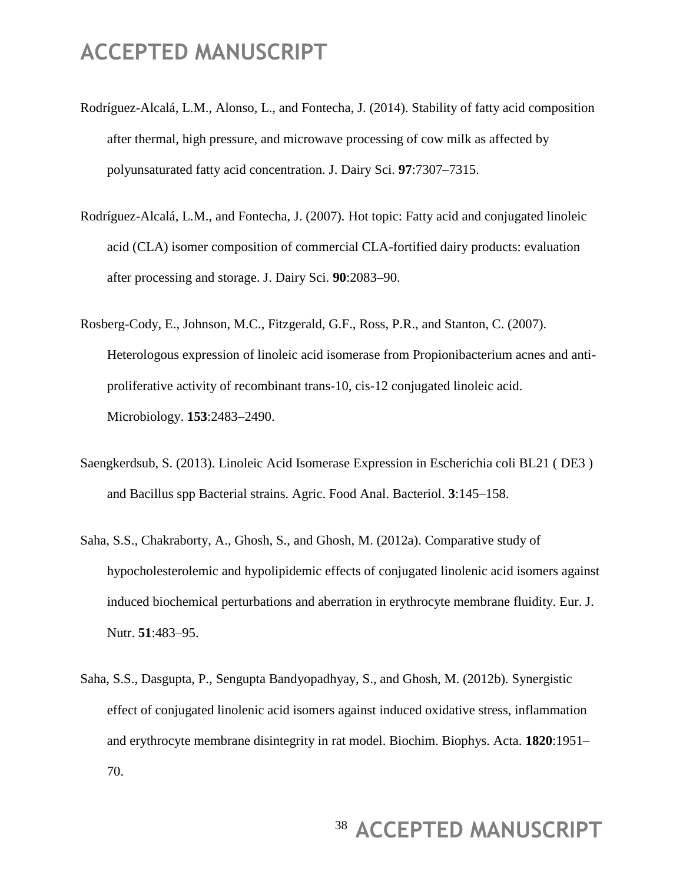Rodríguez-Alcalá, L.M., Alonso, L., and Fontecha, J. (2014). Stability of fatty acid composition after thermal, high pressure, and microwave processing of cow milk as affected by polyunsaturated fatty acid concentration. J. Dairy Sci. **97**:7307–7315.

Rodríguez-Alcalá, L.M., and Fontecha, J. (2007). Hot topic: Fatty acid and conjugated linoleic acid (CLA) isomer composition of commercial CLA-fortified dairy products: evaluation after processing and storage. J. Dairy Sci. **90**:2083–90.

Rosberg-Cody, E., Johnson, M.C., Fitzgerald, G.F., Ross, P.R., and Stanton, C. (2007). Heterologous expression of linoleic acid isomerase from Propionibacterium acnes and anti-proliferative activity of recombinant trans-10, cis-12 conjugated linoleic acid. Microbiology. **153**:2483–2490.

Saengkerdsub, S. (2013). Linoleic Acid Isomerase Expression in Escherichia coli BL21 ( DE3 ) and Bacillus spp Bacterial strains. Agric. Food Anal. Bacteriol. **3**:145–158.

Saha, S.S., Chakraborty, A., Ghosh, S., and Ghosh, M. (2012a). Comparative study of hypocholesterolemic and hypolipidemic effects of conjugated linolenic acid isomers against induced biochemical perturbations and aberration in erythrocyte membrane fluidity. Eur. J. Nutr. **51**:483–95.

Saha, S.S., Dasgupta, P., Sengupta Bandyopadhyay, S., and Ghosh, M. (2012b). Synergistic effect of conjugated linolenic acid isomers against induced oxidative stress, inflammation and erythrocyte membrane disintegrity in rat model. Biochim. Biophys. Acta. **1820**:1951–70.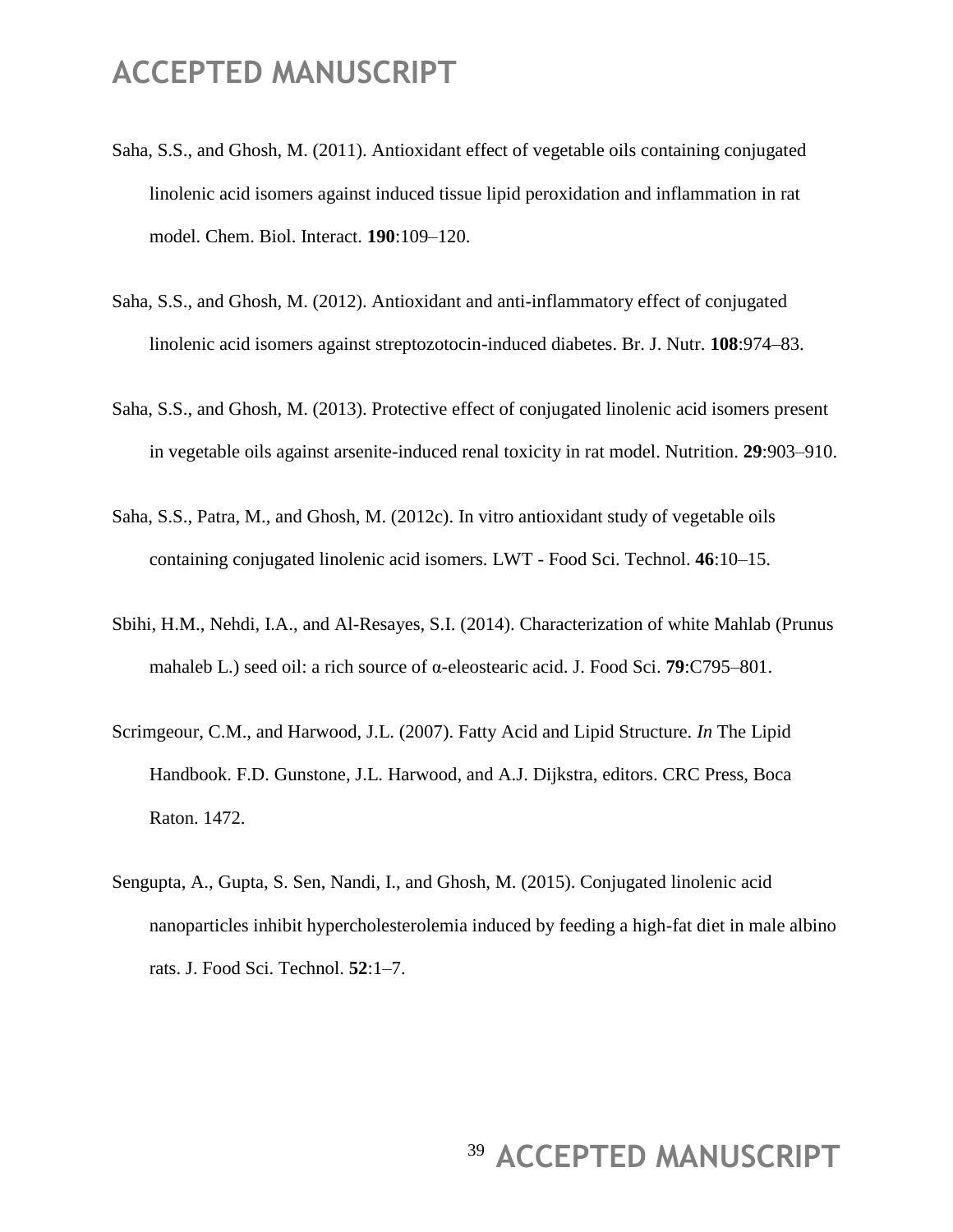Saha, S.S., and Ghosh, M. (2011). Antioxidant effect of vegetable oils containing conjugated linolenic acid isomers against induced tissue lipid peroxidation and inflammation in rat model. Chem. Biol. Interact. **190**:109–120.

Saha, S.S., and Ghosh, M. (2012). Antioxidant and anti-inflammatory effect of conjugated linolenic acid isomers against streptozotocin-induced diabetes. Br. J. Nutr. **108**:974–83.

Saha, S.S., and Ghosh, M. (2013). Protective effect of conjugated linolenic acid isomers present in vegetable oils against arsenite-induced renal toxicity in rat model. Nutrition. **29**:903–910.

Saha, S.S., Patra, M., and Ghosh, M. (2012c). In vitro antioxidant study of vegetable oils containing conjugated linolenic acid isomers. LWT - Food Sci. Technol. **46**:10–15.

Sbihi, H.M., Nehdi, I.A., and Al-Resayes, S.I. (2014). Characterization of white Mahlab (Prunus mahaleb L.) seed oil: a rich source of α-eleostearic acid. J. Food Sci. **79**:C795–801.

Scrimgeour, C.M., and Harwood, J.L. (2007). Fatty Acid and Lipid Structure. *In* The Lipid Handbook. F.D. Gunstone, J.L. Harwood, and A.J. Dijkstra, editors. CRC Press, Boca Raton. 1472.

Sengupta, A., Gupta, S. Sen, Nandi, I., and Ghosh, M. (2015). Conjugated linolenic acid nanoparticles inhibit hypercholesterolemia induced by feeding a high-fat diet in male albino rats. J. Food Sci. Technol. **52**:1–7.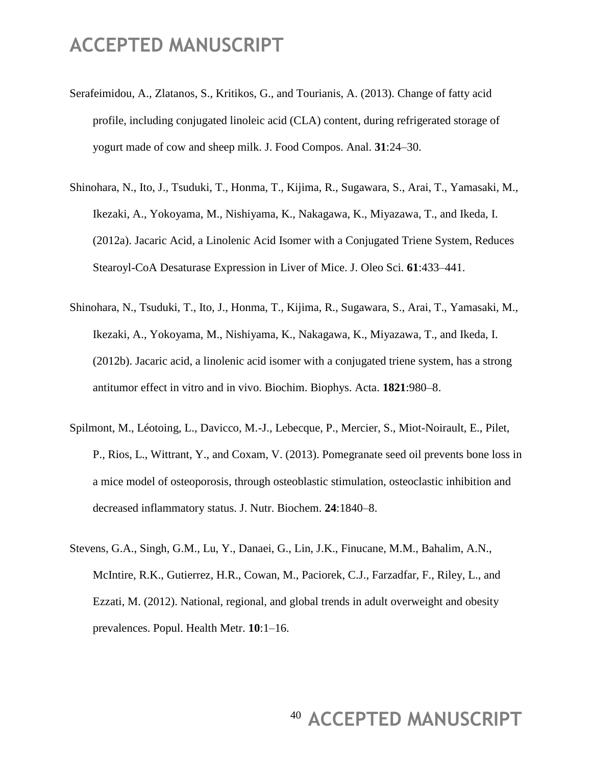Serafeimidou, A., Zlatanos, S., Kritikos, G., and Tourianis, A. (2013). Change of fatty acid profile, including conjugated linoleic acid (CLA) content, during refrigerated storage of yogurt made of cow and sheep milk. J. Food Compos. Anal. **31**:24–30.

Shinohara, N., Ito, J., Tsuduki, T., Honma, T., Kijima, R., Sugawara, S., Arai, T., Yamasaki, M., Ikezaki, A., Yokoyama, M., Nishiyama, K., Nakagawa, K., Miyazawa, T., and Ikeda, I. (2012a). Jacaric Acid, a Linolenic Acid Isomer with a Conjugated Triene System, Reduces Stearoyl-CoA Desaturase Expression in Liver of Mice. J. Oleo Sci. **61**:433–441.

Shinohara, N., Tsuduki, T., Ito, J., Honma, T., Kijima, R., Sugawara, S., Arai, T., Yamasaki, M., Ikezaki, A., Yokoyama, M., Nishiyama, K., Nakagawa, K., Miyazawa, T., and Ikeda, I. (2012b). Jacaric acid, a linolenic acid isomer with a conjugated triene system, has a strong antitumor effect in vitro and in vivo. Biochim. Biophys. Acta. **1821**:980–8.

Spilmont, M., Léotoing, L., Davicco, M.-J., Lebecque, P., Mercier, S., Miot-Noirault, E., Pilet, P., Rios, L., Wittrant, Y., and Coxam, V. (2013). Pomegranate seed oil prevents bone loss in a mice model of osteoporosis, through osteoblastic stimulation, osteoclastic inhibition and decreased inflammatory status. J. Nutr. Biochem. **24**:1840–8.

Stevens, G.A., Singh, G.M., Lu, Y., Danaei, G., Lin, J.K., Finucane, M.M., Bahalim, A.N., McIntire, R.K., Gutierrez, H.R., Cowan, M., Paciorek, C.J., Farzadfar, F., Riley, L., and Ezzati, M. (2012). National, regional, and global trends in adult overweight and obesity prevalences. Popul. Health Metr. **10**:1–16.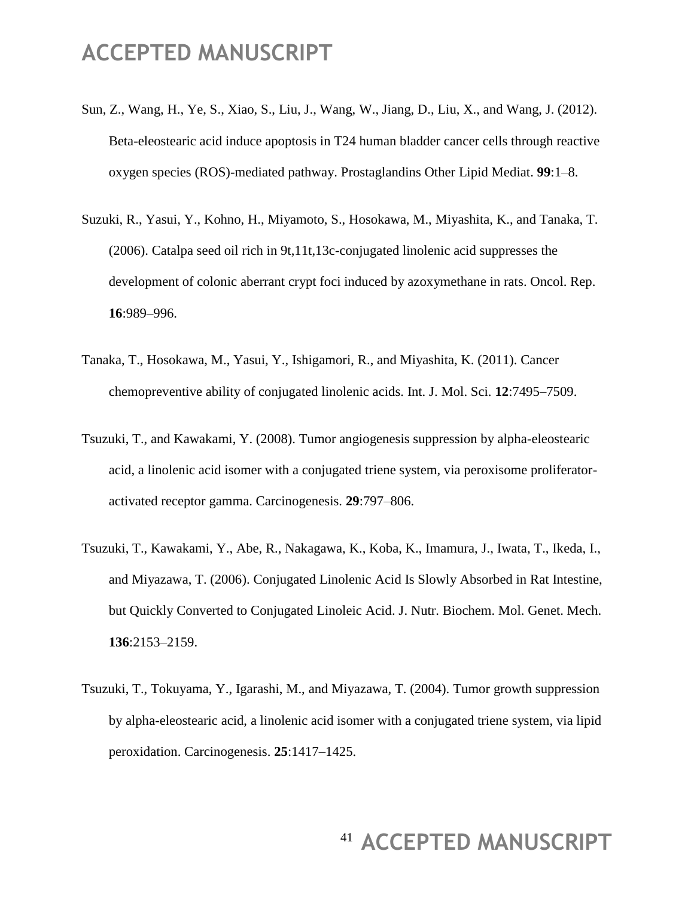Sun, Z., Wang, H., Ye, S., Xiao, S., Liu, J., Wang, W., Jiang, D., Liu, X., and Wang, J. (2012). Beta-eleostearic acid induce apoptosis in T24 human bladder cancer cells through reactive oxygen species (ROS)-mediated pathway. Prostaglandins Other Lipid Mediat. **99**:1–8.

Suzuki, R., Yasui, Y., Kohno, H., Miyamoto, S., Hosokawa, M., Miyashita, K., and Tanaka, T. (2006). Catalpa seed oil rich in 9t,11t,13c-conjugated linolenic acid suppresses the development of colonic aberrant crypt foci induced by azoxymethane in rats. Oncol. Rep. **16**:989–996.

Tanaka, T., Hosokawa, M., Yasui, Y., Ishigamori, R., and Miyashita, K. (2011). Cancer chemopreventive ability of conjugated linolenic acids. Int. J. Mol. Sci. **12**:7495–7509.

Tsuzuki, T., and Kawakami, Y. (2008). Tumor angiogenesis suppression by alpha-eleostearic acid, a linolenic acid isomer with a conjugated triene system, via peroxisome proliferator-activated receptor gamma. Carcinogenesis. **29**:797–806.

Tsuzuki, T., Kawakami, Y., Abe, R., Nakagawa, K., Koba, K., Imamura, J., Iwata, T., Ikeda, I., and Miyazawa, T. (2006). Conjugated Linolenic Acid Is Slowly Absorbed in Rat Intestine, but Quickly Converted to Conjugated Linoleic Acid. J. Nutr. Biochem. Mol. Genet. Mech. **136**:2153–2159.

Tsuzuki, T., Tokuyama, Y., Igarashi, M., and Miyazawa, T. (2004). Tumor growth suppression by alpha-eleostearic acid, a linolenic acid isomer with a conjugated triene system, via lipid peroxidation. Carcinogenesis. **25**:1417–1425.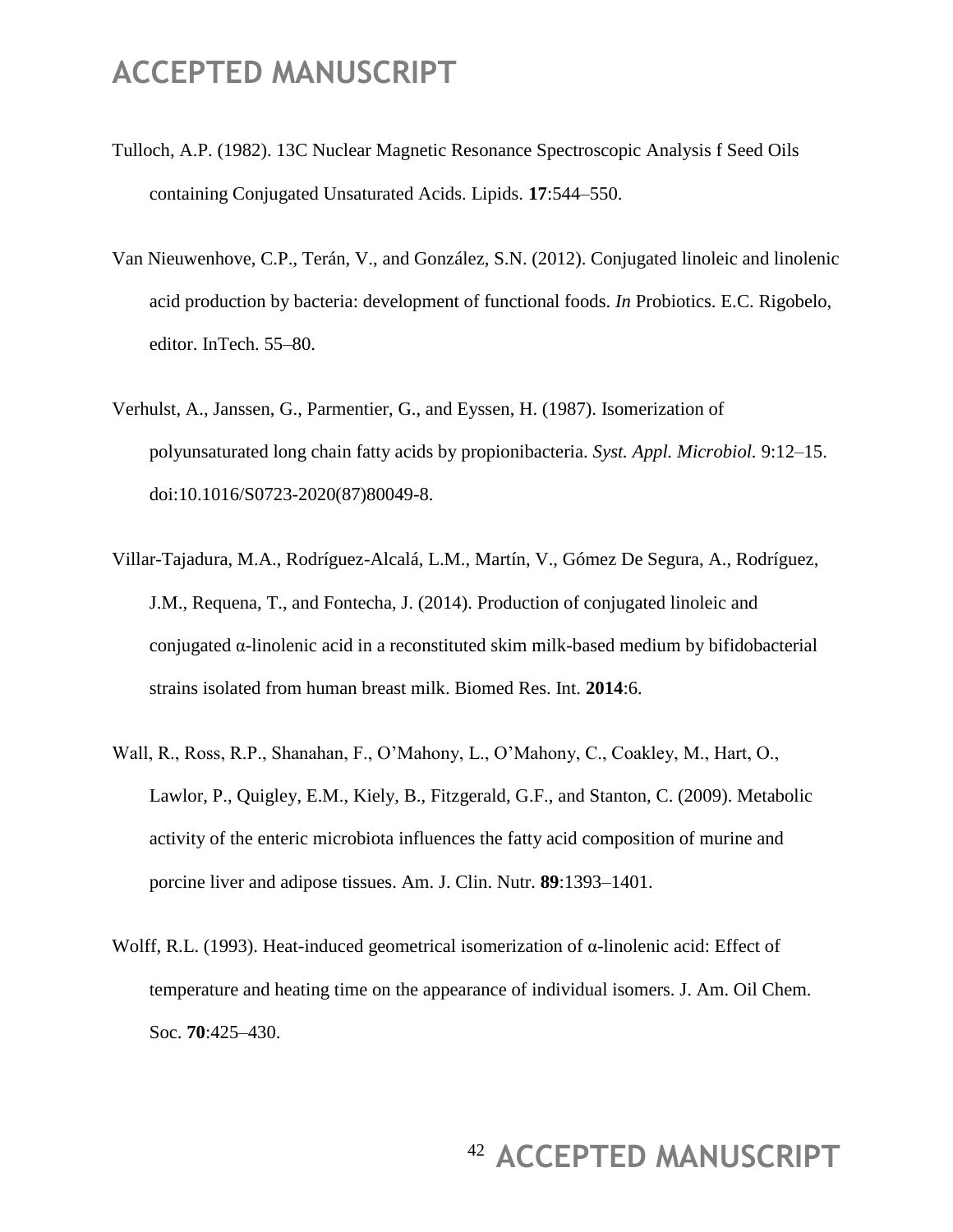Tulloch, A.P. (1982). 13C Nuclear Magnetic Resonance Spectroscopic Analysis f Seed Oils containing Conjugated Unsaturated Acids. Lipids. **17**:544–550.

Van Nieuwenhove, C.P., Terán, V., and González, S.N. (2012). Conjugated linoleic and linolenic acid production by bacteria: development of functional foods. *In* Probiotics. E.C. Rigobelo, editor. InTech. 55–80.

Verhulst, A., Janssen, G., Parmentier, G., and Eyssen, H. (1987). Isomerization of polyunsaturated long chain fatty acids by propionibacteria. *Syst. Appl. Microbiol.* 9:12–15. doi:10.1016/S0723-2020(87)80049-8.

Villar-Tajadura, M.A., Rodríguez-Alcalá, L.M., Martín, V., Gómez De Segura, A., Rodríguez, J.M., Requena, T., and Fontecha, J. (2014). Production of conjugated linoleic and conjugated α-linolenic acid in a reconstituted skim milk-based medium by bifidobacterial strains isolated from human breast milk. Biomed Res. Int. **2014**:6.

Wall, R., Ross, R.P., Shanahan, F., O'Mahony, L., O'Mahony, C., Coakley, M., Hart, O., Lawlor, P., Quigley, E.M., Kiely, B., Fitzgerald, G.F., and Stanton, C. (2009). Metabolic activity of the enteric microbiota influences the fatty acid composition of murine and porcine liver and adipose tissues. Am. J. Clin. Nutr. **89**:1393–1401.

Wolff, R.L. (1993). Heat-induced geometrical isomerization of α-linolenic acid: Effect of temperature and heating time on the appearance of individual isomers. J. Am. Oil Chem. Soc. **70**:425–430.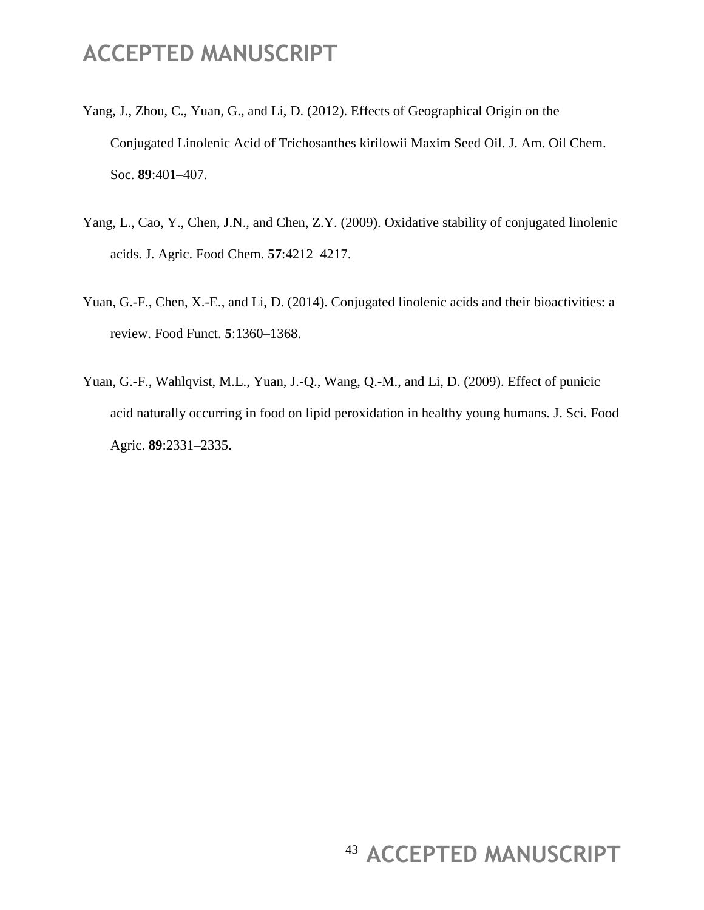Yang, J., Zhou, C., Yuan, G., and Li, D. (2012). Effects of Geographical Origin on the Conjugated Linolenic Acid of Trichosanthes kirilowii Maxim Seed Oil. J. Am. Oil Chem. Soc. **89**:401–407.

Yang, L., Cao, Y., Chen, J.N., and Chen, Z.Y. (2009). Oxidative stability of conjugated linolenic acids. J. Agric. Food Chem. **57**:4212–4217.

Yuan, G.-F., Chen, X.-E., and Li, D. (2014). Conjugated linolenic acids and their bioactivities: a review. Food Funct. **5**:1360–1368.

Yuan, G.-F., Wahlqvist, M.L., Yuan, J.-Q., Wang, Q.-M., and Li, D. (2009). Effect of punicic acid naturally occurring in food on lipid peroxidation in healthy young humans. J. Sci. Food Agric. **89**:2331–2335.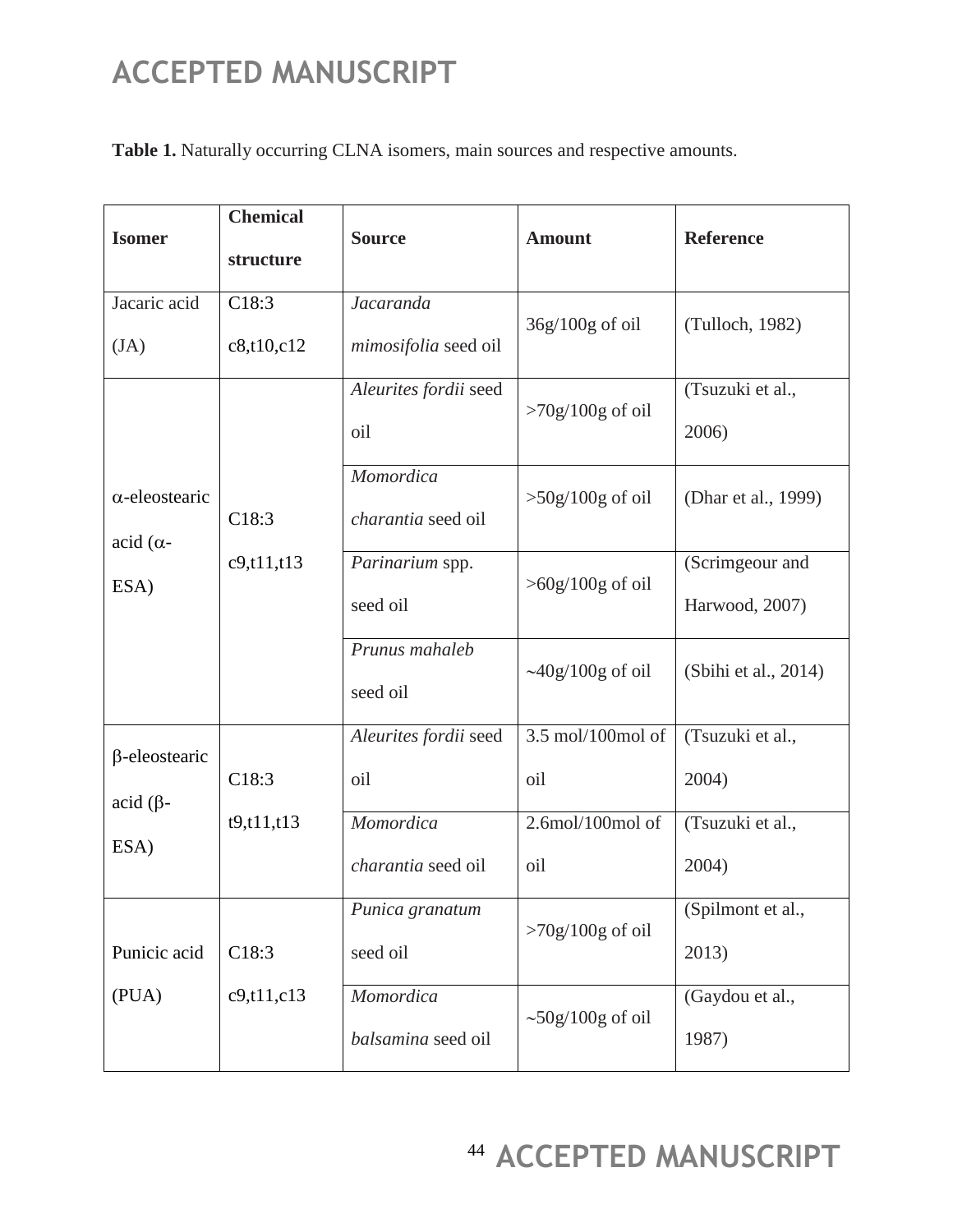Table 1. Naturally occurring CLNA isomers, main sources and respective amounts.

| Isomer | Chemical structure | Source | Amount | Reference |
|---|---|---|---|---|
| Jacaric acid (JA) | C18:3 c8,t10,c12 | *Jacaranda mimosifolia* seed oil | 36g/100g of oil | (Tulloch, 1982) |
| α-eleostearic acid (α-ESA) | C18:3 c9,t11,t13 | *Aleurites fordii* seed oil | >70g/100g of oil | (Tsuzuki et al., 2006) |
| | | *Momordica charantia* seed oil | >50g/100g of oil | (Dhar et al., 1999) |
| | | *Parinarium* spp. seed oil | >60g/100g of oil | (Scrimgeour and Harwood, 2007) |
| | | *Prunus mahaleb* seed oil | ~40g/100g of oil | (Sbihi et al., 2014) |
| β-eleostearic acid (β-ESA) | C18:3 t9,t11,t13 | *Aleurites fordii* seed oil | 3.5 mol/100mol of oil | (Tsuzuki et al., 2004) |
| | | *Momordica charantia* seed oil | 2.6mol/100mol of oil | (Tsuzuki et al., 2004) |
| Punicic acid (PUA) | C18:3 c9,t11,c13 | *Punica granatum* seed oil | >70g/100g of oil | (Spilmont et al., 2013) |
| | | *Momordica balsamina* seed oil | ~50g/100g of oil | (Gaydou et al., 1987) |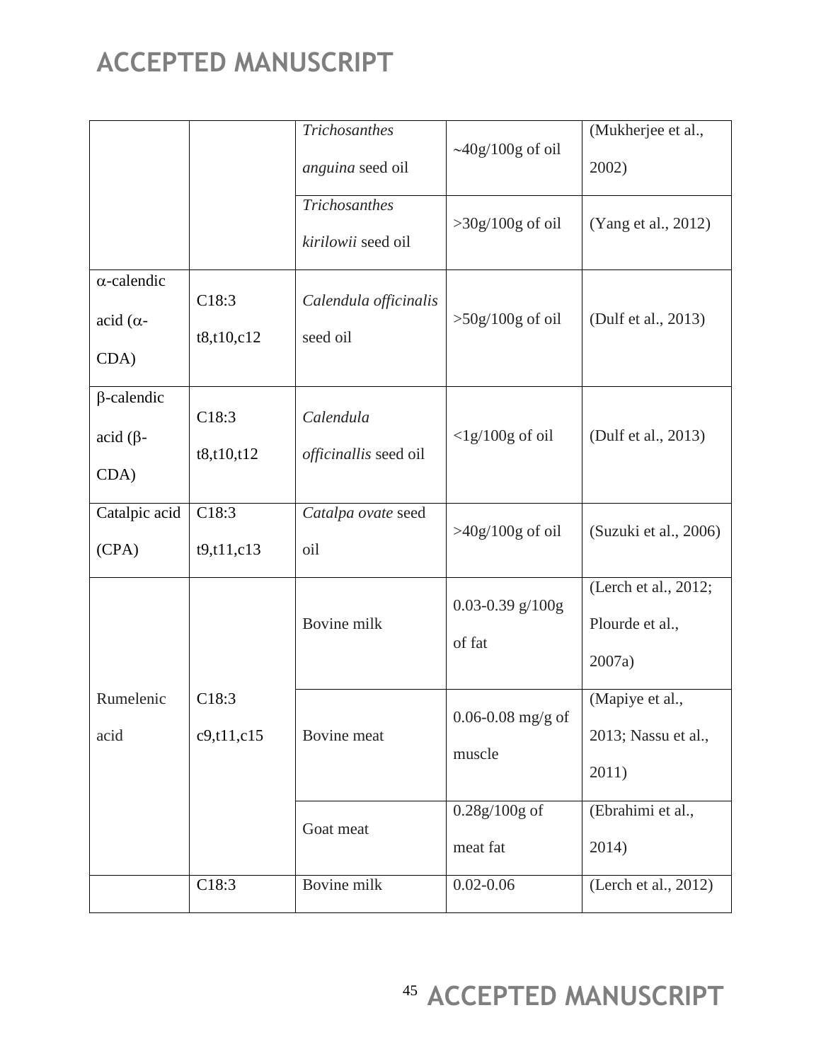| | | | | |
|---|---|---|---|---|
| | | *Trichosanthes anguina* seed oil | ~40g/100g of oil | (Mukherjee et al., 2002) |
| | | *Trichosanthes kirilowii* seed oil | >30g/100g of oil | (Yang et al., 2012) |
| α-calendic acid (α-CDA) | C18:3 t8,t10,c12 | *Calendula officinalis* seed oil | >50g/100g of oil | (Dulf et al., 2013) |
| β-calendic acid (β-CDA) | C18:3 t8,t10,t12 | *Calendula officinallis* seed oil | <1g/100g of oil | (Dulf et al., 2013) |
| Catalpic acid (CPA) | C18:3 t9,t11,c13 | *Catalpa ovate* seed oil | >40g/100g of oil | (Suzuki et al., 2006) |
| Rumelenic acid | C18:3 c9,t11,c15 | Bovine milk | 0.03-0.39 g/100g of fat | (Lerch et al., 2012; Plourde et al., 2007a) |
| | | Bovine meat | 0.06-0.08 mg/g of muscle | (Mapiye et al., 2013; Nassu et al., 2011) |
| | | Goat meat | 0.28g/100g of meat fat | (Ebrahimi et al., 2014) |
| | C18:3 | Bovine milk | 0.02-0.06 | (Lerch et al., 2012) |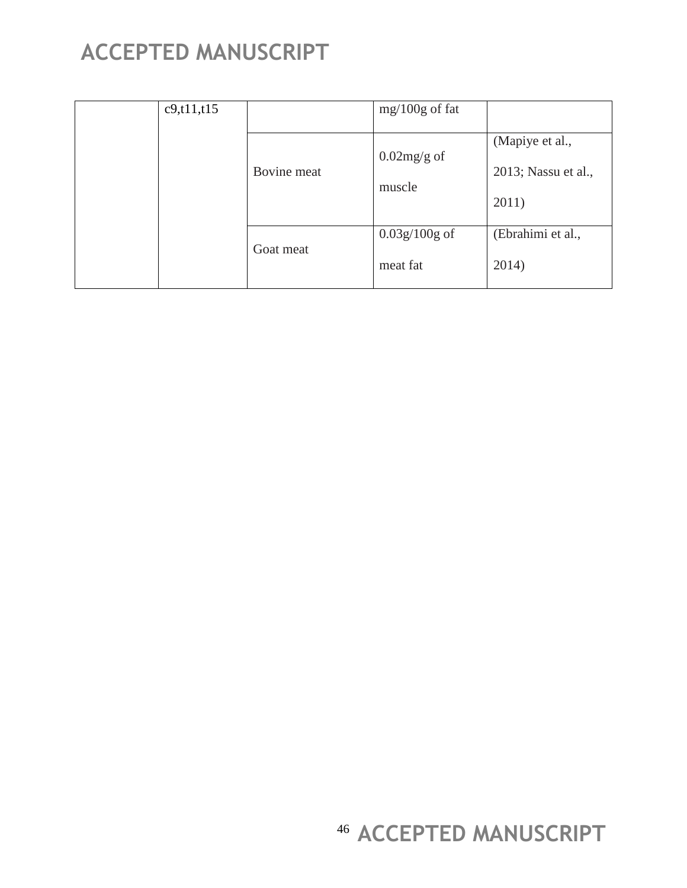| | | | | |
|---|---|---|---|---|
| | c9,t11,t15 | | mg/100g of fat | |
| | | Bovine meat | 0.02mg/g of muscle | (Mapiye et al., 2013; Nassu et al., 2011) |
| | | Goat meat | 0.03g/100g of meat fat | (Ebrahimi et al., 2014) |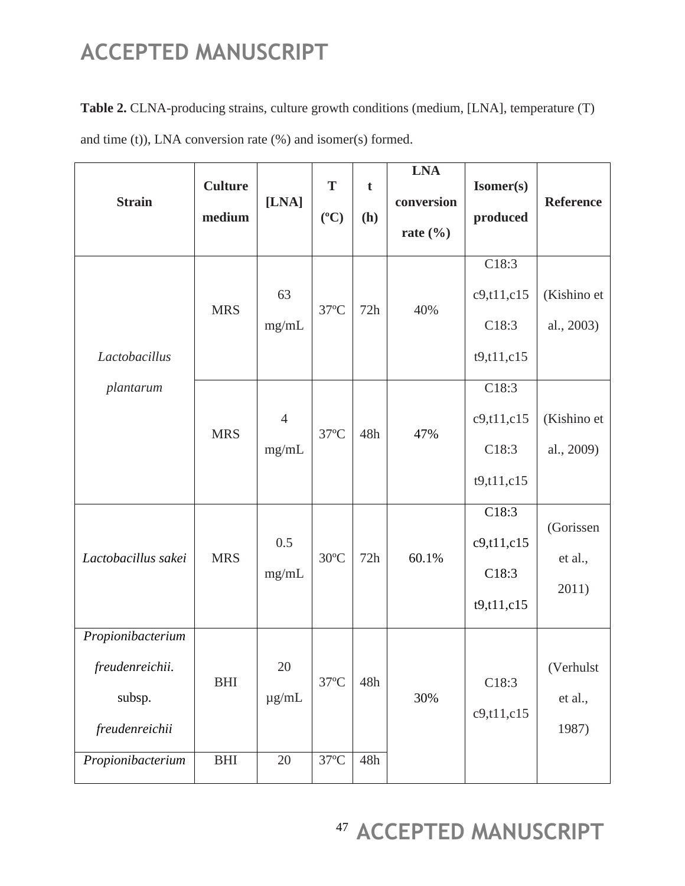**Table 2.** CLNA-producing strains, culture growth conditions (medium, [LNA], temperature (T) and time (t)), LNA conversion rate (%) and isomer(s) formed.

| Strain | Culture medium | [LNA] | T (ºC) | t (h) | LNA conversion rate (%) | Isomer(s) produced | Reference |
|---|---|---|---|---|---|---|---|
| *Lactobacillus plantarum* | MRS | 63 mg/mL | 37ºC | 72h | 40% | C18:3 c9,t11,c15 C18:3 t9,t11,c15 | (Kishino et al., 2003) |
| | MRS | 4 mg/mL | 37ºC | 48h | 47% | C18:3 c9,t11,c15 C18:3 t9,t11,c15 | (Kishino et al., 2009) |
| *Lactobacillus sakei* | MRS | 0.5 mg/mL | 30ºC | 72h | 60.1% | C18:3 c9,t11,c15 C18:3 t9,t11,c15 | (Gorissen et al., 2011) |
| *Propionibacterium freudenreichii.* subsp. *freudenreichii* | BHI | 20 µg/mL | 37ºC | 48h | 30% | C18:3 c9,t11,c15 | (Verhulst et al., 1987) |
| *Propionibacterium* | BHI | 20 | 37ºC | 48h | | | |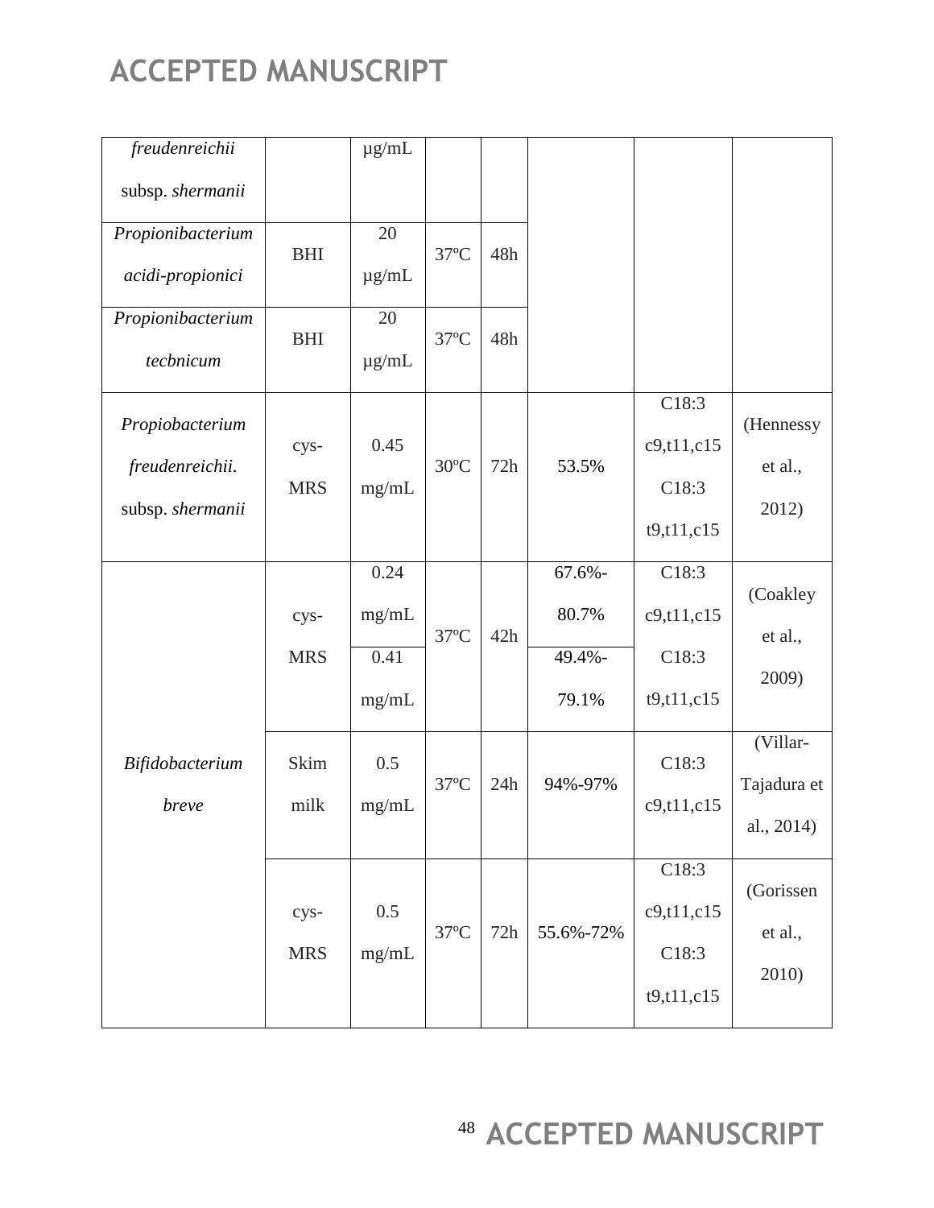| | | | | | | | |
|---|---|---|---|---|---|---|---|
| *freudenreichii* subsp. *shermanii* | | μg/mL | | | | | |
| *Propionibacterium acidi-propionici* | BHI | 20 μg/mL | 37ºC | 48h | | | |
| *Propionibacterium tecbnicum* | BHI | 20 μg/mL | 37ºC | 48h | | | |
| *Propiobacterium freudenreichii.* subsp. *shermanii* | cys-MRS | 0.45 mg/mL | 30ºC | 72h | 53.5% | C18:3 c9,t11,c15 C18:3 t9,t11,c15 | (Hennessy et al., 2012) |
| *Bifidobacterium breve* | cys-MRS | 0.24 mg/mL | 37ºC | 42h | 67.6%-80.7% | C18:3 c9,t11,c15 C18:3 t9,t11,c15 | (Coakley et al., 2009) |
| | | 0.41 mg/mL | | | 49.4%-79.1% | | |
| | Skim milk | 0.5 mg/mL | 37ºC | 24h | 94%-97% | C18:3 c9,t11,c15 | (Villar-Tajadura et al., 2014) |
| | cys-MRS | 0.5 mg/mL | 37ºC | 72h | 55.6%-72% | C18:3 c9,t11,c15 C18:3 t9,t11,c15 | (Gorissen et al., 2010) |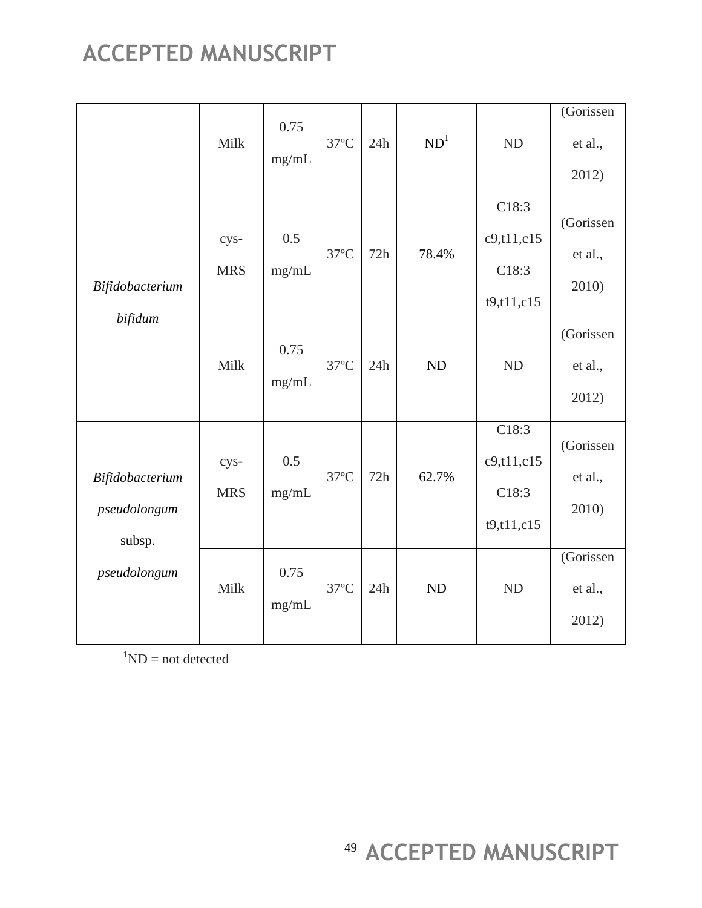| | | | | | | | |
|---|---|---|---|---|---|---|---|
| | Milk | 0.75 mg/mL | 37ºC | 24h | ND[1] | ND | (Gorissen et al., 2012) |
| *Bifidobacterium bifidum* | cys-MRS | 0.5 mg/mL | 37ºC | 72h | 78.4% | C18:3 c9,t11,c15 C18:3 t9,t11,c15 | (Gorissen et al., 2010) |
| | Milk | 0.75 mg/mL | 37ºC | 24h | ND | ND | (Gorissen et al., 2012) |
| *Bifidobacterium pseudolongum* subsp. *pseudolongum* | cys-MRS | 0.5 mg/mL | 37ºC | 72h | 62.7% | C18:3 c9,t11,c15 C18:3 t9,t11,c15 | (Gorissen et al., 2010) |
| | Milk | 0.75 mg/mL | 37ºC | 24h | ND | ND | (Gorissen et al., 2012) |

[1]ND = not detected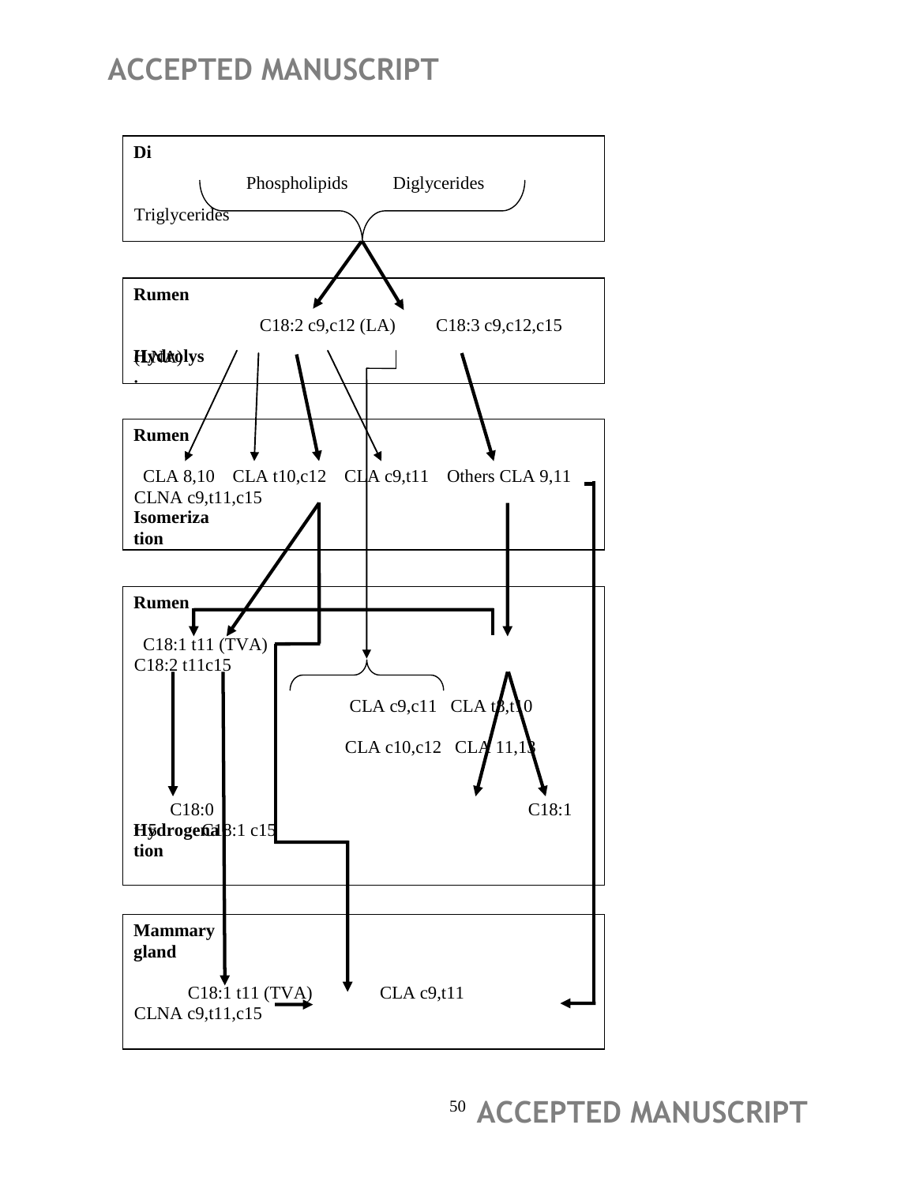**Diet**

Phospholipids Diglycerides Triglycerides

**Rumen Hydrolysis**

C18:2 c9,c12 (LA) C18:3 c9,c12,c15 (LNA)

**Rumen Isomerization**

CLA 8,10 CLA t10,c12 CLA c9,t11 Others CLA 9,11 CLNA c9,t11,c15

**Rumen Hydrogenation**

C18:1 t11 (TVA) C18:2 t11c15

CLA c9,c11 CLA t8,t10

CLA c10,c12 CLA 11,13

C18:0 C18:1 t15 C18:1 c15

**Mammary gland**

C18:1 t11 (TVA) CLA c9,t11 CLNA c9,t11,c15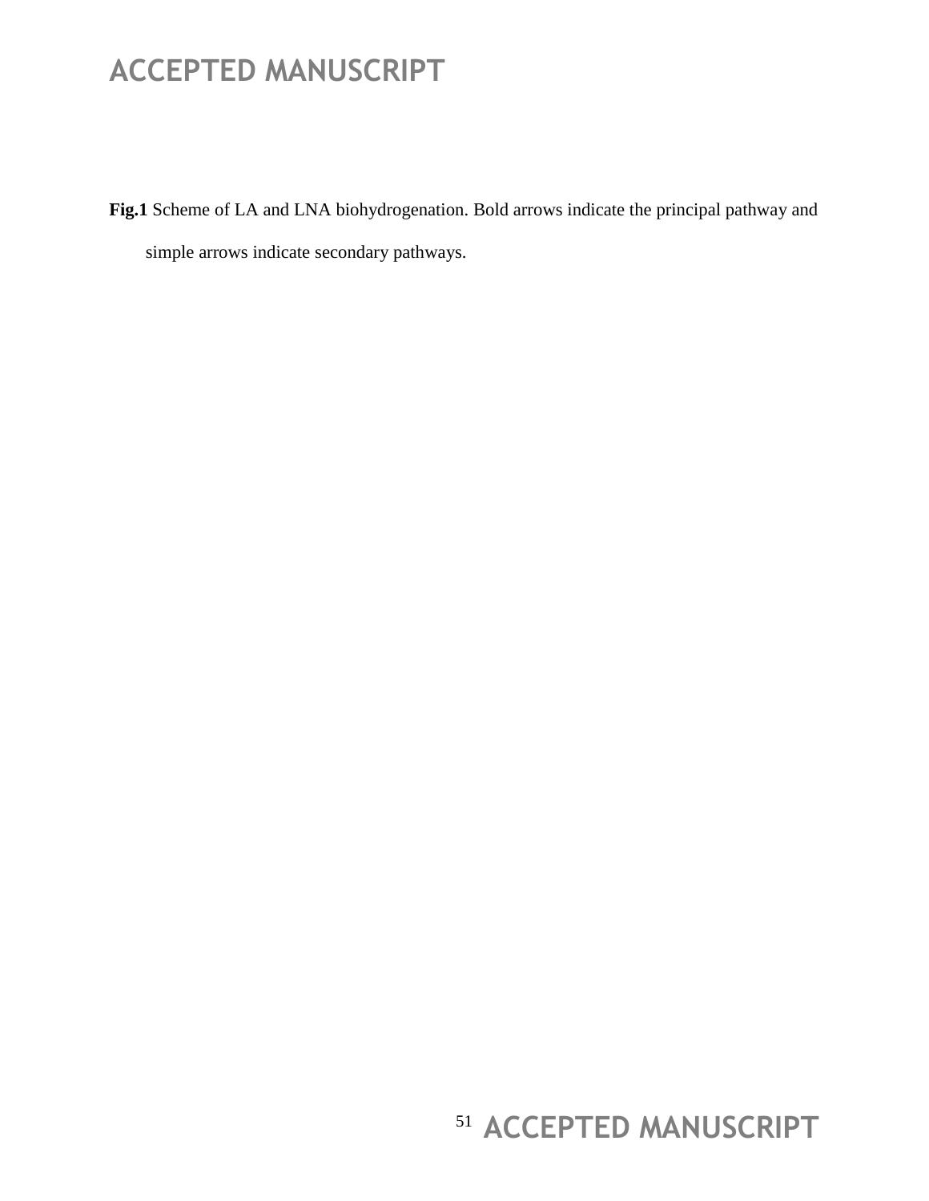**Fig.1** Scheme of LA and LNA biohydrogenation. Bold arrows indicate the principal pathway and simple arrows indicate secondary pathways.